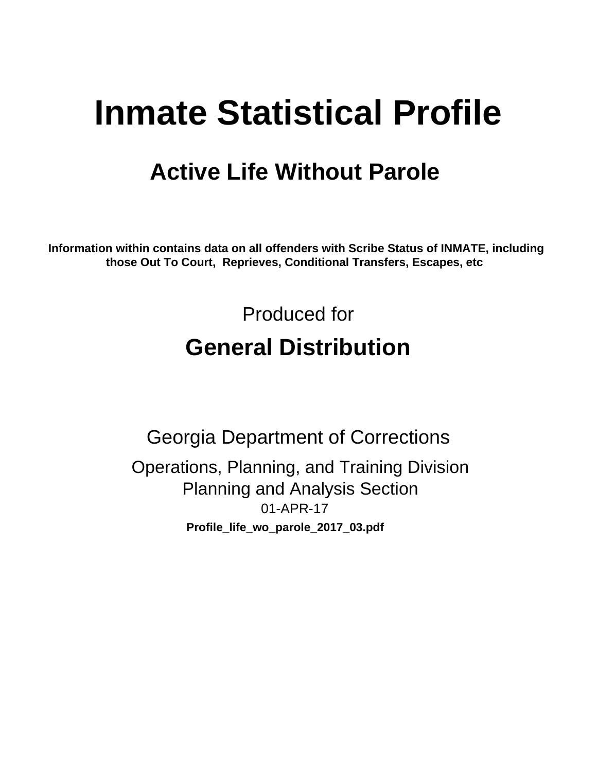# Inmate Statistical Profile

## Active Life Without Parole

**Information within contains data on all offenders with Scribe Status of INMATE, including those Out To Court, Reprieves, Conditional Transfers, Escapes, etc**

Produced for

## General Distribution

Georgia Department of Corrections

Operations, Planning, and Training Division
Planning and Analysis Section
01-APR-17

**Profile_life_wo_parole_2017_03.pdf**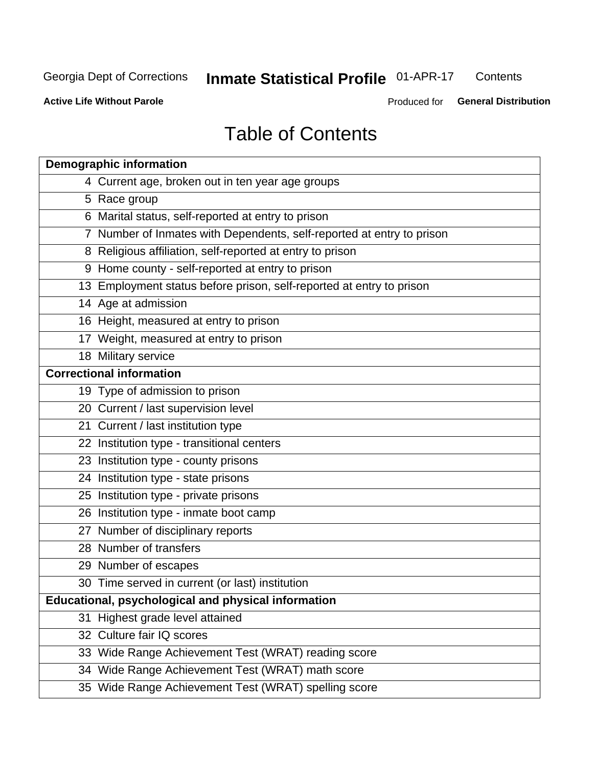Georgia Dept of Corrections **Inmate Statistical Profile** 01-APR-17 Contents

**Active Life Without Parole** Produced for **General Distribution**

# Table of Contents

| **Demographic information** | |
|---|---|
| 4 | Current age, broken out in ten year age groups |
| 5 | Race group |
| 6 | Marital status, self-reported at entry to prison |
| 7 | Number of Inmates with Dependents, self-reported at entry to prison |
| 8 | Religious affiliation, self-reported at entry to prison |
| 9 | Home county - self-reported at entry to prison |
| 13 | Employment status before prison, self-reported at entry to prison |
| 14 | Age at admission |
| 16 | Height, measured at entry to prison |
| 17 | Weight, measured at entry to prison |
| 18 | Military service |
| **Correctional information** | |
| 19 | Type of admission to prison |
| 20 | Current / last supervision level |
| 21 | Current / last institution type |
| 22 | Institution type - transitional centers |
| 23 | Institution type - county prisons |
| 24 | Institution type - state prisons |
| 25 | Institution type - private prisons |
| 26 | Institution type - inmate boot camp |
| 27 | Number of disciplinary reports |
| 28 | Number of transfers |
| 29 | Number of escapes |
| 30 | Time served in current (or last) institution |
| **Educational, psychological and physical information** | |
| 31 | Highest grade level attained |
| 32 | Culture fair IQ scores |
| 33 | Wide Range Achievement Test (WRAT) reading score |
| 34 | Wide Range Achievement Test (WRAT) math score |
| 35 | Wide Range Achievement Test (WRAT) spelling score |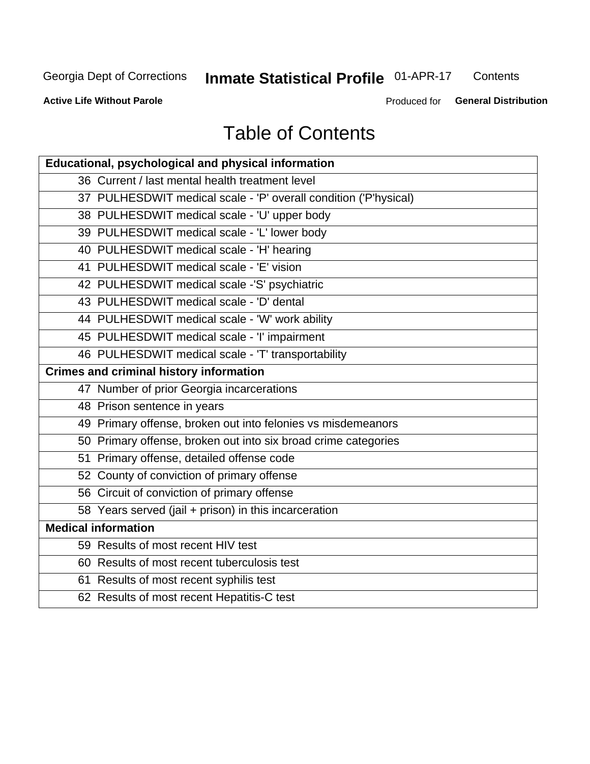# Table of Contents

| Educational, psychological and physical information |
|---|
| 36 Current / last mental health treatment level |
| 37 PULHESDWIT medical scale - 'P' overall condition ('P'hysical) |
| 38 PULHESDWIT medical scale - 'U' upper body |
| 39 PULHESDWIT medical scale - 'L' lower body |
| 40 PULHESDWIT medical scale - 'H' hearing |
| 41 PULHESDWIT medical scale - 'E' vision |
| 42 PULHESDWIT medical scale -'S' psychiatric |
| 43 PULHESDWIT medical scale - 'D' dental |
| 44 PULHESDWIT medical scale - 'W' work ability |
| 45 PULHESDWIT medical scale - 'I' impairment |
| 46 PULHESDWIT medical scale - 'T' transportability |
| **Crimes and criminal history information** |
| 47 Number of prior Georgia incarcerations |
| 48 Prison sentence in years |
| 49 Primary offense, broken out into felonies vs misdemeanors |
| 50 Primary offense, broken out into six broad crime categories |
| 51 Primary offense, detailed offense code |
| 52 County of conviction of primary offense |
| 56 Circuit of conviction of primary offense |
| 58 Years served (jail + prison) in this incarceration |
| **Medical information** |
| 59 Results of most recent HIV test |
| 60 Results of most recent tuberculosis test |
| 61 Results of most recent syphilis test |
| 62 Results of most recent Hepatitis-C test |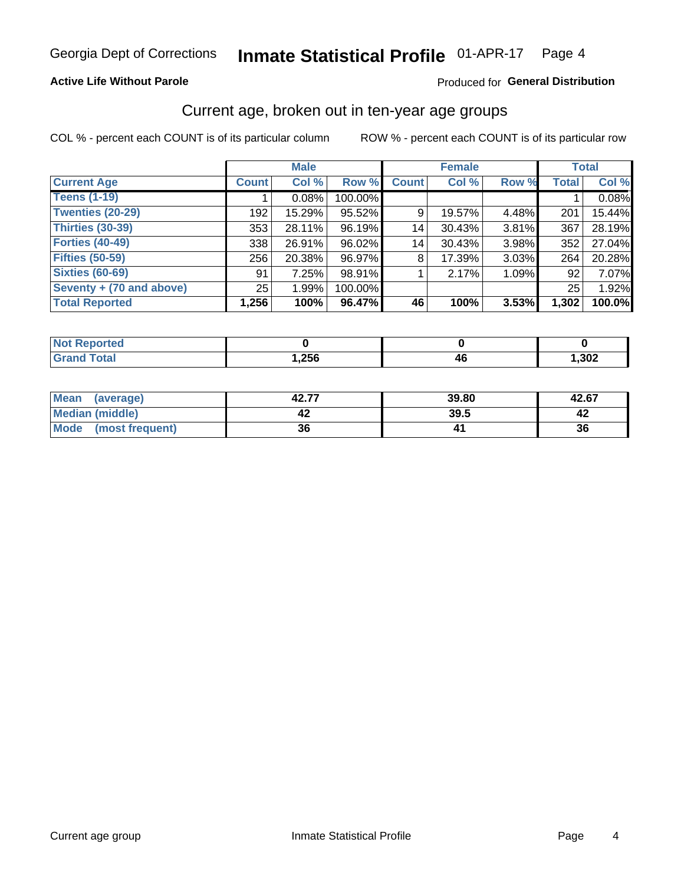# Georgia Dept of Corrections — Inmate Statistical Profile 01-APR-17 Page 4

**Active Life Without Parole**

Produced for **General Distribution**

## Current age, broken out in ten-year age groups

COL % - percent each COUNT is of its particular column

ROW % - percent each COUNT is of its particular row

| | Male | | | Female | | | Total | |
|---|---|---|---|---|---|---|---|---|
| **Current Age** | **Count** | **Col %** | **Row %** | **Count** | **Col %** | **Row %** | **Total** | **Col %** |
| Teens (1-19) | 1 | 0.08% | 100.00% | | | | 1 | 0.08% |
| Twenties (20-29) | 192 | 15.29% | 95.52% | 9 | 19.57% | 4.48% | 201 | 15.44% |
| Thirties (30-39) | 353 | 28.11% | 96.19% | 14 | 30.43% | 3.81% | 367 | 28.19% |
| Forties (40-49) | 338 | 26.91% | 96.02% | 14 | 30.43% | 3.98% | 352 | 27.04% |
| Fifties (50-59) | 256 | 20.38% | 96.97% | 8 | 17.39% | 3.03% | 264 | 20.28% |
| Sixties (60-69) | 91 | 7.25% | 98.91% | 1 | 2.17% | 1.09% | 92 | 7.07% |
| Seventy + (70 and above) | 25 | 1.99% | 100.00% | | | | 25 | 1.92% |
| **Total Reported** | **1,256** | **100%** | **96.47%** | **46** | **100%** | **3.53%** | **1,302** | **100.0%** |

| | Male | Female | Total |
|---|---|---|---|
| Not Reported | 0 | 0 | 0 |
| Grand Total | 1,256 | 46 | 1,302 |

| | Male | Female | Total |
|---|---|---|---|
| Mean (average) | 42.77 | 39.80 | 42.67 |
| Median (middle) | 42 | 39.5 | 42 |
| Mode (most frequent) | 36 | 41 | 36 |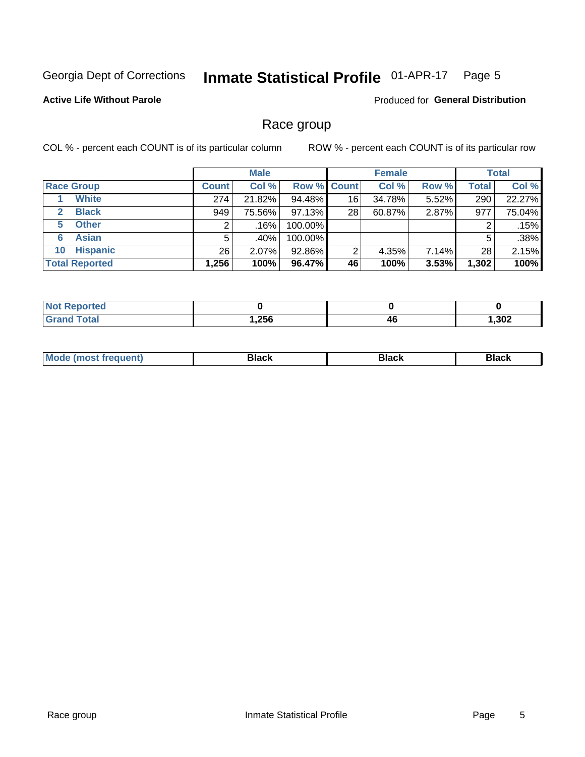Georgia Dept of Corrections **Inmate Statistical Profile** 01-APR-17

**Active Life Without Parole**

Produced for **General Distribution**

## Race group

COL % - percent each COUNT is of its particular column ROW % - percent each COUNT is of its particular row

| | Male | | | Female | | | Total | |
|---|---|---|---|---|---|---|---|---|
| **Race Group** | **Count** | **Col %** | **Row %** | **Count** | **Col %** | **Row %** | **Total** | **Col %** |
| 1 **White** | 274 | 21.82% | 94.48% | 16 | 34.78% | 5.52% | 290 | 22.27% |
| 2 **Black** | 949 | 75.56% | 97.13% | 28 | 60.87% | 2.87% | 977 | 75.04% |
| 5 **Other** | 2 | .16% | 100.00% | | | | 2 | .15% |
| 6 **Asian** | 5 | .40% | 100.00% | | | | 5 | .38% |
| 10 **Hispanic** | 26 | 2.07% | 92.86% | 2 | 4.35% | 7.14% | 28 | 2.15% |
| **Total Reported** | **1,256** | **100%** | **96.47%** | **46** | **100%** | **3.53%** | **1,302** | **100%** |

| | Male | Female | Total |
|---|---|---|---|
| **Not Reported** | **0** | **0** | **0** |
| **Grand Total** | **1,256** | **46** | **1,302** |

| | Male | Female | Total |
|---|---|---|---|
| **Mode (most frequent)** | **Black** | **Black** | **Black** |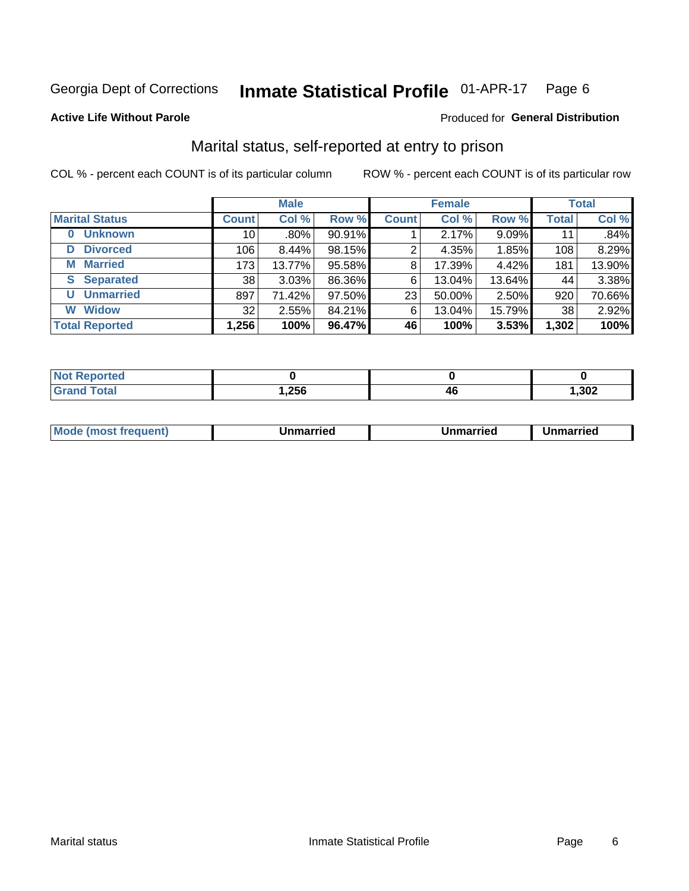Georgia Dept of Corrections **Inmate Statistical Profile** 01-APR-17 Page 6

**Active Life Without Parole**

Produced for **General Distribution**

## Marital status, self-reported at entry to prison

COL % - percent each COUNT is of its particular column ROW % - percent each COUNT is of its particular row

| | Male | | | Female | | | Total | |
|---|---|---|---|---|---|---|---|---|
| **Marital Status** | **Count** | **Col %** | **Row %** | **Count** | **Col %** | **Row %** | **Total** | **Col %** |
| **0 Unknown** | 10 | .80% | 90.91% | 1 | 2.17% | 9.09% | 11 | .84% |
| **D Divorced** | 106 | 8.44% | 98.15% | 2 | 4.35% | 1.85% | 108 | 8.29% |
| **M Married** | 173 | 13.77% | 95.58% | 8 | 17.39% | 4.42% | 181 | 13.90% |
| **S Separated** | 38 | 3.03% | 86.36% | 6 | 13.04% | 13.64% | 44 | 3.38% |
| **U Unmarried** | 897 | 71.42% | 97.50% | 23 | 50.00% | 2.50% | 920 | 70.66% |
| **W Widow** | 32 | 2.55% | 84.21% | 6 | 13.04% | 15.79% | 38 | 2.92% |
| **Total Reported** | **1,256** | **100%** | **96.47%** | **46** | **100%** | **3.53%** | **1,302** | **100%** |

| | Male | Female | Total |
|---|---|---|---|
| **Not Reported** | **0** | **0** | **0** |
| **Grand Total** | **1,256** | **46** | **1,302** |

| | Male | Female | Total |
|---|---|---|---|
| **Mode (most frequent)** | **Unmarried** | **Unmarried** | **Unmarried** |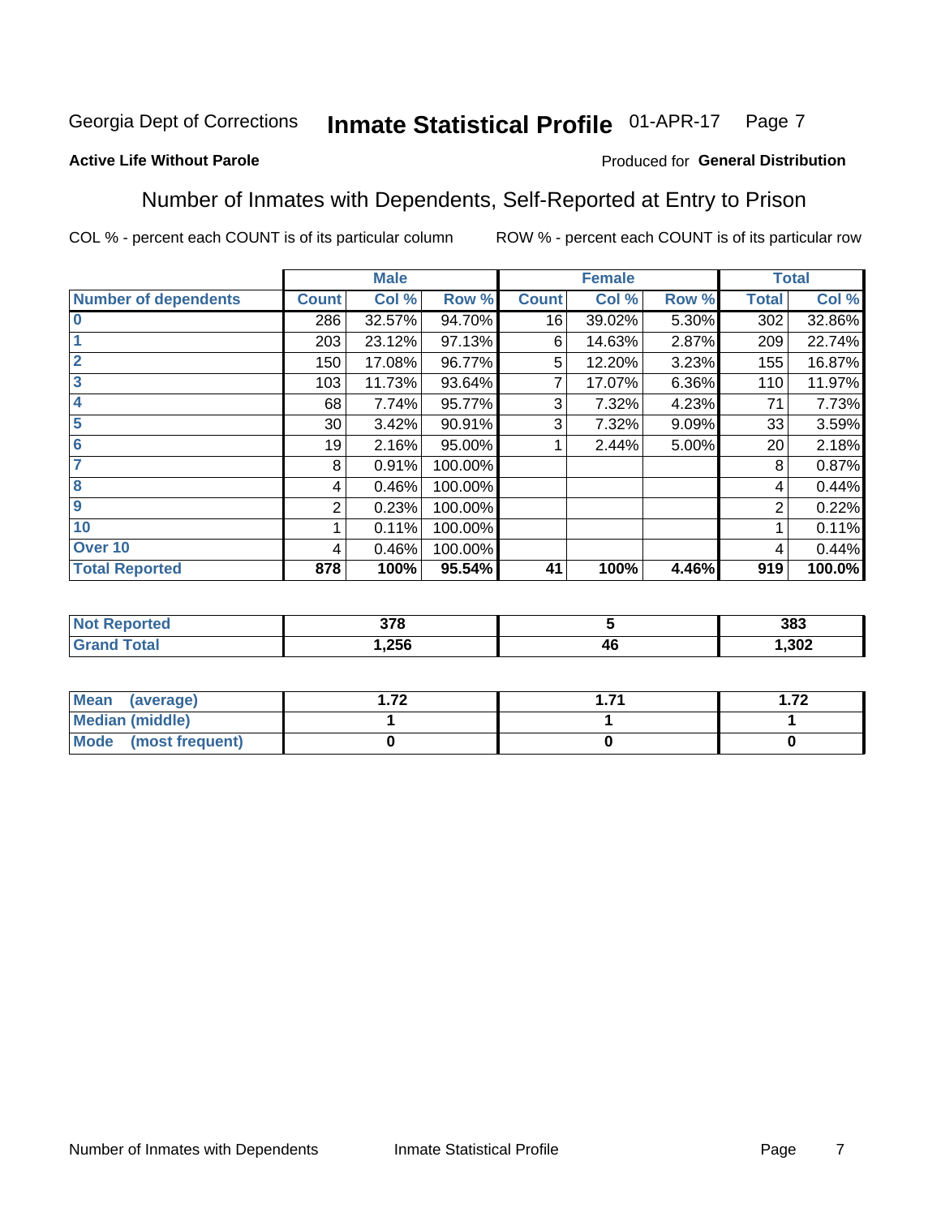Georgia Dept of Corrections **Inmate Statistical Profile** 01-APR-17

**Active Life Without Parole**

Produced for **General Distribution**

## Number of Inmates with Dependents, Self-Reported at Entry to Prison

COL % - percent each COUNT is of its particular column

ROW % - percent each COUNT is of its particular row

| | Male | | | Female | | | Total | |
|---|---|---|---|---|---|---|---|---|
| **Number of dependents** | **Count** | **Col %** | **Row %** | **Count** | **Col %** | **Row %** | **Total** | **Col %** |
| **0** | 286 | 32.57% | 94.70% | 16 | 39.02% | 5.30% | 302 | 32.86% |
| **1** | 203 | 23.12% | 97.13% | 6 | 14.63% | 2.87% | 209 | 22.74% |
| **2** | 150 | 17.08% | 96.77% | 5 | 12.20% | 3.23% | 155 | 16.87% |
| **3** | 103 | 11.73% | 93.64% | 7 | 17.07% | 6.36% | 110 | 11.97% |
| **4** | 68 | 7.74% | 95.77% | 3 | 7.32% | 4.23% | 71 | 7.73% |
| **5** | 30 | 3.42% | 90.91% | 3 | 7.32% | 9.09% | 33 | 3.59% |
| **6** | 19 | 2.16% | 95.00% | 1 | 2.44% | 5.00% | 20 | 2.18% |
| **7** | 8 | 0.91% | 100.00% | | | | 8 | 0.87% |
| **8** | 4 | 0.46% | 100.00% | | | | 4 | 0.44% |
| **9** | 2 | 0.23% | 100.00% | | | | 2 | 0.22% |
| **10** | 1 | 0.11% | 100.00% | | | | 1 | 0.11% |
| **Over 10** | 4 | 0.46% | 100.00% | | | | 4 | 0.44% |
| **Total Reported** | **878** | **100%** | **95.54%** | **41** | **100%** | **4.46%** | **919** | **100.0%** |

| | Male | Female | Total |
|---|---|---|---|
| **Not Reported** | **378** | **5** | **383** |
| **Grand Total** | **1,256** | **46** | **1,302** |

| | Male | Female | Total |
|---|---|---|---|
| **Mean (average)** | **1.72** | **1.71** | **1.72** |
| **Median (middle)** | **1** | **1** | **1** |
| **Mode (most frequent)** | **0** | **0** | **0** |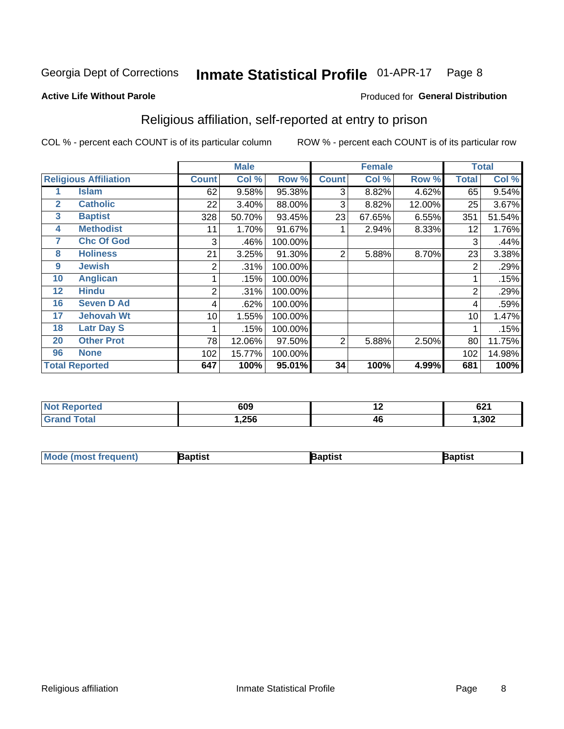Georgia Dept of Corrections **Inmate Statistical Profile** 01-APR-17

**Active Life Without Parole**

Produced for **General Distribution**

## Religious affiliation, self-reported at entry to prison

COL % - percent each COUNT is of its particular column ROW % - percent each COUNT is of its particular row

| Religious Affiliation | | Male | | | Female | | | Total | |
|---|---|---|---|---|---|---|---|---|---|
| | | Count | Col % | Row % | Count | Col % | Row % | Total | Col % |
| 1 | Islam | 62 | 9.58% | 95.38% | 3 | 8.82% | 4.62% | 65 | 9.54% |
| 2 | Catholic | 22 | 3.40% | 88.00% | 3 | 8.82% | 12.00% | 25 | 3.67% |
| 3 | Baptist | 328 | 50.70% | 93.45% | 23 | 67.65% | 6.55% | 351 | 51.54% |
| 4 | Methodist | 11 | 1.70% | 91.67% | 1 | 2.94% | 8.33% | 12 | 1.76% |
| 7 | Chc Of God | 3 | .46% | 100.00% | | | | 3 | .44% |
| 8 | Holiness | 21 | 3.25% | 91.30% | 2 | 5.88% | 8.70% | 23 | 3.38% |
| 9 | Jewish | 2 | .31% | 100.00% | | | | 2 | .29% |
| 10 | Anglican | 1 | .15% | 100.00% | | | | 1 | .15% |
| 12 | Hindu | 2 | .31% | 100.00% | | | | 2 | .29% |
| 16 | Seven D Ad | 4 | .62% | 100.00% | | | | 4 | .59% |
| 17 | Jehovah Wt | 10 | 1.55% | 100.00% | | | | 10 | 1.47% |
| 18 | Latr Day S | 1 | .15% | 100.00% | | | | 1 | .15% |
| 20 | Other Prot | 78 | 12.06% | 97.50% | 2 | 5.88% | 2.50% | 80 | 11.75% |
| 96 | None | 102 | 15.77% | 100.00% | | | | 102 | 14.98% |
| **Total Reported** | | **647** | **100%** | **95.01%** | **34** | **100%** | **4.99%** | **681** | **100%** |

| | Male | Female | Total |
|---|---|---|---|
| Not Reported | 609 | 12 | 621 |
| Grand Total | 1,256 | 46 | 1,302 |

| | Male | Female | Total |
|---|---|---|---|
| Mode (most frequent) | Baptist | Baptist | Baptist |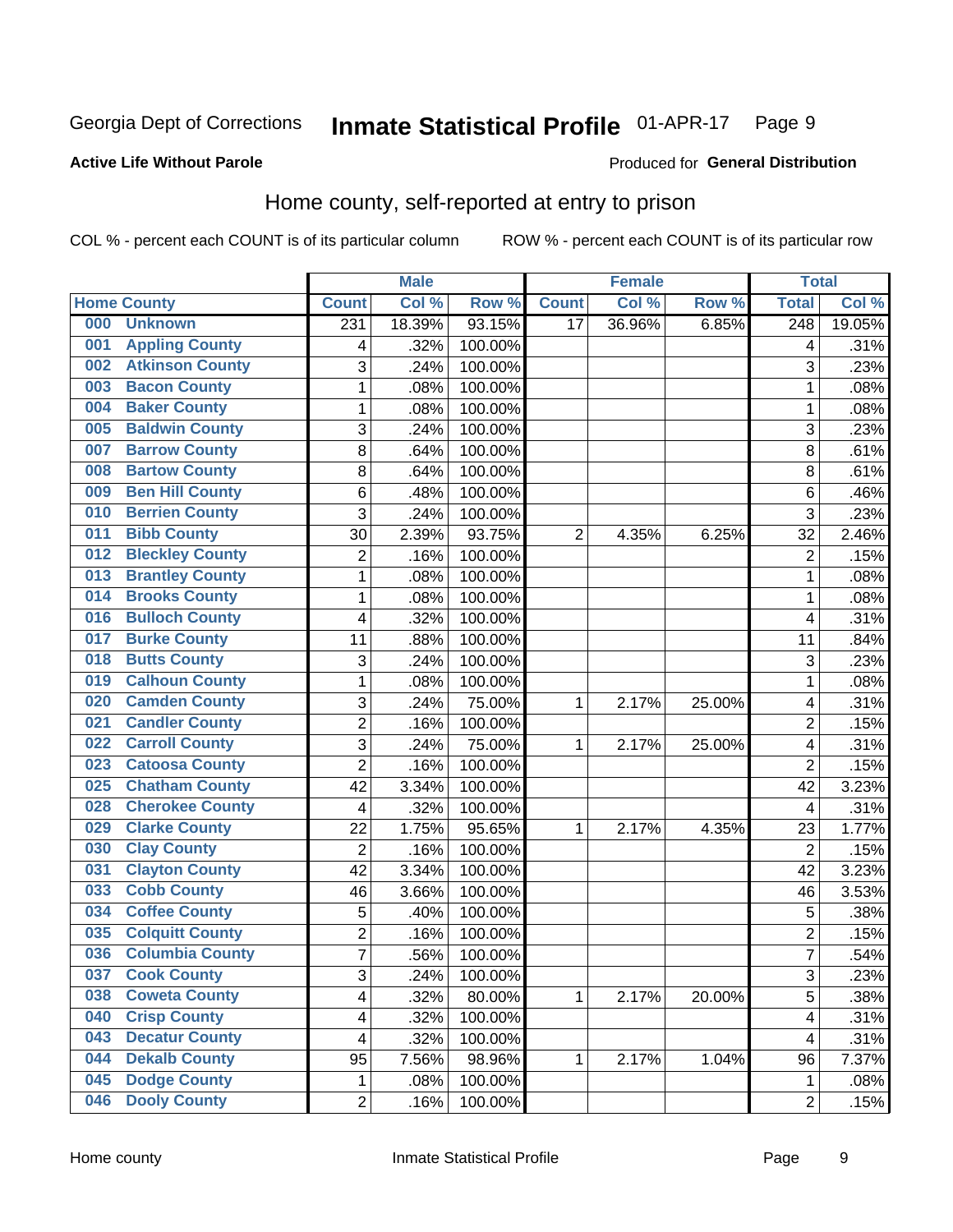Georgia Dept of Corrections **Inmate Statistical Profile** 01-APR-17 Page 9

**Active Life Without Parole**

Produced for **General Distribution**

## Home county, self-reported at entry to prison

COL % - percent each COUNT is of its particular column ROW % - percent each COUNT is of its particular row

| | | Male | | | Female | | | Total | |
|---|---|---|---|---|---|---|---|---|---|
| Home County | | Count | Col % | Row % | Count | Col % | Row % | Total | Col % |
| 000 | Unknown | 231 | 18.39% | 93.15% | 17 | 36.96% | 6.85% | 248 | 19.05% |
| 001 | Appling County | 4 | .32% | 100.00% | | | | 4 | .31% |
| 002 | Atkinson County | 3 | .24% | 100.00% | | | | 3 | .23% |
| 003 | Bacon County | 1 | .08% | 100.00% | | | | 1 | .08% |
| 004 | Baker County | 1 | .08% | 100.00% | | | | 1 | .08% |
| 005 | Baldwin County | 3 | .24% | 100.00% | | | | 3 | .23% |
| 007 | Barrow County | 8 | .64% | 100.00% | | | | 8 | .61% |
| 008 | Bartow County | 8 | .64% | 100.00% | | | | 8 | .61% |
| 009 | Ben Hill County | 6 | .48% | 100.00% | | | | 6 | .46% |
| 010 | Berrien County | 3 | .24% | 100.00% | | | | 3 | .23% |
| 011 | Bibb County | 30 | 2.39% | 93.75% | 2 | 4.35% | 6.25% | 32 | 2.46% |
| 012 | Bleckley County | 2 | .16% | 100.00% | | | | 2 | .15% |
| 013 | Brantley County | 1 | .08% | 100.00% | | | | 1 | .08% |
| 014 | Brooks County | 1 | .08% | 100.00% | | | | 1 | .08% |
| 016 | Bulloch County | 4 | .32% | 100.00% | | | | 4 | .31% |
| 017 | Burke County | 11 | .88% | 100.00% | | | | 11 | .84% |
| 018 | Butts County | 3 | .24% | 100.00% | | | | 3 | .23% |
| 019 | Calhoun County | 1 | .08% | 100.00% | | | | 1 | .08% |
| 020 | Camden County | 3 | .24% | 75.00% | 1 | 2.17% | 25.00% | 4 | .31% |
| 021 | Candler County | 2 | .16% | 100.00% | | | | 2 | .15% |
| 022 | Carroll County | 3 | .24% | 75.00% | 1 | 2.17% | 25.00% | 4 | .31% |
| 023 | Catoosa County | 2 | .16% | 100.00% | | | | 2 | .15% |
| 025 | Chatham County | 42 | 3.34% | 100.00% | | | | 42 | 3.23% |
| 028 | Cherokee County | 4 | .32% | 100.00% | | | | 4 | .31% |
| 029 | Clarke County | 22 | 1.75% | 95.65% | 1 | 2.17% | 4.35% | 23 | 1.77% |
| 030 | Clay County | 2 | .16% | 100.00% | | | | 2 | .15% |
| 031 | Clayton County | 42 | 3.34% | 100.00% | | | | 42 | 3.23% |
| 033 | Cobb County | 46 | 3.66% | 100.00% | | | | 46 | 3.53% |
| 034 | Coffee County | 5 | .40% | 100.00% | | | | 5 | .38% |
| 035 | Colquitt County | 2 | .16% | 100.00% | | | | 2 | .15% |
| 036 | Columbia County | 7 | .56% | 100.00% | | | | 7 | .54% |
| 037 | Cook County | 3 | .24% | 100.00% | | | | 3 | .23% |
| 038 | Coweta County | 4 | .32% | 80.00% | 1 | 2.17% | 20.00% | 5 | .38% |
| 040 | Crisp County | 4 | .32% | 100.00% | | | | 4 | .31% |
| 043 | Decatur County | 4 | .32% | 100.00% | | | | 4 | .31% |
| 044 | Dekalb County | 95 | 7.56% | 98.96% | 1 | 2.17% | 1.04% | 96 | 7.37% |
| 045 | Dodge County | 1 | .08% | 100.00% | | | | 1 | .08% |
| 046 | Dooly County | 2 | .16% | 100.00% | | | | 2 | .15% |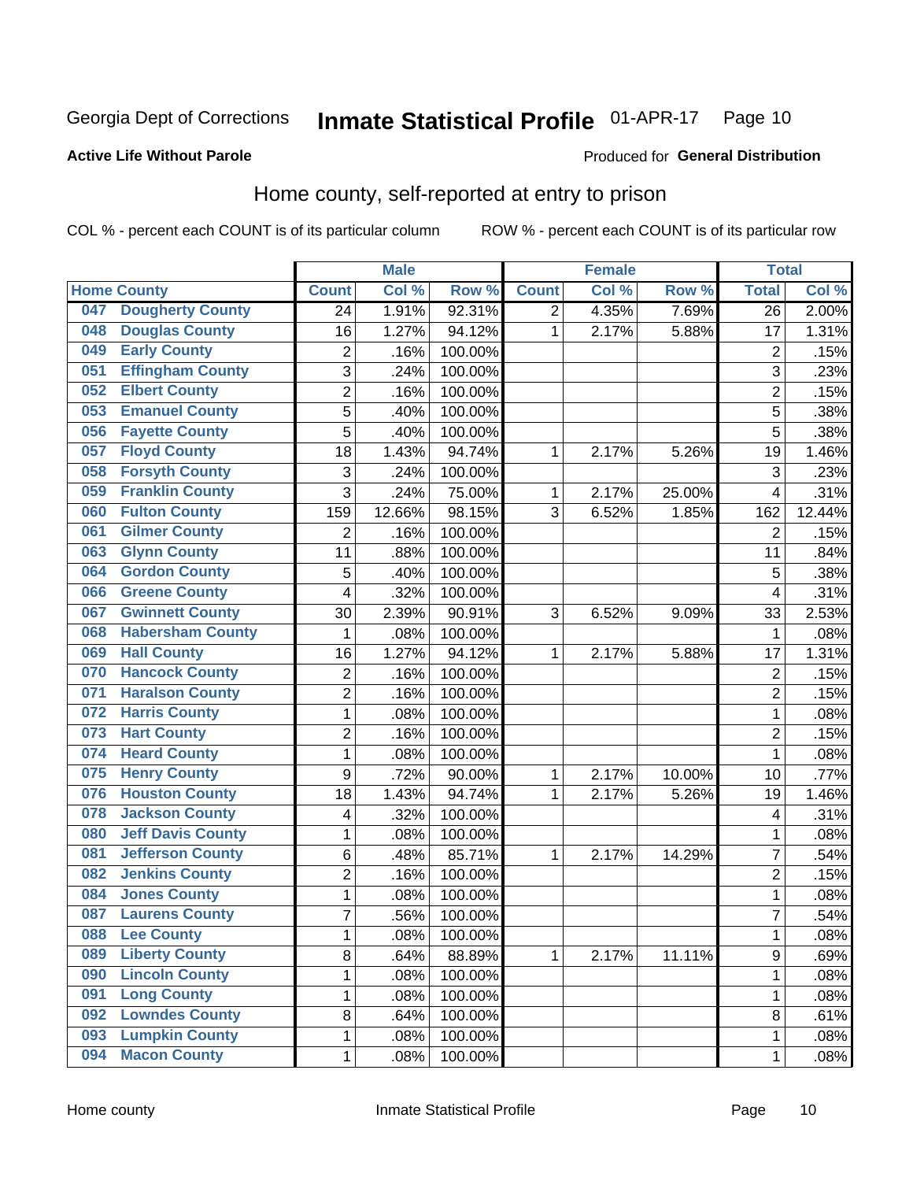Georgia Dept of Corrections **Inmate Statistical Profile** 01-APR-17

**Active Life Without Parole**

Produced for **General Distribution**

## Home county, self-reported at entry to prison

COL % - percent each COUNT is of its particular column ROW % - percent each COUNT is of its particular row

| Home County | | Male | | | Female | | | Total | |
|---|---|---|---|---|---|---|---|---|---|
| | | Count | Col % | Row % | Count | Col % | Row % | Total | Col % |
| 047 | Dougherty County | 24 | 1.91% | 92.31% | 2 | 4.35% | 7.69% | 26 | 2.00% |
| 048 | Douglas County | 16 | 1.27% | 94.12% | 1 | 2.17% | 5.88% | 17 | 1.31% |
| 049 | Early County | 2 | .16% | 100.00% | | | | 2 | .15% |
| 051 | Effingham County | 3 | .24% | 100.00% | | | | 3 | .23% |
| 052 | Elbert County | 2 | .16% | 100.00% | | | | 2 | .15% |
| 053 | Emanuel County | 5 | .40% | 100.00% | | | | 5 | .38% |
| 056 | Fayette County | 5 | .40% | 100.00% | | | | 5 | .38% |
| 057 | Floyd County | 18 | 1.43% | 94.74% | 1 | 2.17% | 5.26% | 19 | 1.46% |
| 058 | Forsyth County | 3 | .24% | 100.00% | | | | 3 | .23% |
| 059 | Franklin County | 3 | .24% | 75.00% | 1 | 2.17% | 25.00% | 4 | .31% |
| 060 | Fulton County | 159 | 12.66% | 98.15% | 3 | 6.52% | 1.85% | 162 | 12.44% |
| 061 | Gilmer County | 2 | .16% | 100.00% | | | | 2 | .15% |
| 063 | Glynn County | 11 | .88% | 100.00% | | | | 11 | .84% |
| 064 | Gordon County | 5 | .40% | 100.00% | | | | 5 | .38% |
| 066 | Greene County | 4 | .32% | 100.00% | | | | 4 | .31% |
| 067 | Gwinnett County | 30 | 2.39% | 90.91% | 3 | 6.52% | 9.09% | 33 | 2.53% |
| 068 | Habersham County | 1 | .08% | 100.00% | | | | 1 | .08% |
| 069 | Hall County | 16 | 1.27% | 94.12% | 1 | 2.17% | 5.88% | 17 | 1.31% |
| 070 | Hancock County | 2 | .16% | 100.00% | | | | 2 | .15% |
| 071 | Haralson County | 2 | .16% | 100.00% | | | | 2 | .15% |
| 072 | Harris County | 1 | .08% | 100.00% | | | | 1 | .08% |
| 073 | Hart County | 2 | .16% | 100.00% | | | | 2 | .15% |
| 074 | Heard County | 1 | .08% | 100.00% | | | | 1 | .08% |
| 075 | Henry County | 9 | .72% | 90.00% | 1 | 2.17% | 10.00% | 10 | .77% |
| 076 | Houston County | 18 | 1.43% | 94.74% | 1 | 2.17% | 5.26% | 19 | 1.46% |
| 078 | Jackson County | 4 | .32% | 100.00% | | | | 4 | .31% |
| 080 | Jeff Davis County | 1 | .08% | 100.00% | | | | 1 | .08% |
| 081 | Jefferson County | 6 | .48% | 85.71% | 1 | 2.17% | 14.29% | 7 | .54% |
| 082 | Jenkins County | 2 | .16% | 100.00% | | | | 2 | .15% |
| 084 | Jones County | 1 | .08% | 100.00% | | | | 1 | .08% |
| 087 | Laurens County | 7 | .56% | 100.00% | | | | 7 | .54% |
| 088 | Lee County | 1 | .08% | 100.00% | | | | 1 | .08% |
| 089 | Liberty County | 8 | .64% | 88.89% | 1 | 2.17% | 11.11% | 9 | .69% |
| 090 | Lincoln County | 1 | .08% | 100.00% | | | | 1 | .08% |
| 091 | Long County | 1 | .08% | 100.00% | | | | 1 | .08% |
| 092 | Lowndes County | 8 | .64% | 100.00% | | | | 8 | .61% |
| 093 | Lumpkin County | 1 | .08% | 100.00% | | | | 1 | .08% |
| 094 | Macon County | 1 | .08% | 100.00% | | | | 1 | .08% |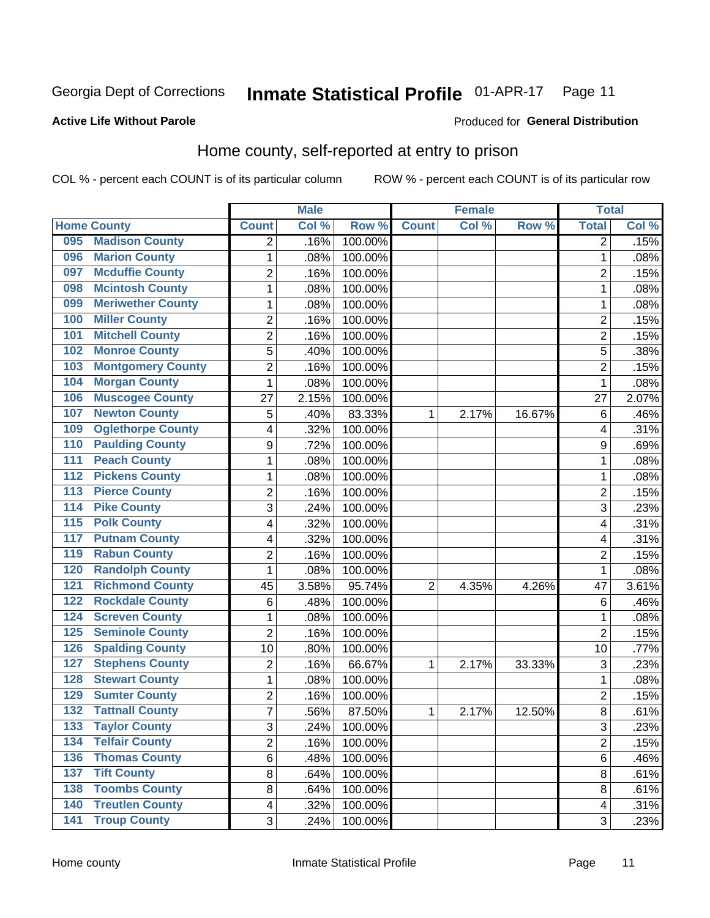Georgia Dept of Corrections **Inmate Statistical Profile** 01-APR-17

**Active Life Without Parole**

Produced for **General Distribution**

## Home county, self-reported at entry to prison

COL % - percent each COUNT is of its particular column ROW % - percent each COUNT is of its particular row

| Home County | | Male | | | Female | | | Total | |
|---|---|---|---|---|---|---|---|---|---|
| | | Count | Col % | Row % | Count | Col % | Row % | Total | Col % |
| 095 | Madison County | 2 | .16% | 100.00% | | | | 2 | .15% |
| 096 | Marion County | 1 | .08% | 100.00% | | | | 1 | .08% |
| 097 | Mcduffie County | 2 | .16% | 100.00% | | | | 2 | .15% |
| 098 | Mcintosh County | 1 | .08% | 100.00% | | | | 1 | .08% |
| 099 | Meriwether County | 1 | .08% | 100.00% | | | | 1 | .08% |
| 100 | Miller County | 2 | .16% | 100.00% | | | | 2 | .15% |
| 101 | Mitchell County | 2 | .16% | 100.00% | | | | 2 | .15% |
| 102 | Monroe County | 5 | .40% | 100.00% | | | | 5 | .38% |
| 103 | Montgomery County | 2 | .16% | 100.00% | | | | 2 | .15% |
| 104 | Morgan County | 1 | .08% | 100.00% | | | | 1 | .08% |
| 106 | Muscogee County | 27 | 2.15% | 100.00% | | | | 27 | 2.07% |
| 107 | Newton County | 5 | .40% | 83.33% | 1 | 2.17% | 16.67% | 6 | .46% |
| 109 | Oglethorpe County | 4 | .32% | 100.00% | | | | 4 | .31% |
| 110 | Paulding County | 9 | .72% | 100.00% | | | | 9 | .69% |
| 111 | Peach County | 1 | .08% | 100.00% | | | | 1 | .08% |
| 112 | Pickens County | 1 | .08% | 100.00% | | | | 1 | .08% |
| 113 | Pierce County | 2 | .16% | 100.00% | | | | 2 | .15% |
| 114 | Pike County | 3 | .24% | 100.00% | | | | 3 | .23% |
| 115 | Polk County | 4 | .32% | 100.00% | | | | 4 | .31% |
| 117 | Putnam County | 4 | .32% | 100.00% | | | | 4 | .31% |
| 119 | Rabun County | 2 | .16% | 100.00% | | | | 2 | .15% |
| 120 | Randolph County | 1 | .08% | 100.00% | | | | 1 | .08% |
| 121 | Richmond County | 45 | 3.58% | 95.74% | 2 | 4.35% | 4.26% | 47 | 3.61% |
| 122 | Rockdale County | 6 | .48% | 100.00% | | | | 6 | .46% |
| 124 | Screven County | 1 | .08% | 100.00% | | | | 1 | .08% |
| 125 | Seminole County | 2 | .16% | 100.00% | | | | 2 | .15% |
| 126 | Spalding County | 10 | .80% | 100.00% | | | | 10 | .77% |
| 127 | Stephens County | 2 | .16% | 66.67% | 1 | 2.17% | 33.33% | 3 | .23% |
| 128 | Stewart County | 1 | .08% | 100.00% | | | | 1 | .08% |
| 129 | Sumter County | 2 | .16% | 100.00% | | | | 2 | .15% |
| 132 | Tattnall County | 7 | .56% | 87.50% | 1 | 2.17% | 12.50% | 8 | .61% |
| 133 | Taylor County | 3 | .24% | 100.00% | | | | 3 | .23% |
| 134 | Telfair County | 2 | .16% | 100.00% | | | | 2 | .15% |
| 136 | Thomas County | 6 | .48% | 100.00% | | | | 6 | .46% |
| 137 | Tift County | 8 | .64% | 100.00% | | | | 8 | .61% |
| 138 | Toombs County | 8 | .64% | 100.00% | | | | 8 | .61% |
| 140 | Treutlen County | 4 | .32% | 100.00% | | | | 4 | .31% |
| 141 | Troup County | 3 | .24% | 100.00% | | | | 3 | .23% |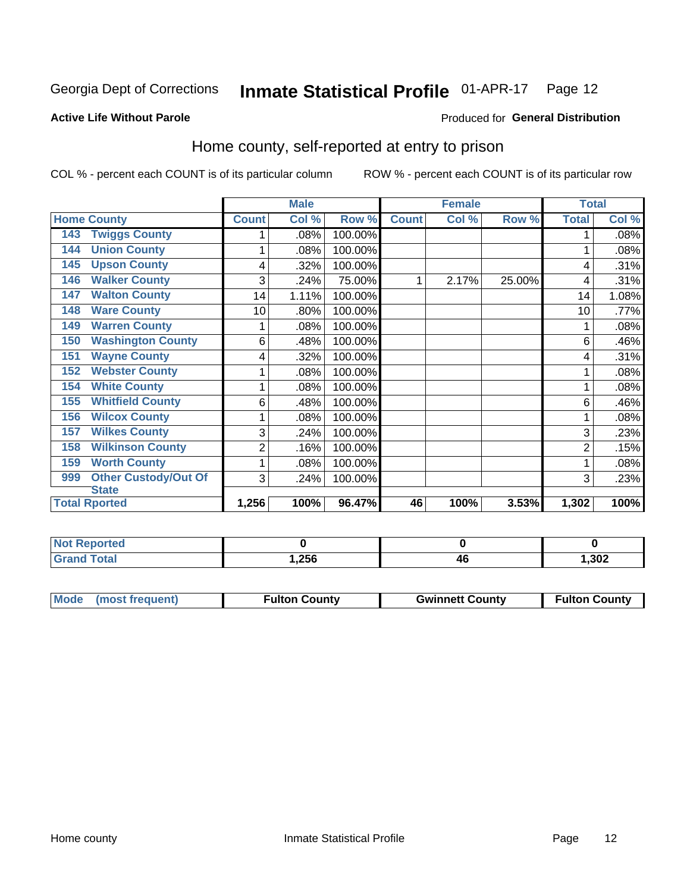Georgia Dept of Corrections **Inmate Statistical Profile** 01-APR-17

**Active Life Without Parole** Produced for **General Distribution**

## Home county, self-reported at entry to prison

COL % - percent each COUNT is of its particular column ROW % - percent each COUNT is of its particular row

| | | Male | | | Female | | | Total | |
|---|---|---|---|---|---|---|---|---|---|
| **Home County** | | **Count** | **Col %** | **Row %** | **Count** | **Col %** | **Row %** | **Total** | **Col %** |
| 143 | Twiggs County | 1 | .08% | 100.00% | | | | 1 | .08% |
| 144 | Union County | 1 | .08% | 100.00% | | | | 1 | .08% |
| 145 | Upson County | 4 | .32% | 100.00% | | | | 4 | .31% |
| 146 | Walker County | 3 | .24% | 75.00% | 1 | 2.17% | 25.00% | 4 | .31% |
| 147 | Walton County | 14 | 1.11% | 100.00% | | | | 14 | 1.08% |
| 148 | Ware County | 10 | .80% | 100.00% | | | | 10 | .77% |
| 149 | Warren County | 1 | .08% | 100.00% | | | | 1 | .08% |
| 150 | Washington County | 6 | .48% | 100.00% | | | | 6 | .46% |
| 151 | Wayne County | 4 | .32% | 100.00% | | | | 4 | .31% |
| 152 | Webster County | 1 | .08% | 100.00% | | | | 1 | .08% |
| 154 | White County | 1 | .08% | 100.00% | | | | 1 | .08% |
| 155 | Whitfield County | 6 | .48% | 100.00% | | | | 6 | .46% |
| 156 | Wilcox County | 1 | .08% | 100.00% | | | | 1 | .08% |
| 157 | Wilkes County | 3 | .24% | 100.00% | | | | 3 | .23% |
| 158 | Wilkinson County | 2 | .16% | 100.00% | | | | 2 | .15% |
| 159 | Worth County | 1 | .08% | 100.00% | | | | 1 | .08% |
| 999 | Other Custody/Out Of State | 3 | .24% | 100.00% | | | | 3 | .23% |
| **Total Rported** | | **1,256** | **100%** | **96.47%** | **46** | **100%** | **3.53%** | **1,302** | **100%** |

| | Male | Female | Total |
|---|---|---|---|
| **Not Reported** | **0** | **0** | **0** |
| **Grand Total** | **1,256** | **46** | **1,302** |

| | Male | Female | Total |
|---|---|---|---|
| **Mode (most frequent)** | **Fulton County** | **Gwinnett County** | **Fulton County** |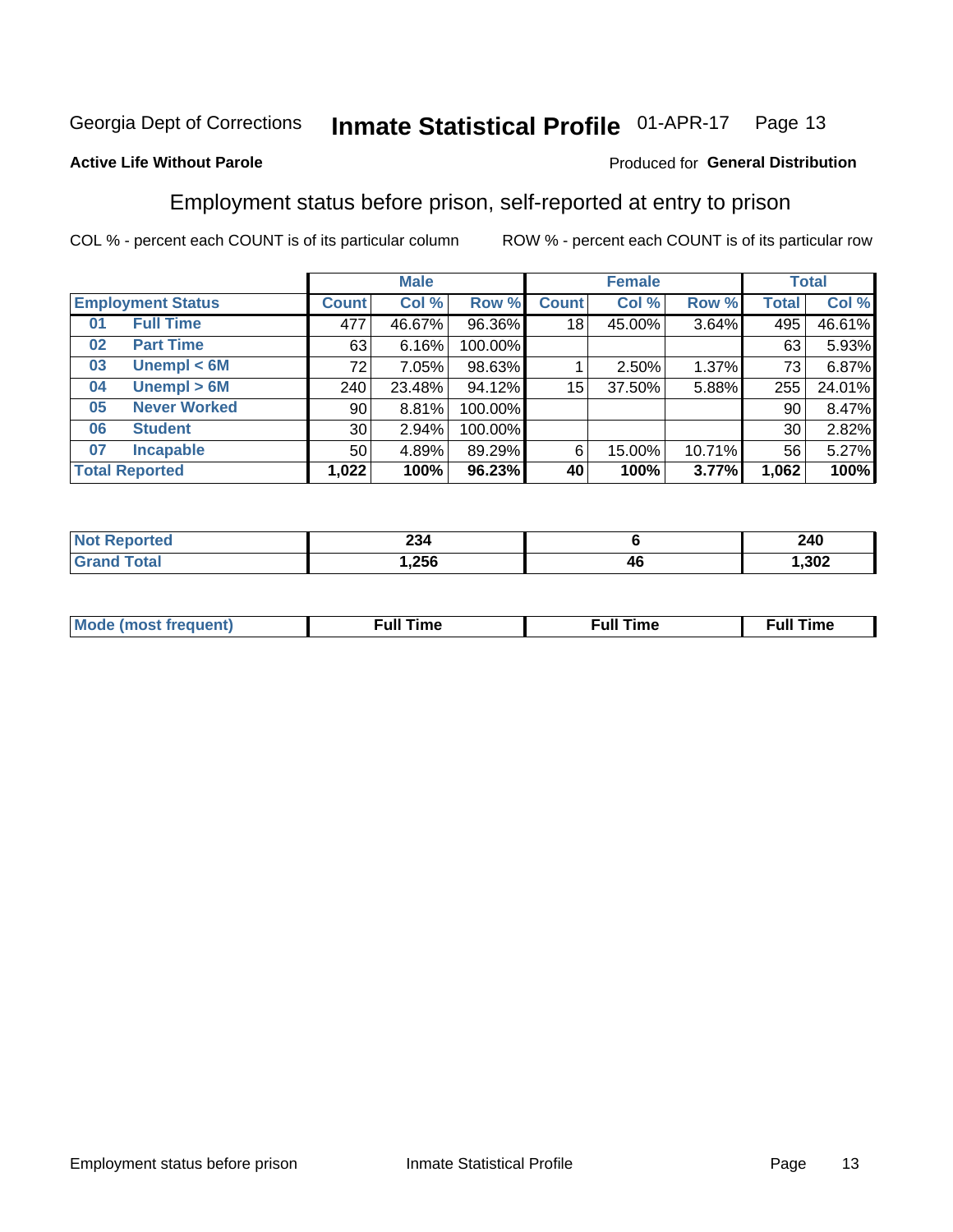Georgia Dept of Corrections **Inmate Statistical Profile** 01-APR-17 Page 13

**Active Life Without Parole**

Produced for **General Distribution**

## Employment status before prison, self-reported at entry to prison

COL % - percent each COUNT is of its particular column ROW % - percent each COUNT is of its particular row

| Employment Status | | Male | | | Female | | | Total | |
|---|---|---|---|---|---|---|---|---|---|
| | | Count | Col % | Row % | Count | Col % | Row % | Total | Col % |
| 01 | Full Time | 477 | 46.67% | 96.36% | 18 | 45.00% | 3.64% | 495 | 46.61% |
| 02 | Part Time | 63 | 6.16% | 100.00% | | | | 63 | 5.93% |
| 03 | Unempl < 6M | 72 | 7.05% | 98.63% | 1 | 2.50% | 1.37% | 73 | 6.87% |
| 04 | Unempl > 6M | 240 | 23.48% | 94.12% | 15 | 37.50% | 5.88% | 255 | 24.01% |
| 05 | Never Worked | 90 | 8.81% | 100.00% | | | | 90 | 8.47% |
| 06 | Student | 30 | 2.94% | 100.00% | | | | 30 | 2.82% |
| 07 | Incapable | 50 | 4.89% | 89.29% | 6 | 15.00% | 10.71% | 56 | 5.27% |
| Total Reported | | **1,022** | **100%** | **96.23%** | **40** | **100%** | **3.77%** | **1,062** | **100%** |

| | Male | Female | Total |
|---|---|---|---|
| Not Reported | 234 | 6 | 240 |
| Grand Total | 1,256 | 46 | 1,302 |

| | Male | Female | Total |
|---|---|---|---|
| Mode (most frequent) | Full Time | Full Time | Full Time |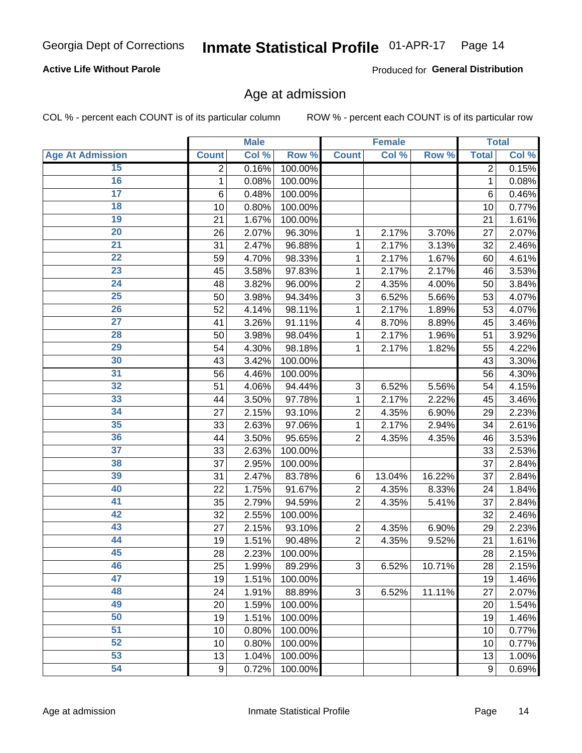Georgia Dept of Corrections **Inmate Statistical Profile** 01-APR-17

**Active Life Without Parole**

Produced for **General Distribution**

## Age at admission

COL % - percent each COUNT is of its particular column

ROW % - percent each COUNT is of its particular row

| | Male | | | Female | | | Total | |
|---|---|---|---|---|---|---|---|---|
| **Age At Admission** | **Count** | **Col %** | **Row %** | **Count** | **Col %** | **Row %** | **Total** | **Col %** |
| 15 | 2 | 0.16% | 100.00% | | | | 2 | 0.15% |
| 16 | 1 | 0.08% | 100.00% | | | | 1 | 0.08% |
| 17 | 6 | 0.48% | 100.00% | | | | 6 | 0.46% |
| 18 | 10 | 0.80% | 100.00% | | | | 10 | 0.77% |
| 19 | 21 | 1.67% | 100.00% | | | | 21 | 1.61% |
| 20 | 26 | 2.07% | 96.30% | 1 | 2.17% | 3.70% | 27 | 2.07% |
| 21 | 31 | 2.47% | 96.88% | 1 | 2.17% | 3.13% | 32 | 2.46% |
| 22 | 59 | 4.70% | 98.33% | 1 | 2.17% | 1.67% | 60 | 4.61% |
| 23 | 45 | 3.58% | 97.83% | 1 | 2.17% | 2.17% | 46 | 3.53% |
| 24 | 48 | 3.82% | 96.00% | 2 | 4.35% | 4.00% | 50 | 3.84% |
| 25 | 50 | 3.98% | 94.34% | 3 | 6.52% | 5.66% | 53 | 4.07% |
| 26 | 52 | 4.14% | 98.11% | 1 | 2.17% | 1.89% | 53 | 4.07% |
| 27 | 41 | 3.26% | 91.11% | 4 | 8.70% | 8.89% | 45 | 3.46% |
| 28 | 50 | 3.98% | 98.04% | 1 | 2.17% | 1.96% | 51 | 3.92% |
| 29 | 54 | 4.30% | 98.18% | 1 | 2.17% | 1.82% | 55 | 4.22% |
| 30 | 43 | 3.42% | 100.00% | | | | 43 | 3.30% |
| 31 | 56 | 4.46% | 100.00% | | | | 56 | 4.30% |
| 32 | 51 | 4.06% | 94.44% | 3 | 6.52% | 5.56% | 54 | 4.15% |
| 33 | 44 | 3.50% | 97.78% | 1 | 2.17% | 2.22% | 45 | 3.46% |
| 34 | 27 | 2.15% | 93.10% | 2 | 4.35% | 6.90% | 29 | 2.23% |
| 35 | 33 | 2.63% | 97.06% | 1 | 2.17% | 2.94% | 34 | 2.61% |
| 36 | 44 | 3.50% | 95.65% | 2 | 4.35% | 4.35% | 46 | 3.53% |
| 37 | 33 | 2.63% | 100.00% | | | | 33 | 2.53% |
| 38 | 37 | 2.95% | 100.00% | | | | 37 | 2.84% |
| 39 | 31 | 2.47% | 83.78% | 6 | 13.04% | 16.22% | 37 | 2.84% |
| 40 | 22 | 1.75% | 91.67% | 2 | 4.35% | 8.33% | 24 | 1.84% |
| 41 | 35 | 2.79% | 94.59% | 2 | 4.35% | 5.41% | 37 | 2.84% |
| 42 | 32 | 2.55% | 100.00% | | | | 32 | 2.46% |
| 43 | 27 | 2.15% | 93.10% | 2 | 4.35% | 6.90% | 29 | 2.23% |
| 44 | 19 | 1.51% | 90.48% | 2 | 4.35% | 9.52% | 21 | 1.61% |
| 45 | 28 | 2.23% | 100.00% | | | | 28 | 2.15% |
| 46 | 25 | 1.99% | 89.29% | 3 | 6.52% | 10.71% | 28 | 2.15% |
| 47 | 19 | 1.51% | 100.00% | | | | 19 | 1.46% |
| 48 | 24 | 1.91% | 88.89% | 3 | 6.52% | 11.11% | 27 | 2.07% |
| 49 | 20 | 1.59% | 100.00% | | | | 20 | 1.54% |
| 50 | 19 | 1.51% | 100.00% | | | | 19 | 1.46% |
| 51 | 10 | 0.80% | 100.00% | | | | 10 | 0.77% |
| 52 | 10 | 0.80% | 100.00% | | | | 10 | 0.77% |
| 53 | 13 | 1.04% | 100.00% | | | | 13 | 1.00% |
| 54 | 9 | 0.72% | 100.00% | | | | 9 | 0.69% |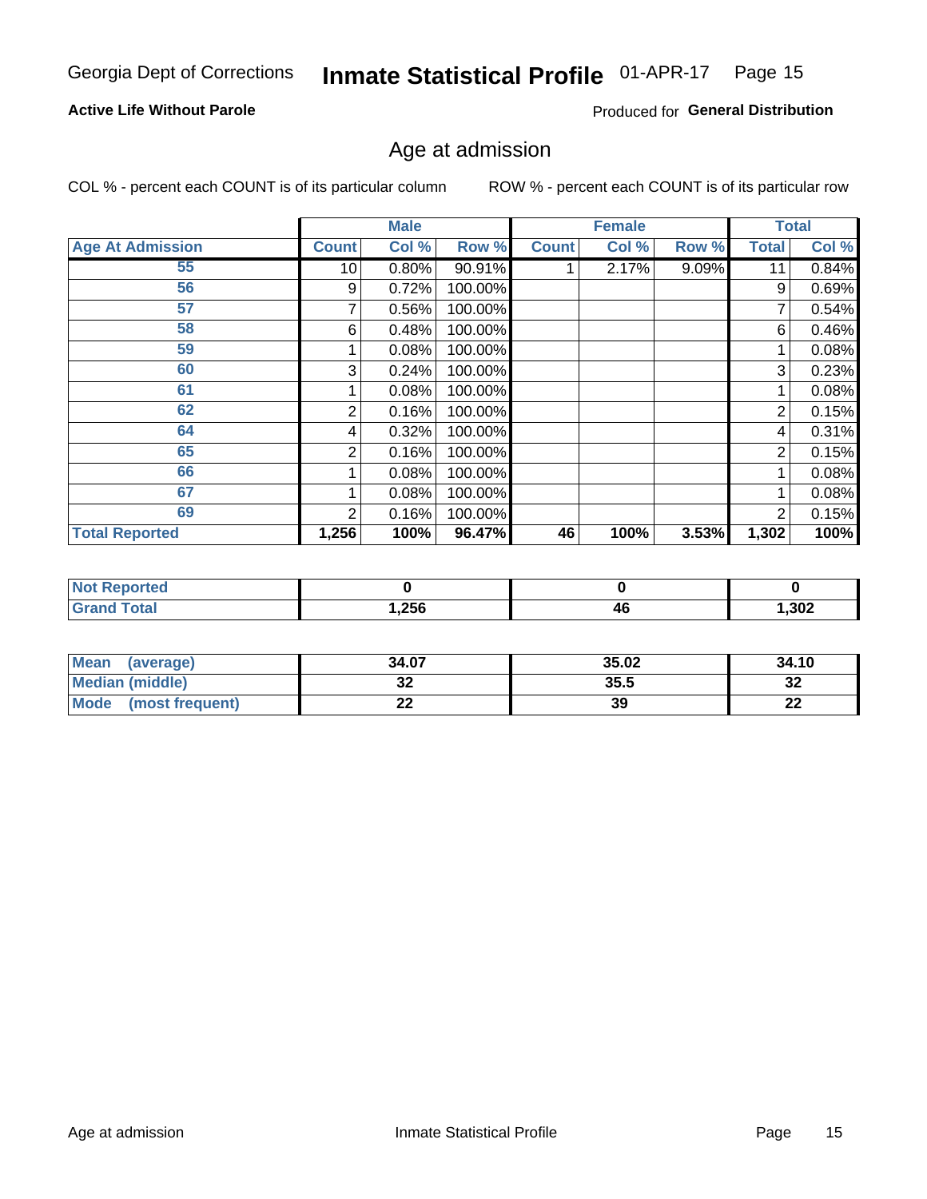Georgia Dept of Corrections **Inmate Statistical Profile** 01-APR-17

**Active Life Without Parole**

Produced for **General Distribution**

## Age at admission

COL % - percent each COUNT is of its particular column    ROW % - percent each COUNT is of its particular row

| | Male | | | Female | | | Total | |
|---|---|---|---|---|---|---|---|---|
| **Age At Admission** | **Count** | **Col %** | **Row %** | **Count** | **Col %** | **Row %** | **Total** | **Col %** |
| 55 | 10 | 0.80% | 90.91% | 1 | 2.17% | 9.09% | 11 | 0.84% |
| 56 | 9 | 0.72% | 100.00% | | | | 9 | 0.69% |
| 57 | 7 | 0.56% | 100.00% | | | | 7 | 0.54% |
| 58 | 6 | 0.48% | 100.00% | | | | 6 | 0.46% |
| 59 | 1 | 0.08% | 100.00% | | | | 1 | 0.08% |
| 60 | 3 | 0.24% | 100.00% | | | | 3 | 0.23% |
| 61 | 1 | 0.08% | 100.00% | | | | 1 | 0.08% |
| 62 | 2 | 0.16% | 100.00% | | | | 2 | 0.15% |
| 64 | 4 | 0.32% | 100.00% | | | | 4 | 0.31% |
| 65 | 2 | 0.16% | 100.00% | | | | 2 | 0.15% |
| 66 | 1 | 0.08% | 100.00% | | | | 1 | 0.08% |
| 67 | 1 | 0.08% | 100.00% | | | | 1 | 0.08% |
| 69 | 2 | 0.16% | 100.00% | | | | 2 | 0.15% |
| **Total Reported** | **1,256** | **100%** | **96.47%** | **46** | **100%** | **3.53%** | **1,302** | **100%** |

| | Male | Female | Total |
|---|---|---|---|
| **Not Reported** | **0** | **0** | **0** |
| **Grand Total** | **1,256** | **46** | **1,302** |

| | Male | Female | Total |
|---|---|---|---|
| **Mean (average)** | **34.07** | **35.02** | **34.10** |
| **Median (middle)** | **32** | **35.5** | **32** |
| **Mode (most frequent)** | **22** | **39** | **22** |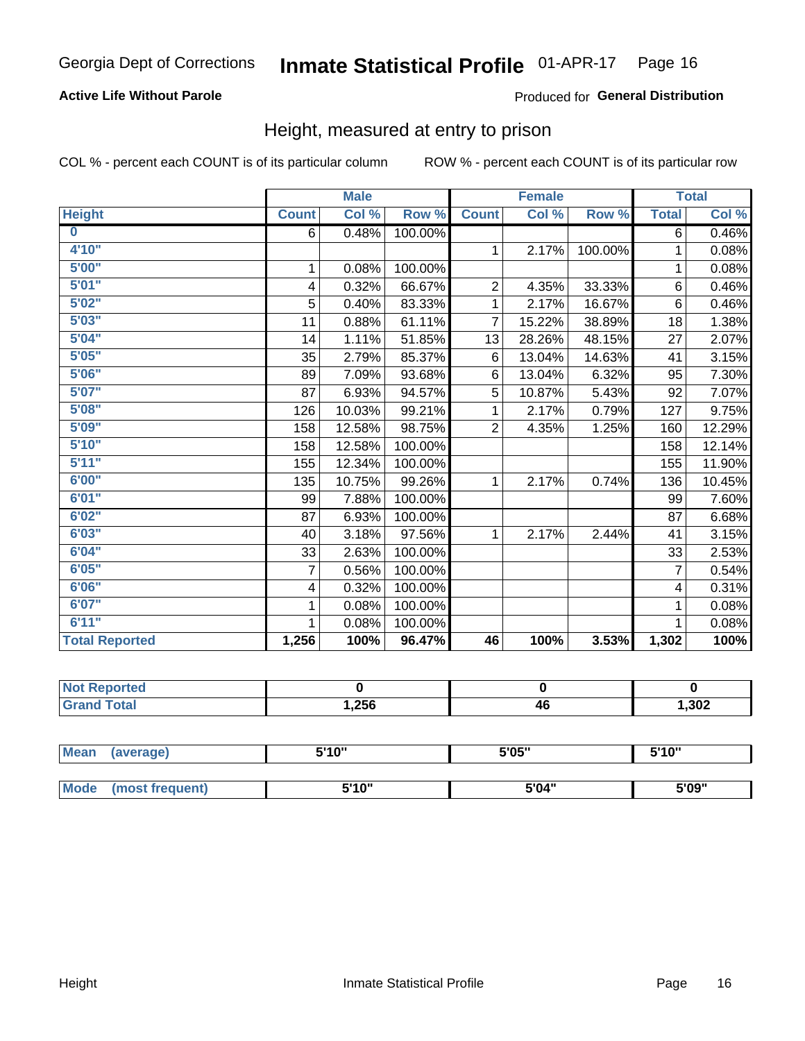Georgia Dept of Corrections **Inmate Statistical Profile** 01-APR-17

**Active Life Without Parole**

Produced for **General Distribution**

## Height, measured at entry to prison

COL % - percent each COUNT is of its particular column ROW % - percent each COUNT is of its particular row

| | Male | | | Female | | | Total | |
|---|---|---|---|---|---|---|---|---|
| **Height** | **Count** | **Col %** | **Row %** | **Count** | **Col %** | **Row %** | **Total** | **Col %** |
| **0** | 6 | 0.48% | 100.00% | | | | 6 | 0.46% |
| **4'10"** | | | | 1 | 2.17% | 100.00% | 1 | 0.08% |
| **5'00"** | 1 | 0.08% | 100.00% | | | | 1 | 0.08% |
| **5'01"** | 4 | 0.32% | 66.67% | 2 | 4.35% | 33.33% | 6 | 0.46% |
| **5'02"** | 5 | 0.40% | 83.33% | 1 | 2.17% | 16.67% | 6 | 0.46% |
| **5'03"** | 11 | 0.88% | 61.11% | 7 | 15.22% | 38.89% | 18 | 1.38% |
| **5'04"** | 14 | 1.11% | 51.85% | 13 | 28.26% | 48.15% | 27 | 2.07% |
| **5'05"** | 35 | 2.79% | 85.37% | 6 | 13.04% | 14.63% | 41 | 3.15% |
| **5'06"** | 89 | 7.09% | 93.68% | 6 | 13.04% | 6.32% | 95 | 7.30% |
| **5'07"** | 87 | 6.93% | 94.57% | 5 | 10.87% | 5.43% | 92 | 7.07% |
| **5'08"** | 126 | 10.03% | 99.21% | 1 | 2.17% | 0.79% | 127 | 9.75% |
| **5'09"** | 158 | 12.58% | 98.75% | 2 | 4.35% | 1.25% | 160 | 12.29% |
| **5'10"** | 158 | 12.58% | 100.00% | | | | 158 | 12.14% |
| **5'11"** | 155 | 12.34% | 100.00% | | | | 155 | 11.90% |
| **6'00"** | 135 | 10.75% | 99.26% | 1 | 2.17% | 0.74% | 136 | 10.45% |
| **6'01"** | 99 | 7.88% | 100.00% | | | | 99 | 7.60% |
| **6'02"** | 87 | 6.93% | 100.00% | | | | 87 | 6.68% |
| **6'03"** | 40 | 3.18% | 97.56% | 1 | 2.17% | 2.44% | 41 | 3.15% |
| **6'04"** | 33 | 2.63% | 100.00% | | | | 33 | 2.53% |
| **6'05"** | 7 | 0.56% | 100.00% | | | | 7 | 0.54% |
| **6'06"** | 4 | 0.32% | 100.00% | | | | 4 | 0.31% |
| **6'07"** | 1 | 0.08% | 100.00% | | | | 1 | 0.08% |
| **6'11"** | 1 | 0.08% | 100.00% | | | | 1 | 0.08% |
| **Total Reported** | **1,256** | **100%** | **96.47%** | **46** | **100%** | **3.53%** | **1,302** | **100%** |

| | Male | Female | Total |
|---|---|---|---|
| **Not Reported** | **0** | **0** | **0** |
| **Grand Total** | **1,256** | **46** | **1,302** |

| | Male | Female | Total |
|---|---|---|---|
| **Mean (average)** | **5'10"** | **5'05"** | **5'10"** |
| **Mode (most frequent)** | **5'10"** | **5'04"** | **5'09"** |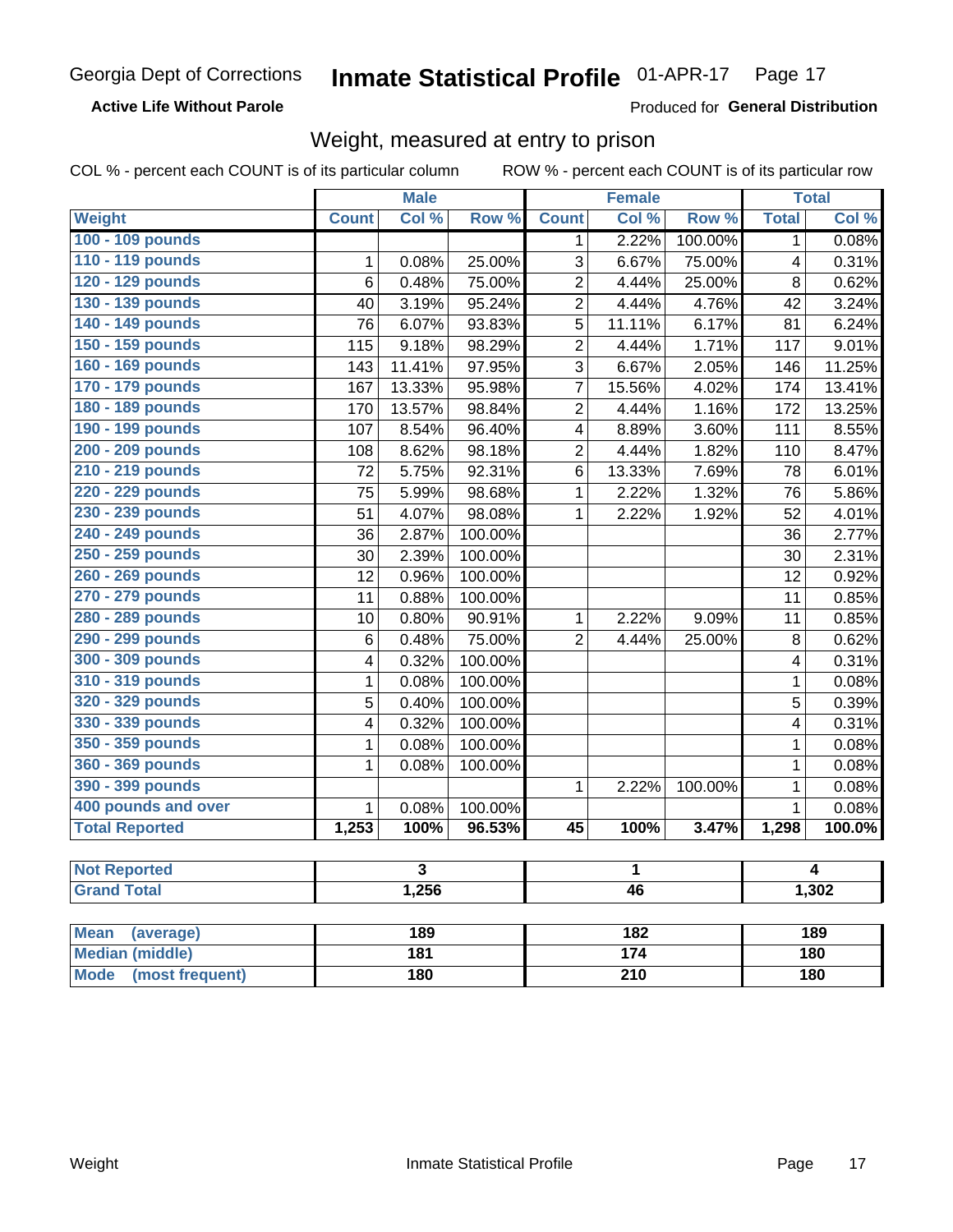Georgia Dept of Corrections **Inmate Statistical Profile** 01-APR-17

**Active Life Without Parole**

Produced for **General Distribution**

## Weight, measured at entry to prison

COL % - percent each COUNT is of its particular column ROW % - percent each COUNT is of its particular row

| Weight | Male | | | Female | | | Total | |
|---|---|---|---|---|---|---|---|---|
| | Count | Col % | Row % | Count | Col % | Row % | Total | Col % |
| 100 - 109 pounds | | | | 1 | 2.22% | 100.00% | 1 | 0.08% |
| 110 - 119 pounds | 1 | 0.08% | 25.00% | 3 | 6.67% | 75.00% | 4 | 0.31% |
| 120 - 129 pounds | 6 | 0.48% | 75.00% | 2 | 4.44% | 25.00% | 8 | 0.62% |
| 130 - 139 pounds | 40 | 3.19% | 95.24% | 2 | 4.44% | 4.76% | 42 | 3.24% |
| 140 - 149 pounds | 76 | 6.07% | 93.83% | 5 | 11.11% | 6.17% | 81 | 6.24% |
| 150 - 159 pounds | 115 | 9.18% | 98.29% | 2 | 4.44% | 1.71% | 117 | 9.01% |
| 160 - 169 pounds | 143 | 11.41% | 97.95% | 3 | 6.67% | 2.05% | 146 | 11.25% |
| 170 - 179 pounds | 167 | 13.33% | 95.98% | 7 | 15.56% | 4.02% | 174 | 13.41% |
| 180 - 189 pounds | 170 | 13.57% | 98.84% | 2 | 4.44% | 1.16% | 172 | 13.25% |
| 190 - 199 pounds | 107 | 8.54% | 96.40% | 4 | 8.89% | 3.60% | 111 | 8.55% |
| 200 - 209 pounds | 108 | 8.62% | 98.18% | 2 | 4.44% | 1.82% | 110 | 8.47% |
| 210 - 219 pounds | 72 | 5.75% | 92.31% | 6 | 13.33% | 7.69% | 78 | 6.01% |
| 220 - 229 pounds | 75 | 5.99% | 98.68% | 1 | 2.22% | 1.32% | 76 | 5.86% |
| 230 - 239 pounds | 51 | 4.07% | 98.08% | 1 | 2.22% | 1.92% | 52 | 4.01% |
| 240 - 249 pounds | 36 | 2.87% | 100.00% | | | | 36 | 2.77% |
| 250 - 259 pounds | 30 | 2.39% | 100.00% | | | | 30 | 2.31% |
| 260 - 269 pounds | 12 | 0.96% | 100.00% | | | | 12 | 0.92% |
| 270 - 279 pounds | 11 | 0.88% | 100.00% | | | | 11 | 0.85% |
| 280 - 289 pounds | 10 | 0.80% | 90.91% | 1 | 2.22% | 9.09% | 11 | 0.85% |
| 290 - 299 pounds | 6 | 0.48% | 75.00% | 2 | 4.44% | 25.00% | 8 | 0.62% |
| 300 - 309 pounds | 4 | 0.32% | 100.00% | | | | 4 | 0.31% |
| 310 - 319 pounds | 1 | 0.08% | 100.00% | | | | 1 | 0.08% |
| 320 - 329 pounds | 5 | 0.40% | 100.00% | | | | 5 | 0.39% |
| 330 - 339 pounds | 4 | 0.32% | 100.00% | | | | 4 | 0.31% |
| 350 - 359 pounds | 1 | 0.08% | 100.00% | | | | 1 | 0.08% |
| 360 - 369 pounds | 1 | 0.08% | 100.00% | | | | 1 | 0.08% |
| 390 - 399 pounds | | | | 1 | 2.22% | 100.00% | 1 | 0.08% |
| 400 pounds and over | 1 | 0.08% | 100.00% | | | | 1 | 0.08% |
| **Total Reported** | **1,253** | **100%** | **96.53%** | **45** | **100%** | **3.47%** | **1,298** | **100.0%** |

| | Male | Female | Total |
|---|---|---|---|
| Not Reported | 3 | 1 | 4 |
| Grand Total | 1,256 | 46 | 1,302 |

| | Male | Female | Total |
|---|---|---|---|
| Mean (average) | 189 | 182 | 189 |
| Median (middle) | 181 | 174 | 180 |
| Mode (most frequent) | 180 | 210 | 180 |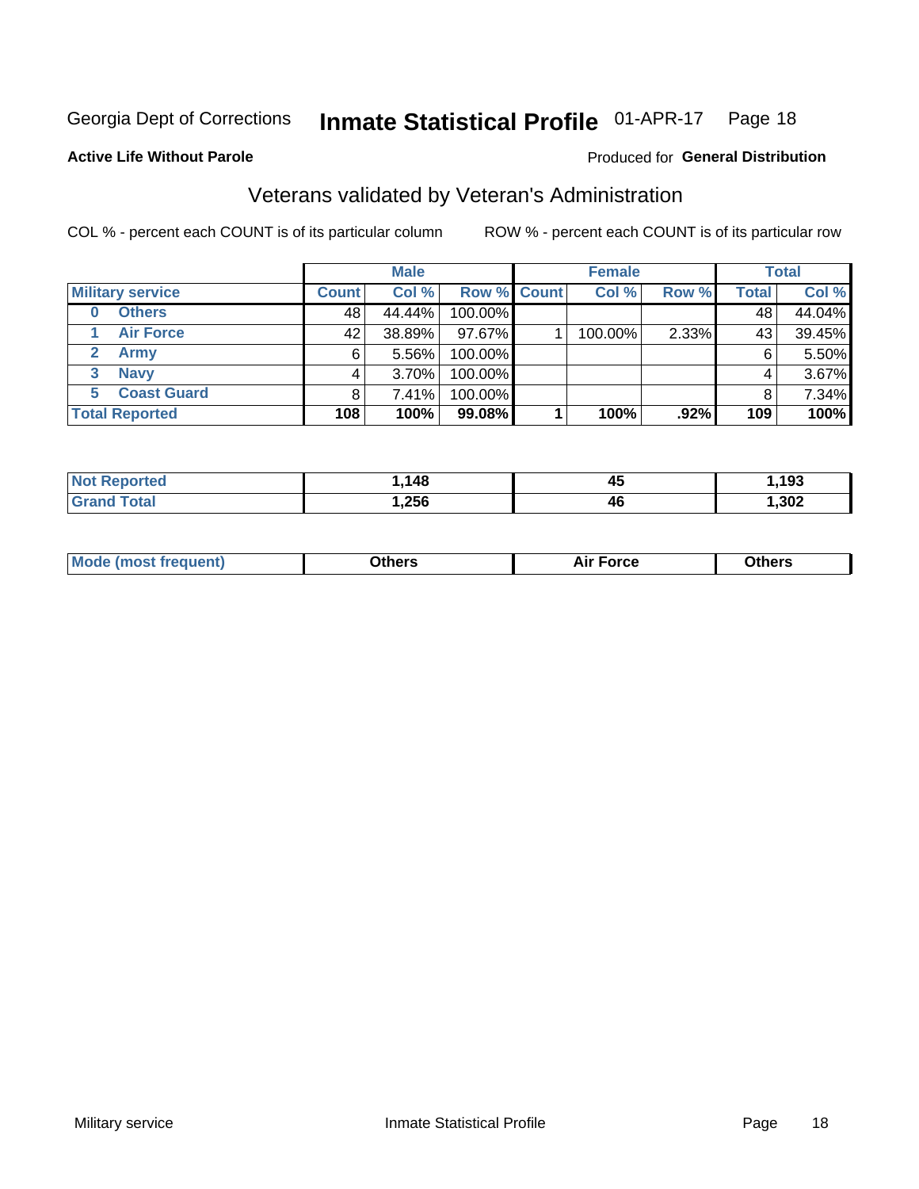Georgia Dept of Corrections **Inmate Statistical Profile** 01-APR-17 Page 18

**Active Life Without Parole**

Produced for **General Distribution**

## Veterans validated by Veteran's Administration

COL % - percent each COUNT is of its particular column

ROW % - percent each COUNT is of its particular row

| Military service | Male | | | Female | | | Total | |
|---|---|---|---|---|---|---|---|---|
| | Count | Col % | Row % | Count | Col % | Row % | Total | Col % |
| 0 Others | 48 | 44.44% | 100.00% | | | | 48 | 44.04% |
| 1 Air Force | 42 | 38.89% | 97.67% | 1 | 100.00% | 2.33% | 43 | 39.45% |
| 2 Army | 6 | 5.56% | 100.00% | | | | 6 | 5.50% |
| 3 Navy | 4 | 3.70% | 100.00% | | | | 4 | 3.67% |
| 5 Coast Guard | 8 | 7.41% | 100.00% | | | | 8 | 7.34% |
| **Total Reported** | **108** | **100%** | **99.08%** | **1** | **100%** | **.92%** | **109** | **100%** |

| | Male | Female | Total |
|---|---|---|---|
| Not Reported | 1,148 | 45 | 1,193 |
| Grand Total | 1,256 | 46 | 1,302 |

| | Male | Female | Total |
|---|---|---|---|
| Mode (most frequent) | Others | Air Force | Others |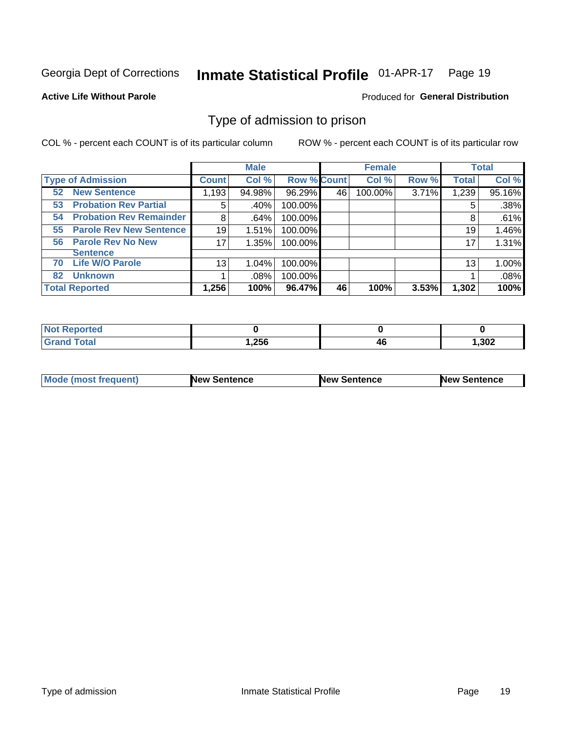Georgia Dept of Corrections **Inmate Statistical Profile** 01-APR-17

**Active Life Without Parole**

Produced for **General Distribution**

## Type of admission to prison

COL % - percent each COUNT is of its particular column

ROW % - percent each COUNT is of its particular row

| | Male | | | Female | | | Total | |
|---|---|---|---|---|---|---|---|---|
| **Type of Admission** | **Count** | **Col %** | **Row %** | **Count** | **Col %** | **Row %** | **Total** | **Col %** |
| **52 New Sentence** | 1,193 | 94.98% | 96.29% | 46 | 100.00% | 3.71% | 1,239 | 95.16% |
| **53 Probation Rev Partial** | 5 | .40% | 100.00% | | | | 5 | .38% |
| **54 Probation Rev Remainder** | 8 | .64% | 100.00% | | | | 8 | .61% |
| **55 Parole Rev New Sentence** | 19 | 1.51% | 100.00% | | | | 19 | 1.46% |
| **56 Parole Rev No New Sentence** | 17 | 1.35% | 100.00% | | | | 17 | 1.31% |
| **70 Life W/O Parole** | 13 | 1.04% | 100.00% | | | | 13 | 1.00% |
| **82 Unknown** | 1 | .08% | 100.00% | | | | 1 | .08% |
| **Total Reported** | **1,256** | **100%** | **96.47%** | **46** | **100%** | **3.53%** | **1,302** | **100%** |

| | Male | Female | Total |
|---|---|---|---|
| **Not Reported** | **0** | **0** | **0** |
| **Grand Total** | **1,256** | **46** | **1,302** |

| | Male | Female | Total |
|---|---|---|---|
| **Mode (most frequent)** | **New Sentence** | **New Sentence** | **New Sentence** |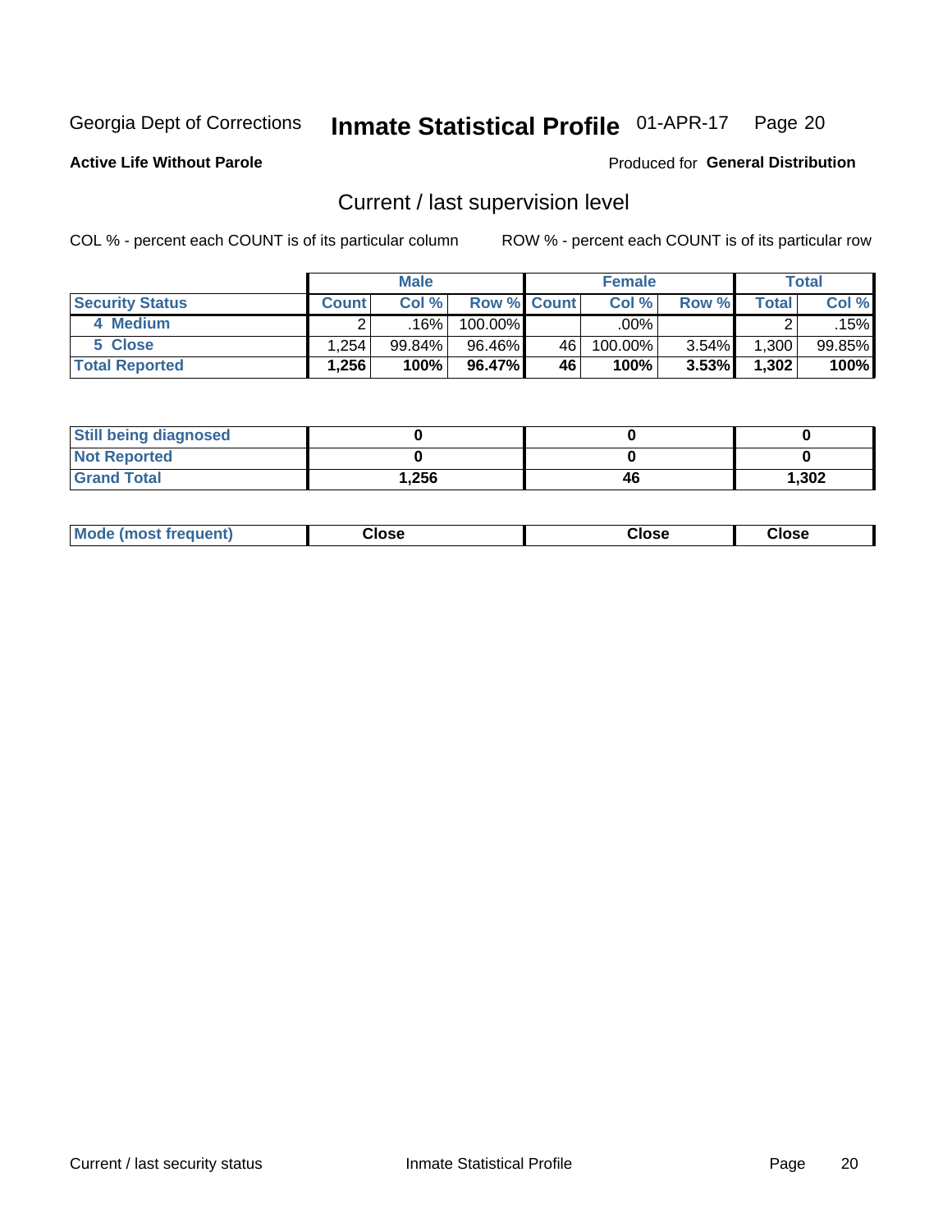Georgia Dept of Corrections **Inmate Statistical Profile** 01-APR-17

**Active Life Without Parole**

Produced for **General Distribution**

## Current / last supervision level

COL % - percent each COUNT is of its particular column ROW % - percent each COUNT is of its particular row

| | Male | | | Female | | | Total | |
|---|---|---|---|---|---|---|---|---|
| **Security Status** | **Count** | **Col %** | **Row %** | **Count** | **Col %** | **Row %** | **Total** | **Col %** |
| 4 Medium | 2 | .16% | 100.00% | | .00% | | 2 | .15% |
| 5 Close | 1,254 | 99.84% | 96.46% | 46 | 100.00% | 3.54% | 1,300 | 99.85% |
| **Total Reported** | **1,256** | **100%** | **96.47%** | **46** | **100%** | **3.53%** | **1,302** | **100%** |

| | Male | Female | Total |
|---|---|---|---|
| **Still being diagnosed** | **0** | **0** | **0** |
| **Not Reported** | **0** | **0** | **0** |
| **Grand Total** | **1,256** | **46** | **1,302** |

| | Male | Female | Total |
|---|---|---|---|
| **Mode (most frequent)** | **Close** | **Close** | **Close** |

Current / last security status Inmate Statistical Profile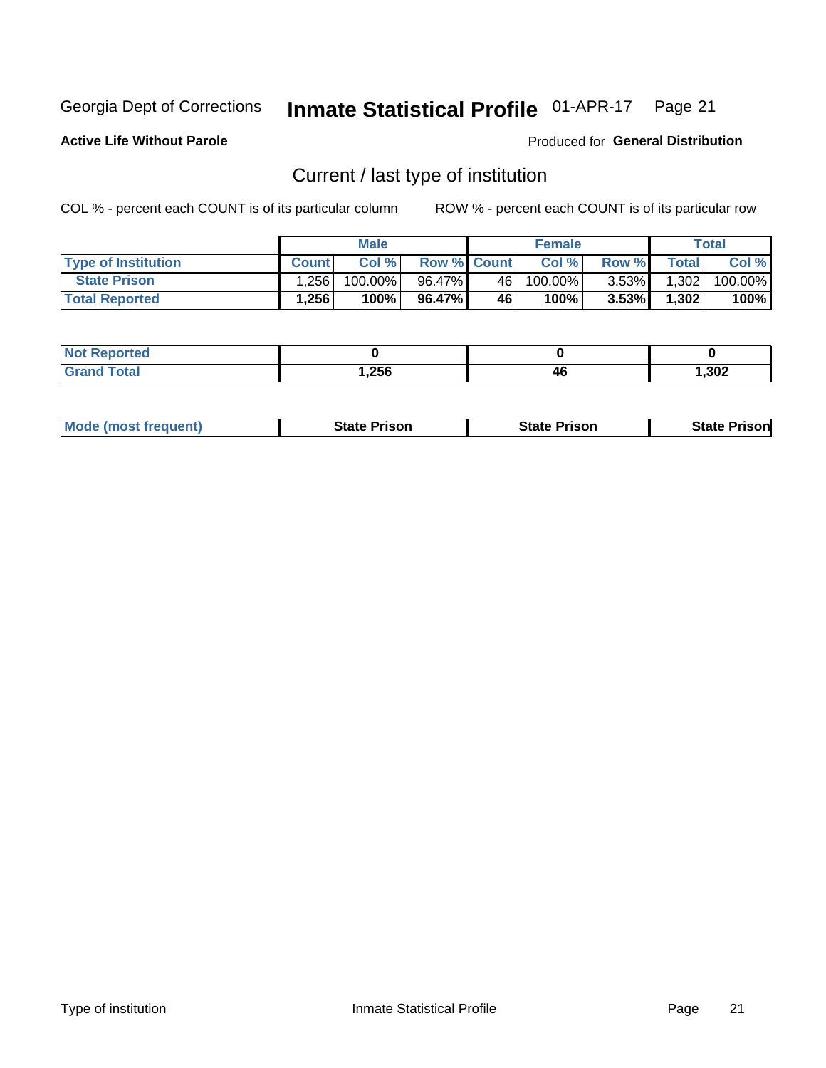Georgia Dept of Corrections **Inmate Statistical Profile** 01-APR-17

**Active Life Without Parole**

Produced for **General Distribution**

## Current / last type of institution

COL % - percent each COUNT is of its particular column ROW % - percent each COUNT is of its particular row

| | Male | | | Female | | | Total | |
|---|---|---|---|---|---|---|---|---|
| Type of Institution | Count | Col % | Row % | Count | Col % | Row % | Total | Col % |
| State Prison | 1,256 | 100.00% | 96.47% | 46 | 100.00% | 3.53% | 1,302 | 100.00% |
| **Total Reported** | **1,256** | **100%** | **96.47%** | **46** | **100%** | **3.53%** | **1,302** | **100%** |

| | Male | Female | Total |
|---|---|---|---|
| Not Reported | **0** | **0** | **0** |
| Grand Total | **1,256** | **46** | **1,302** |

| | Male | Female | Total |
|---|---|---|---|
| Mode (most frequent) | **State Prison** | **State Prison** | **State Prison** |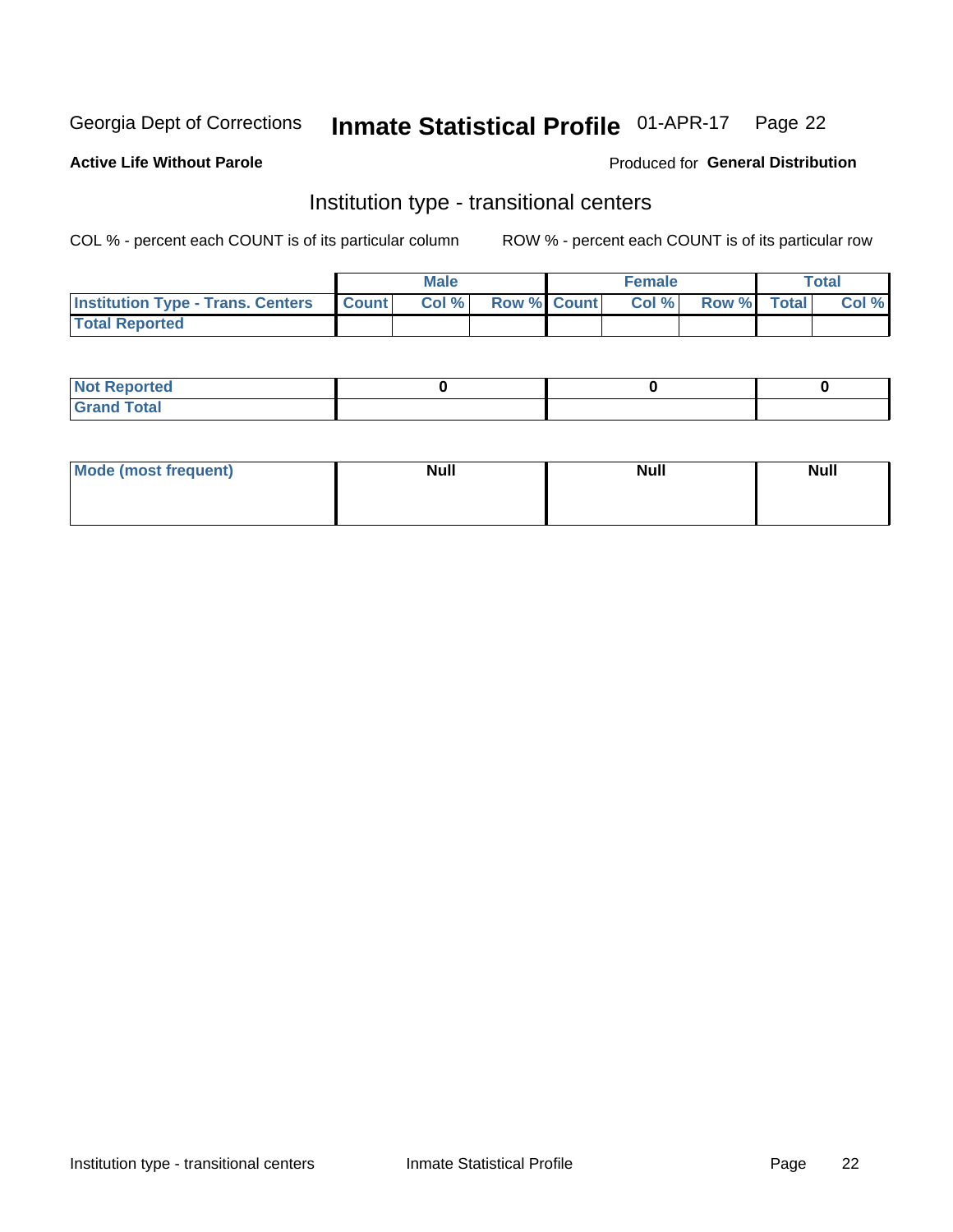Georgia Dept of Corrections **Inmate Statistical Profile** 01-APR-17

**Active Life Without Parole**

Produced for **General Distribution**

## Institution type - transitional centers

COL % - percent each COUNT is of its particular column

ROW % - percent each COUNT is of its particular row

| | Male | | | Female | | | Total | |
|---|---|---|---|---|---|---|---|---|
| **Institution Type - Trans. Centers** | **Count** | **Col %** | **Row %** | **Count** | **Col %** | **Row %** | **Total** | **Col %** |
| **Total Reported** | | | | | | | | |

| | Male | Female | Total |
|---|---|---|---|
| **Not Reported** | **0** | **0** | **0** |
| **Grand Total** | | | |

| | Male | Female | Total |
|---|---|---|---|
| **Mode (most frequent)** | **Null** | **Null** | **Null** |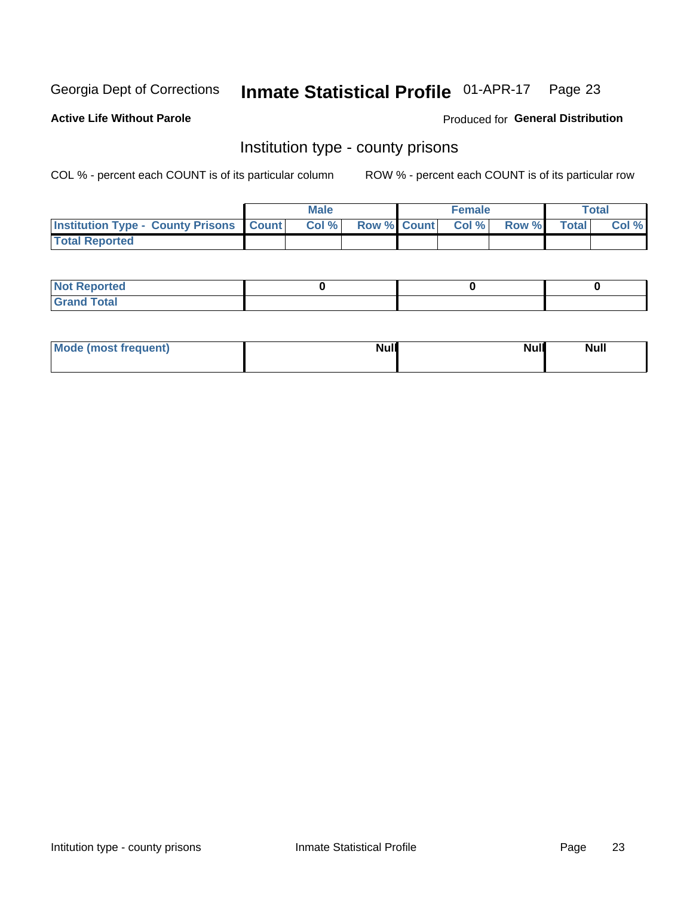Georgia Dept of Corrections **Inmate Statistical Profile** 01-APR-17

**Active Life Without Parole**

Produced for **General Distribution**

## Institution type - county prisons

COL % - percent each COUNT is of its particular column

ROW % - percent each COUNT is of its particular row

| | Male | | | Female | | | Total | |
|---|---|---|---|---|---|---|---|---|
| **Institution Type - County Prisons** | **Count** | **Col %** | **Row %** | **Count** | **Col %** | **Row %** | **Total** | **Col %** |
| **Total Reported** | | | | | | | | |

| | Male | Female | Total |
|---|---|---|---|
| **Not Reported** | 0 | 0 | 0 |
| **Grand Total** | | | |

| | Male | Female | Total |
|---|---|---|---|
| **Mode (most frequent)** | Null | Null | Null |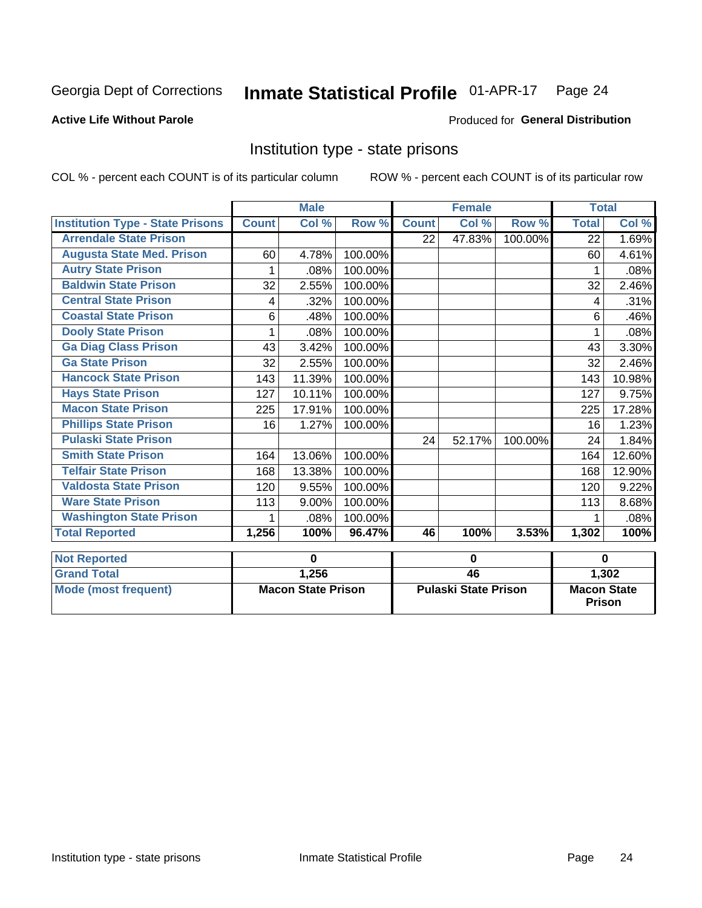Georgia Dept of Corrections **Inmate Statistical Profile** 01-APR-17

**Active Life Without Parole**

Produced for **General Distribution**

## Institution type - state prisons

COL % - percent each COUNT is of its particular column ROW % - percent each COUNT is of its particular row

| | Male | | | Female | | | Total | |
|---|---|---|---|---|---|---|---|---|
| **Institution Type - State Prisons** | **Count** | **Col %** | **Row %** | **Count** | **Col %** | **Row %** | **Total** | **Col %** |
| Arrendale State Prison | | | | 22 | 47.83% | 100.00% | 22 | 1.69% |
| Augusta State Med. Prison | 60 | 4.78% | 100.00% | | | | 60 | 4.61% |
| Autry State Prison | 1 | .08% | 100.00% | | | | 1 | .08% |
| Baldwin State Prison | 32 | 2.55% | 100.00% | | | | 32 | 2.46% |
| Central State Prison | 4 | .32% | 100.00% | | | | 4 | .31% |
| Coastal State Prison | 6 | .48% | 100.00% | | | | 6 | .46% |
| Dooly State Prison | 1 | .08% | 100.00% | | | | 1 | .08% |
| Ga Diag Class Prison | 43 | 3.42% | 100.00% | | | | 43 | 3.30% |
| Ga State Prison | 32 | 2.55% | 100.00% | | | | 32 | 2.46% |
| Hancock State Prison | 143 | 11.39% | 100.00% | | | | 143 | 10.98% |
| Hays State Prison | 127 | 10.11% | 100.00% | | | | 127 | 9.75% |
| Macon State Prison | 225 | 17.91% | 100.00% | | | | 225 | 17.28% |
| Phillips State Prison | 16 | 1.27% | 100.00% | | | | 16 | 1.23% |
| Pulaski State Prison | | | | 24 | 52.17% | 100.00% | 24 | 1.84% |
| Smith State Prison | 164 | 13.06% | 100.00% | | | | 164 | 12.60% |
| Telfair State Prison | 168 | 13.38% | 100.00% | | | | 168 | 12.90% |
| Valdosta State Prison | 120 | 9.55% | 100.00% | | | | 120 | 9.22% |
| Ware State Prison | 113 | 9.00% | 100.00% | | | | 113 | 8.68% |
| Washington State Prison | 1 | .08% | 100.00% | | | | 1 | .08% |
| **Total Reported** | **1,256** | **100%** | **96.47%** | **46** | **100%** | **3.53%** | **1,302** | **100%** |

| | Male | Female | Total |
|---|---|---|---|
| **Not Reported** | **0** | **0** | **0** |
| **Grand Total** | **1,256** | **46** | **1,302** |
| **Mode (most frequent)** | **Macon State Prison** | **Pulaski State Prison** | **Macon State Prison** |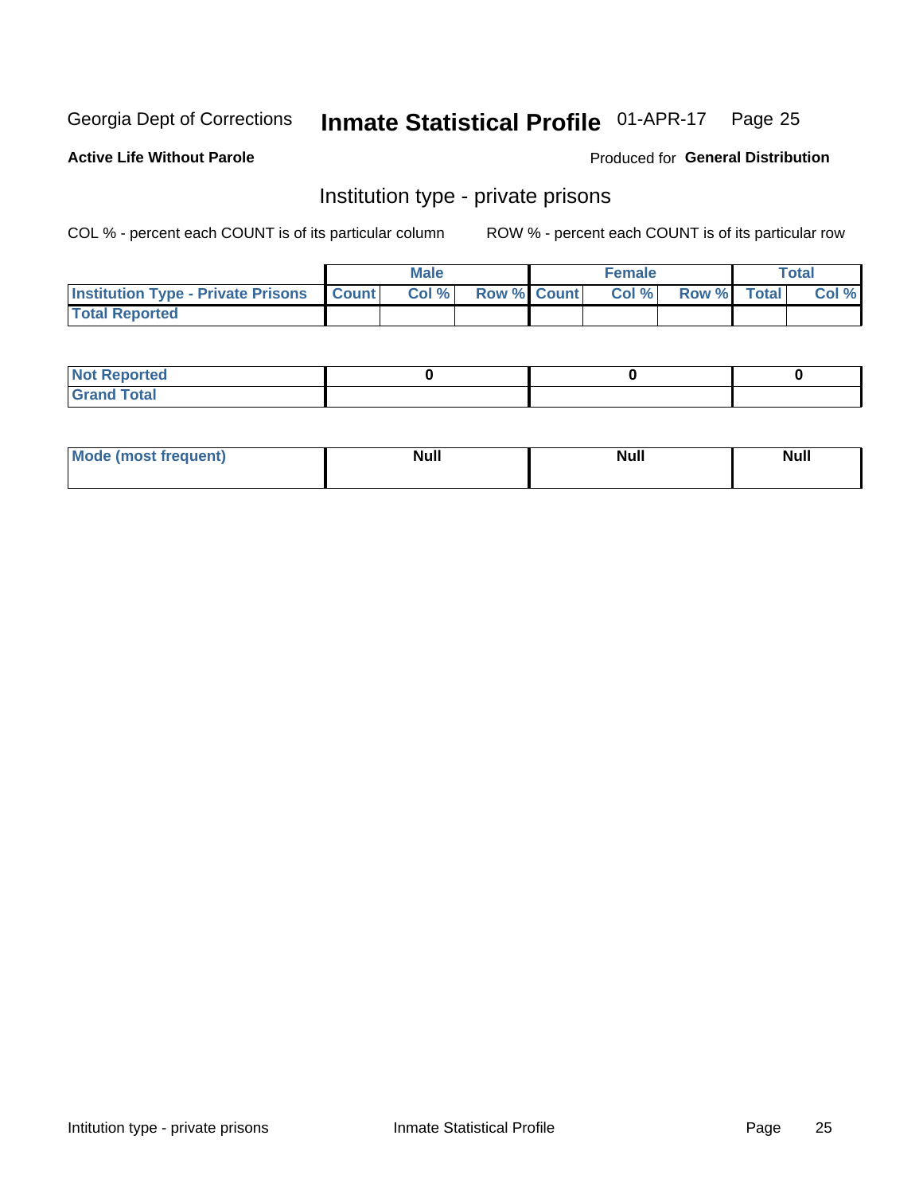Georgia Dept of Corrections **Inmate Statistical Profile** 01-APR-17

**Active Life Without Parole**

Produced for **General Distribution**

## Institution type - private prisons

COL % - percent each COUNT is of its particular column ROW % - percent each COUNT is of its particular row

| | Male | | | Female | | | Total | |
|---|---|---|---|---|---|---|---|---|
| Institution Type - Private Prisons | Count | Col % | Row % | Count | Col % | Row % | Total | Col % |
| Total Reported | | | | | | | | |

| | Male | Female | Total |
|---|---|---|---|
| Not Reported | 0 | 0 | 0 |
| Grand Total | | | |

| | Male | Female | Total |
|---|---|---|---|
| Mode (most frequent) | Null | Null | Null |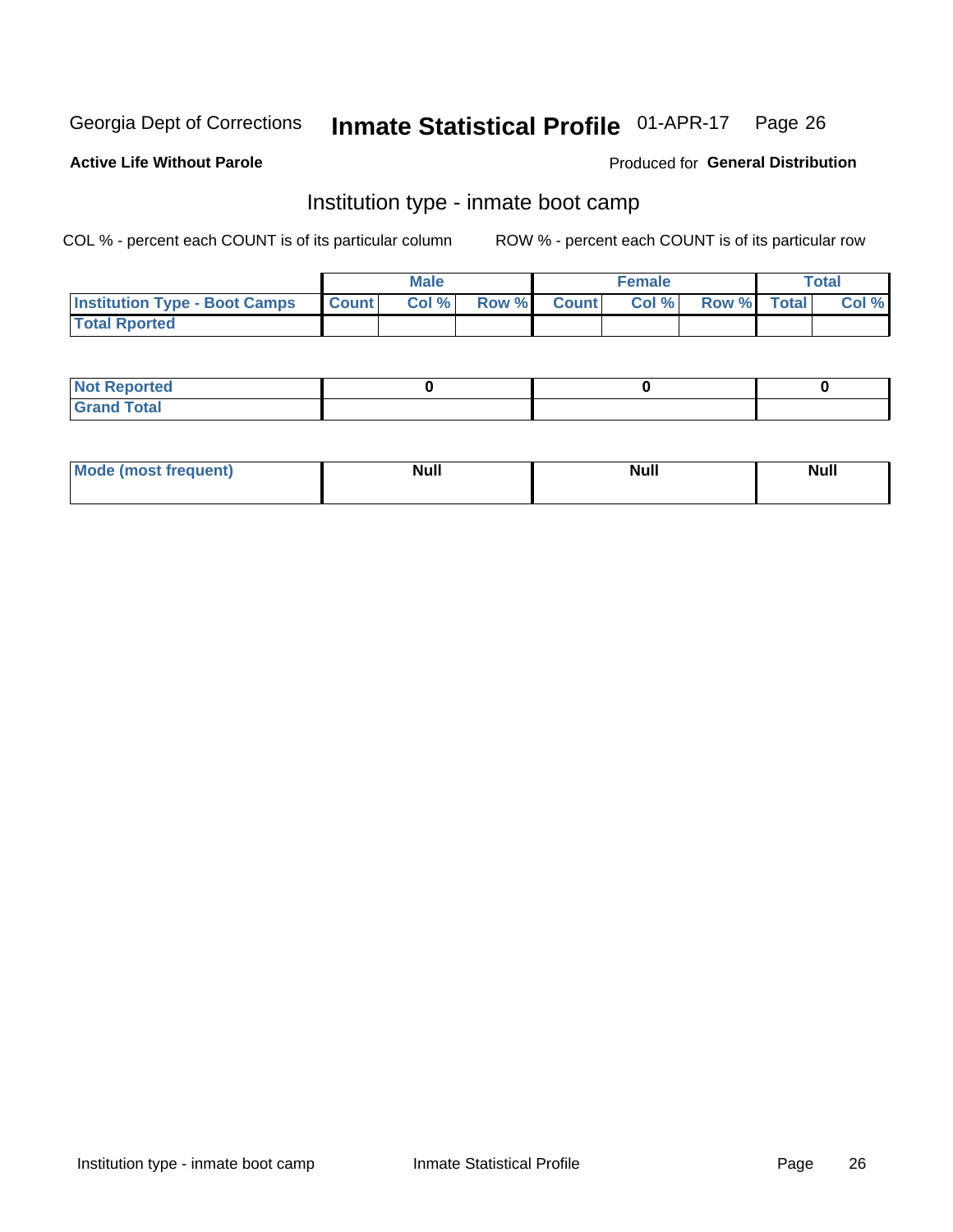Georgia Dept of Corrections **Inmate Statistical Profile** 01-APR-17

**Active Life Without Parole**

Produced for **General Distribution**

## Institution type - inmate boot camp

COL % - percent each COUNT is of its particular column

ROW % - percent each COUNT is of its particular row

| | Male | | | Female | | | Total | |
|---|---|---|---|---|---|---|---|---|
| **Institution Type - Boot Camps** | Count | Col % | Row % | Count | Col % | Row % | Total | Col % |
| **Total Rported** | | | | | | | | |

| | Male | Female | Total |
|---|---|---|---|
| **Not Reported** | 0 | 0 | 0 |
| **Grand Total** | | | |

| | Male | Female | Total |
|---|---|---|---|
| **Mode (most frequent)** | Null | Null | Null |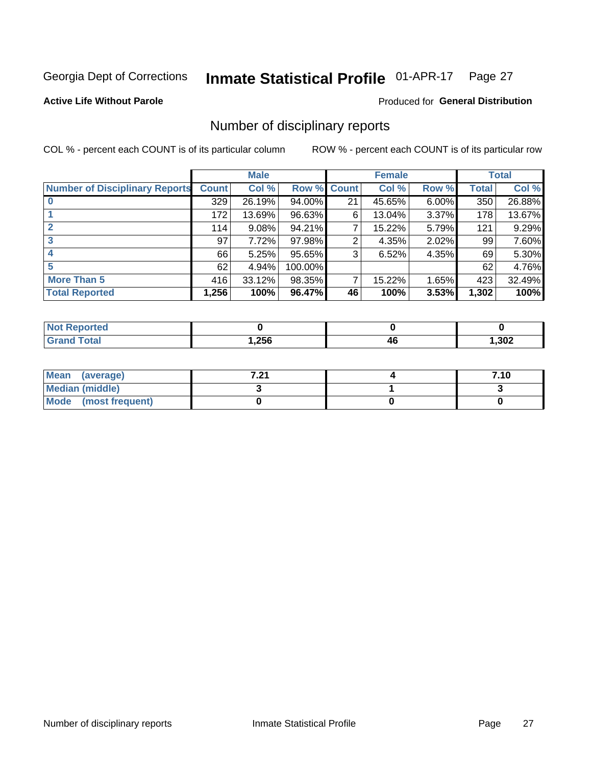Georgia Dept of Corrections **Inmate Statistical Profile** 01-APR-17

**Active Life Without Parole**

Produced for **General Distribution**

## Number of disciplinary reports

COL % - percent each COUNT is of its particular column

ROW % - percent each COUNT is of its particular row

| | Male | | | Female | | | Total | |
|---|---|---|---|---|---|---|---|---|
| Number of Disciplinary Reports | Count | Col % | Row % | Count | Col % | Row % | Total | Col % |
| 0 | 329 | 26.19% | 94.00% | 21 | 45.65% | 6.00% | 350 | 26.88% |
| 1 | 172 | 13.69% | 96.63% | 6 | 13.04% | 3.37% | 178 | 13.67% |
| 2 | 114 | 9.08% | 94.21% | 7 | 15.22% | 5.79% | 121 | 9.29% |
| 3 | 97 | 7.72% | 97.98% | 2 | 4.35% | 2.02% | 99 | 7.60% |
| 4 | 66 | 5.25% | 95.65% | 3 | 6.52% | 4.35% | 69 | 5.30% |
| 5 | 62 | 4.94% | 100.00% | | | | 62 | 4.76% |
| More Than 5 | 416 | 33.12% | 98.35% | 7 | 15.22% | 1.65% | 423 | 32.49% |
| **Total Reported** | **1,256** | **100%** | **96.47%** | **46** | **100%** | **3.53%** | **1,302** | **100%** |

| | Male | Female | Total |
|---|---|---|---|
| Not Reported | 0 | 0 | 0 |
| Grand Total | 1,256 | 46 | 1,302 |

| | Male | Female | Total |
|---|---|---|---|
| Mean (average) | 7.21 | 4 | 7.10 |
| Median (middle) | 3 | 1 | 3 |
| Mode (most frequent) | 0 | 0 | 0 |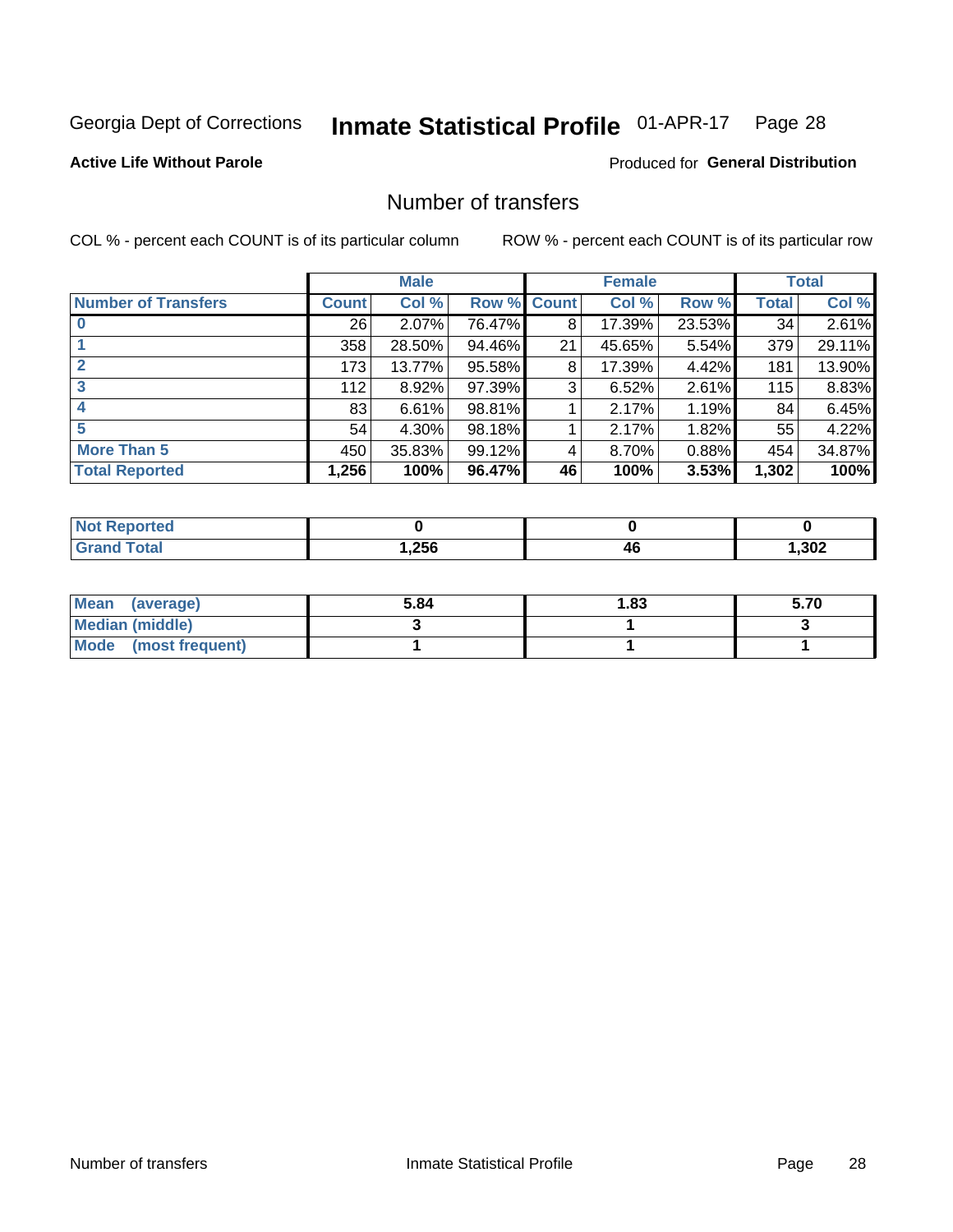Georgia Dept of Corrections **Inmate Statistical Profile** 01-APR-17 Page 28

**Active Life Without Parole**

Produced for **General Distribution**

## Number of transfers

COL % - percent each COUNT is of its particular column

ROW % - percent each COUNT is of its particular row

| | Male | | | Female | | | Total | |
|---|---|---|---|---|---|---|---|---|
| **Number of Transfers** | **Count** | **Col %** | **Row %** | **Count** | **Col %** | **Row %** | **Total** | **Col %** |
| **0** | 26 | 2.07% | 76.47% | 8 | 17.39% | 23.53% | 34 | 2.61% |
| **1** | 358 | 28.50% | 94.46% | 21 | 45.65% | 5.54% | 379 | 29.11% |
| **2** | 173 | 13.77% | 95.58% | 8 | 17.39% | 4.42% | 181 | 13.90% |
| **3** | 112 | 8.92% | 97.39% | 3 | 6.52% | 2.61% | 115 | 8.83% |
| **4** | 83 | 6.61% | 98.81% | 1 | 2.17% | 1.19% | 84 | 6.45% |
| **5** | 54 | 4.30% | 98.18% | 1 | 2.17% | 1.82% | 55 | 4.22% |
| **More Than 5** | 450 | 35.83% | 99.12% | 4 | 8.70% | 0.88% | 454 | 34.87% |
| **Total Reported** | **1,256** | **100%** | **96.47%** | **46** | **100%** | **3.53%** | **1,302** | **100%** |

| | Male | Female | Total |
|---|---|---|---|
| **Not Reported** | **0** | **0** | **0** |
| **Grand Total** | **1,256** | **46** | **1,302** |

| | Male | Female | Total |
|---|---|---|---|
| **Mean (average)** | **5.84** | **1.83** | **5.70** |
| **Median (middle)** | **3** | **1** | **3** |
| **Mode (most frequent)** | **1** | **1** | **1** |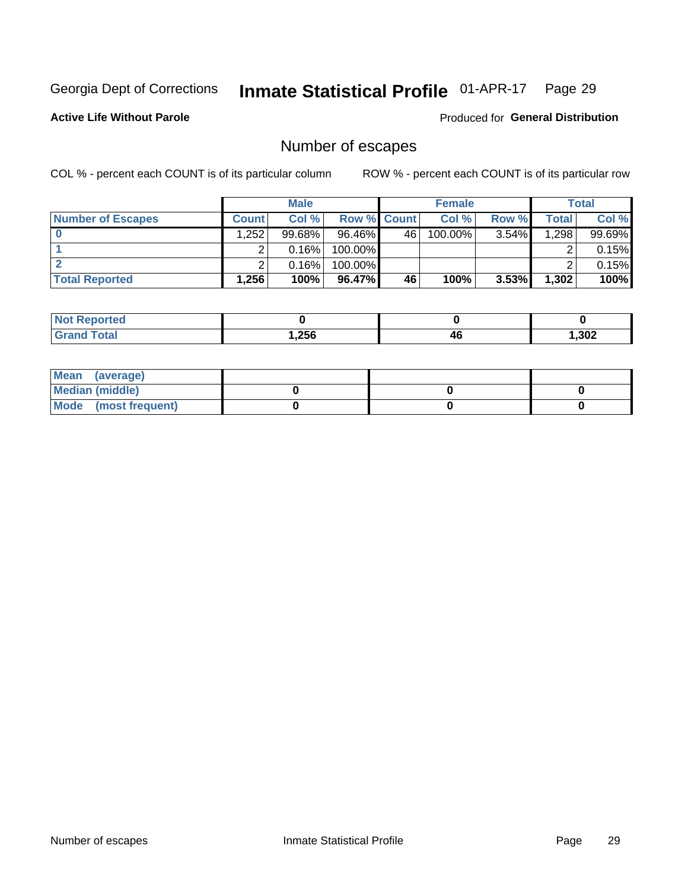Georgia Dept of Corrections **Inmate Statistical Profile** 01-APR-17

**Active Life Without Parole**

Produced for **General Distribution**

## Number of escapes

COL % - percent each COUNT is of its particular column

ROW % - percent each COUNT is of its particular row

| | Male | | | Female | | | Total | |
|---|---|---|---|---|---|---|---|---|
| **Number of Escapes** | **Count** | **Col %** | **Row %** | **Count** | **Col %** | **Row %** | **Total** | **Col %** |
| **0** | 1,252 | 99.68% | 96.46% | 46 | 100.00% | 3.54% | 1,298 | 99.69% |
| **1** | 2 | 0.16% | 100.00% | | | | 2 | 0.15% |
| **2** | 2 | 0.16% | 100.00% | | | | 2 | 0.15% |
| **Total Reported** | **1,256** | **100%** | **96.47%** | **46** | **100%** | **3.53%** | **1,302** | **100%** |

| | Male | Female | Total |
|---|---|---|---|
| **Not Reported** | **0** | **0** | **0** |
| **Grand Total** | **1,256** | **46** | **1,302** |

| | Male | Female | Total |
|---|---|---|---|
| **Mean (average)** | | | |
| **Median (middle)** | **0** | **0** | **0** |
| **Mode (most frequent)** | **0** | **0** | **0** |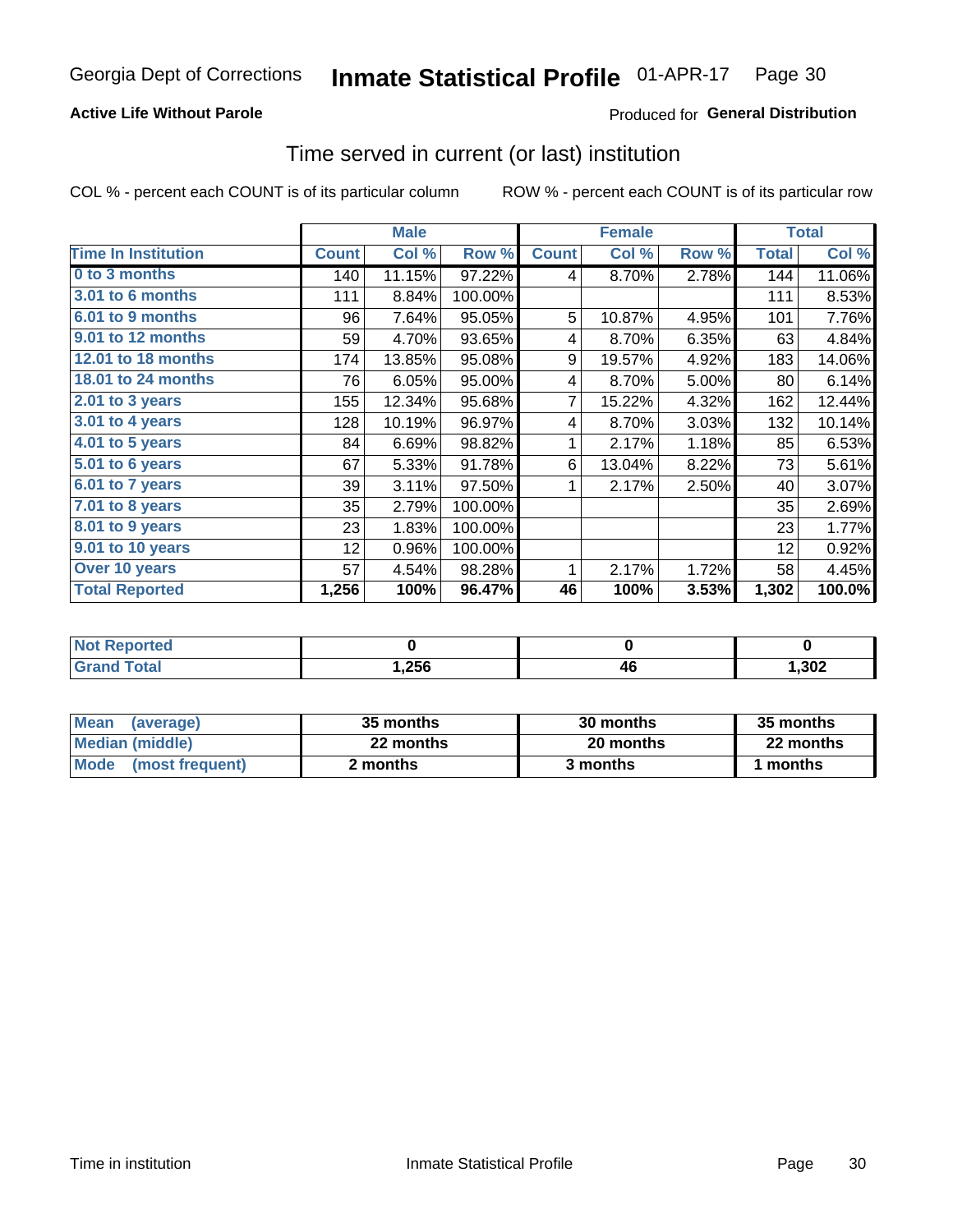# Georgia Dept of Corrections — Inmate Statistical Profile 01-APR-17

**Active Life Without Parole**

Produced for **General Distribution**

## Time served in current (or last) institution

COL % - percent each COUNT is of its particular column

ROW % - percent each COUNT is of its particular row

| | Male | | | Female | | | Total | |
|---|---|---|---|---|---|---|---|---|
| **Time In Institution** | **Count** | **Col %** | **Row %** | **Count** | **Col %** | **Row %** | **Total** | **Col %** |
| 0 to 3 months | 140 | 11.15% | 97.22% | 4 | 8.70% | 2.78% | 144 | 11.06% |
| 3.01 to 6 months | 111 | 8.84% | 100.00% | | | | 111 | 8.53% |
| 6.01 to 9 months | 96 | 7.64% | 95.05% | 5 | 10.87% | 4.95% | 101 | 7.76% |
| 9.01 to 12 months | 59 | 4.70% | 93.65% | 4 | 8.70% | 6.35% | 63 | 4.84% |
| 12.01 to 18 months | 174 | 13.85% | 95.08% | 9 | 19.57% | 4.92% | 183 | 14.06% |
| 18.01 to 24 months | 76 | 6.05% | 95.00% | 4 | 8.70% | 5.00% | 80 | 6.14% |
| 2.01 to 3 years | 155 | 12.34% | 95.68% | 7 | 15.22% | 4.32% | 162 | 12.44% |
| 3.01 to 4 years | 128 | 10.19% | 96.97% | 4 | 8.70% | 3.03% | 132 | 10.14% |
| 4.01 to 5 years | 84 | 6.69% | 98.82% | 1 | 2.17% | 1.18% | 85 | 6.53% |
| 5.01 to 6 years | 67 | 5.33% | 91.78% | 6 | 13.04% | 8.22% | 73 | 5.61% |
| 6.01 to 7 years | 39 | 3.11% | 97.50% | 1 | 2.17% | 2.50% | 40 | 3.07% |
| 7.01 to 8 years | 35 | 2.79% | 100.00% | | | | 35 | 2.69% |
| 8.01 to 9 years | 23 | 1.83% | 100.00% | | | | 23 | 1.77% |
| 9.01 to 10 years | 12 | 0.96% | 100.00% | | | | 12 | 0.92% |
| Over 10 years | 57 | 4.54% | 98.28% | 1 | 2.17% | 1.72% | 58 | 4.45% |
| **Total Reported** | **1,256** | **100%** | **96.47%** | **46** | **100%** | **3.53%** | **1,302** | **100.0%** |

| | Male | Female | Total |
|---|---|---|---|
| Not Reported | 0 | 0 | 0 |
| Grand Total | 1,256 | 46 | 1,302 |

| | Male | Female | Total |
|---|---|---|---|
| Mean (average) | 35 months | 30 months | 35 months |
| Median (middle) | 22 months | 20 months | 22 months |
| Mode (most frequent) | 2 months | 3 months | 1 months |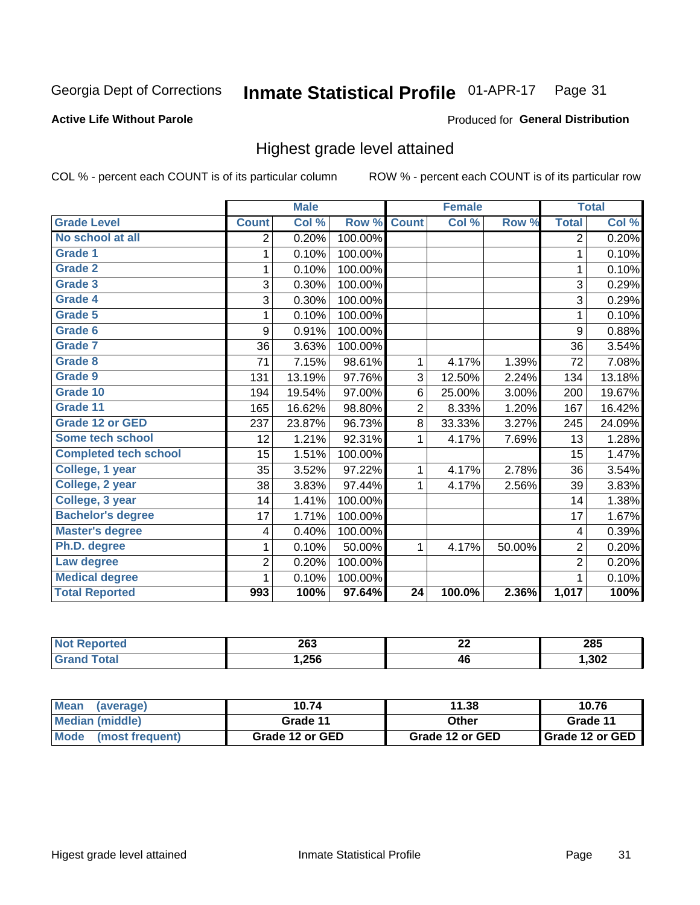Georgia Dept of Corrections **Inmate Statistical Profile** 01-APR-17

**Active Life Without Parole**

Produced for **General Distribution**

## Highest grade level attained

COL % - percent each COUNT is of its particular column

ROW % - percent each COUNT is of its particular row

| | Male | | | Female | | | Total | |
|---|---|---|---|---|---|---|---|---|
| **Grade Level** | **Count** | **Col %** | **Row %** | **Count** | **Col %** | **Row %** | **Total** | **Col %** |
| No school at all | 2 | 0.20% | 100.00% | | | | 2 | 0.20% |
| Grade 1 | 1 | 0.10% | 100.00% | | | | 1 | 0.10% |
| Grade 2 | 1 | 0.10% | 100.00% | | | | 1 | 0.10% |
| Grade 3 | 3 | 0.30% | 100.00% | | | | 3 | 0.29% |
| Grade 4 | 3 | 0.30% | 100.00% | | | | 3 | 0.29% |
| Grade 5 | 1 | 0.10% | 100.00% | | | | 1 | 0.10% |
| Grade 6 | 9 | 0.91% | 100.00% | | | | 9 | 0.88% |
| Grade 7 | 36 | 3.63% | 100.00% | | | | 36 | 3.54% |
| Grade 8 | 71 | 7.15% | 98.61% | 1 | 4.17% | 1.39% | 72 | 7.08% |
| Grade 9 | 131 | 13.19% | 97.76% | 3 | 12.50% | 2.24% | 134 | 13.18% |
| Grade 10 | 194 | 19.54% | 97.00% | 6 | 25.00% | 3.00% | 200 | 19.67% |
| Grade 11 | 165 | 16.62% | 98.80% | 2 | 8.33% | 1.20% | 167 | 16.42% |
| Grade 12 or GED | 237 | 23.87% | 96.73% | 8 | 33.33% | 3.27% | 245 | 24.09% |
| Some tech school | 12 | 1.21% | 92.31% | 1 | 4.17% | 7.69% | 13 | 1.28% |
| Completed tech school | 15 | 1.51% | 100.00% | | | | 15 | 1.47% |
| College, 1 year | 35 | 3.52% | 97.22% | 1 | 4.17% | 2.78% | 36 | 3.54% |
| College, 2 year | 38 | 3.83% | 97.44% | 1 | 4.17% | 2.56% | 39 | 3.83% |
| College, 3 year | 14 | 1.41% | 100.00% | | | | 14 | 1.38% |
| Bachelor's degree | 17 | 1.71% | 100.00% | | | | 17 | 1.67% |
| Master's degree | 4 | 0.40% | 100.00% | | | | 4 | 0.39% |
| Ph.D. degree | 1 | 0.10% | 50.00% | 1 | 4.17% | 50.00% | 2 | 0.20% |
| Law degree | 2 | 0.20% | 100.00% | | | | 2 | 0.20% |
| Medical degree | 1 | 0.10% | 100.00% | | | | 1 | 0.10% |
| **Total Reported** | **993** | **100%** | **97.64%** | **24** | **100.0%** | **2.36%** | **1,017** | **100%** |

| | Male | Female | Total |
|---|---|---|---|
| Not Reported | 263 | 22 | 285 |
| Grand Total | 1,256 | 46 | 1,302 |

| | Male | Female | Total |
|---|---|---|---|
| Mean (average) | 10.74 | 11.38 | 10.76 |
| Median (middle) | Grade 11 | Other | Grade 11 |
| Mode (most frequent) | Grade 12 or GED | Grade 12 or GED | Grade 12 or GED |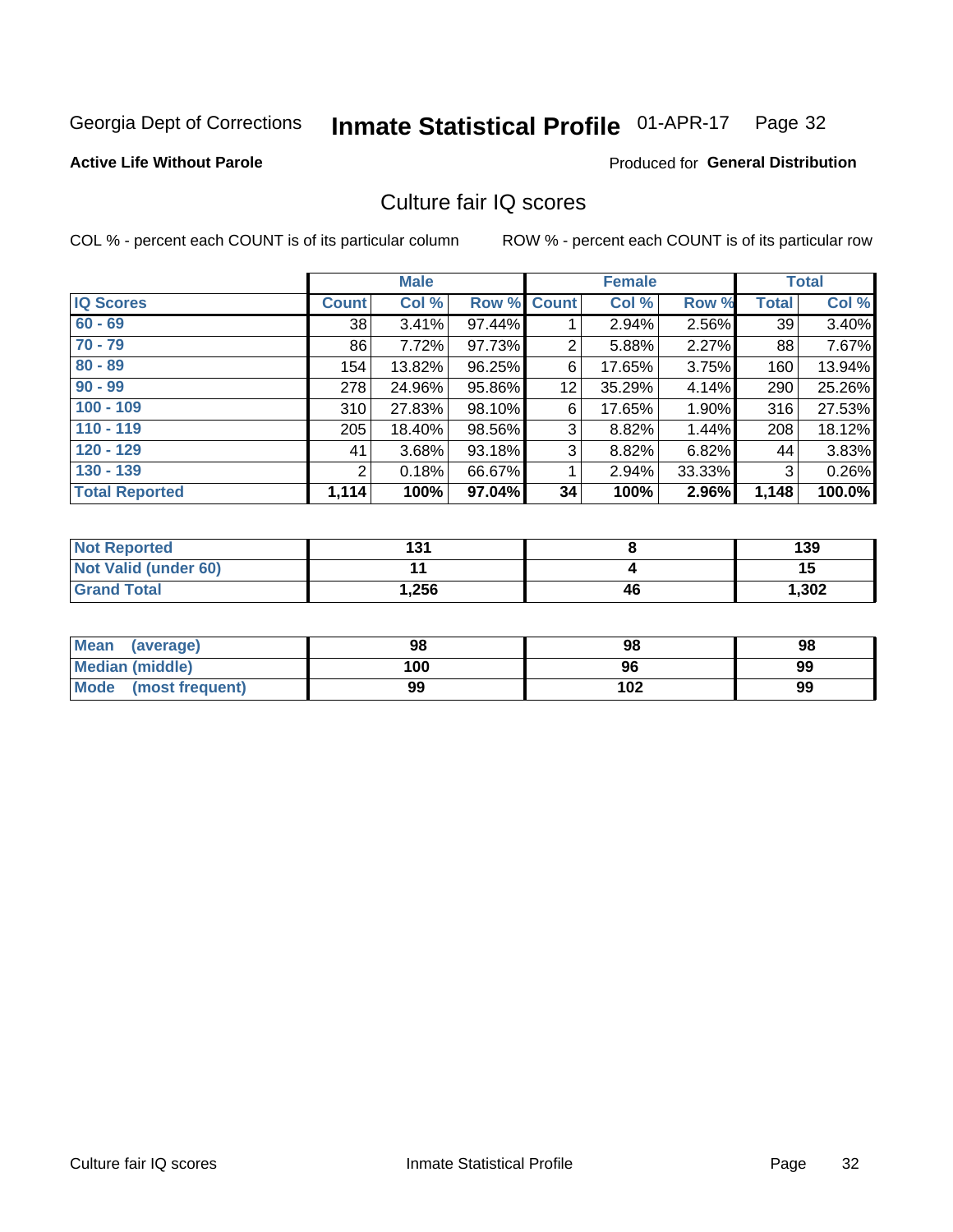Georgia Dept of Corrections **Inmate Statistical Profile** 01-APR-17

**Active Life Without Parole**

Produced for **General Distribution**

## Culture fair IQ scores

COL % - percent each COUNT is of its particular column

ROW % - percent each COUNT is of its particular row

| | Male | | | Female | | | Total | |
|---|---|---|---|---|---|---|---|---|
| **IQ Scores** | **Count** | **Col %** | **Row %** | **Count** | **Col %** | **Row %** | **Total** | **Col %** |
| 60 - 69 | 38 | 3.41% | 97.44% | 1 | 2.94% | 2.56% | 39 | 3.40% |
| 70 - 79 | 86 | 7.72% | 97.73% | 2 | 5.88% | 2.27% | 88 | 7.67% |
| 80 - 89 | 154 | 13.82% | 96.25% | 6 | 17.65% | 3.75% | 160 | 13.94% |
| 90 - 99 | 278 | 24.96% | 95.86% | 12 | 35.29% | 4.14% | 290 | 25.26% |
| 100 - 109 | 310 | 27.83% | 98.10% | 6 | 17.65% | 1.90% | 316 | 27.53% |
| 110 - 119 | 205 | 18.40% | 98.56% | 3 | 8.82% | 1.44% | 208 | 18.12% |
| 120 - 129 | 41 | 3.68% | 93.18% | 3 | 8.82% | 6.82% | 44 | 3.83% |
| 130 - 139 | 2 | 0.18% | 66.67% | 1 | 2.94% | 33.33% | 3 | 0.26% |
| **Total Reported** | **1,114** | **100%** | **97.04%** | **34** | **100%** | **2.96%** | **1,148** | **100.0%** |

| | Male | Female | Total |
|---|---|---|---|
| Not Reported | 131 | 8 | 139 |
| Not Valid (under 60) | 11 | 4 | 15 |
| Grand Total | 1,256 | 46 | 1,302 |

| | Male | Female | Total |
|---|---|---|---|
| Mean (average) | 98 | 98 | 98 |
| Median (middle) | 100 | 96 | 99 |
| Mode (most frequent) | 99 | 102 | 99 |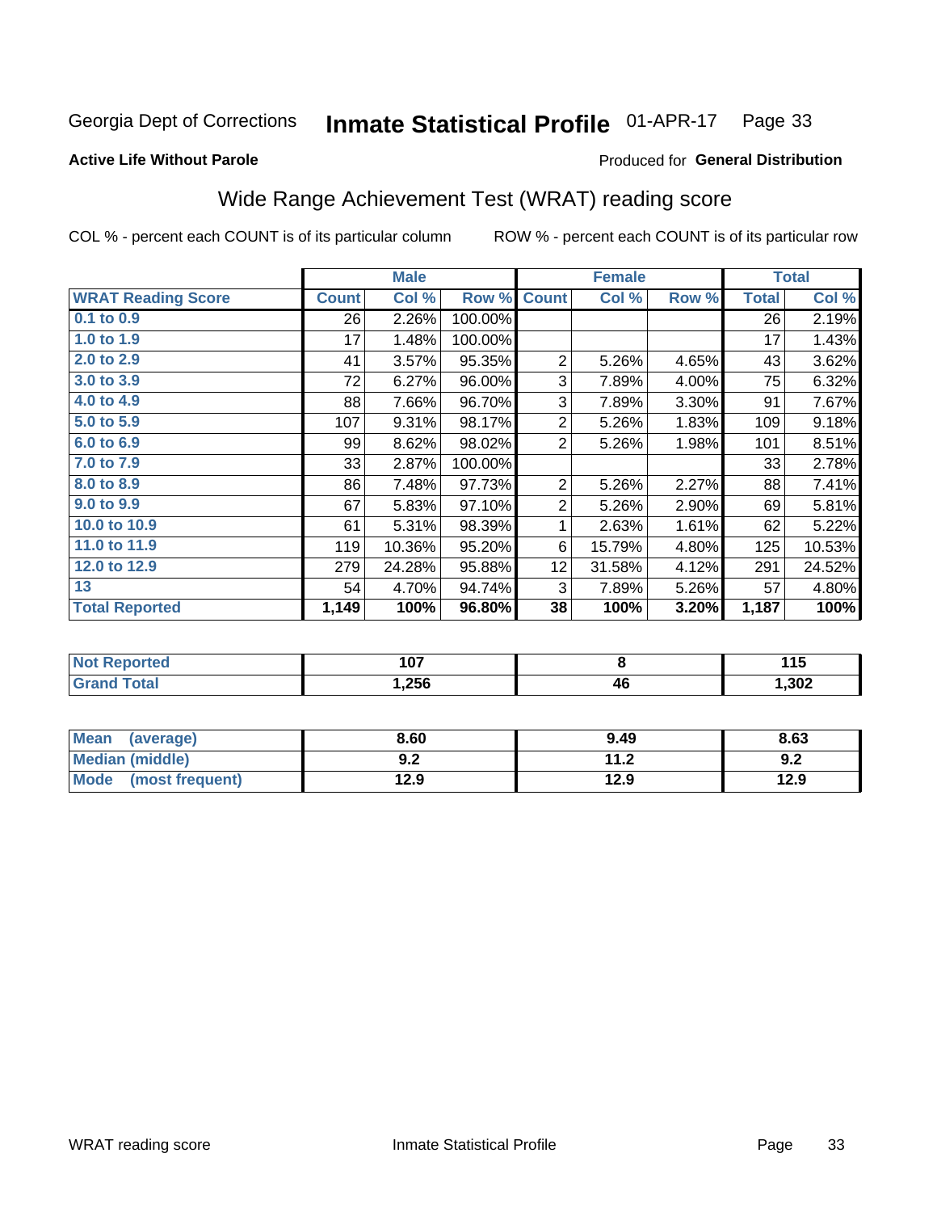Georgia Dept of Corrections **Inmate Statistical Profile** 01-APR-17

**Active Life Without Parole**

Produced for **General Distribution**

## Wide Range Achievement Test (WRAT) reading score

COL % - percent each COUNT is of its particular column ROW % - percent each COUNT is of its particular row

| | Male | | | Female | | | Total | |
|---|---|---|---|---|---|---|---|---|
| **WRAT Reading Score** | **Count** | **Col %** | **Row %** | **Count** | **Col %** | **Row %** | **Total** | **Col %** |
| 0.1 to 0.9 | 26 | 2.26% | 100.00% | | | | 26 | 2.19% |
| 1.0 to 1.9 | 17 | 1.48% | 100.00% | | | | 17 | 1.43% |
| 2.0 to 2.9 | 41 | 3.57% | 95.35% | 2 | 5.26% | 4.65% | 43 | 3.62% |
| 3.0 to 3.9 | 72 | 6.27% | 96.00% | 3 | 7.89% | 4.00% | 75 | 6.32% |
| 4.0 to 4.9 | 88 | 7.66% | 96.70% | 3 | 7.89% | 3.30% | 91 | 7.67% |
| 5.0 to 5.9 | 107 | 9.31% | 98.17% | 2 | 5.26% | 1.83% | 109 | 9.18% |
| 6.0 to 6.9 | 99 | 8.62% | 98.02% | 2 | 5.26% | 1.98% | 101 | 8.51% |
| 7.0 to 7.9 | 33 | 2.87% | 100.00% | | | | 33 | 2.78% |
| 8.0 to 8.9 | 86 | 7.48% | 97.73% | 2 | 5.26% | 2.27% | 88 | 7.41% |
| 9.0 to 9.9 | 67 | 5.83% | 97.10% | 2 | 5.26% | 2.90% | 69 | 5.81% |
| 10.0 to 10.9 | 61 | 5.31% | 98.39% | 1 | 2.63% | 1.61% | 62 | 5.22% |
| 11.0 to 11.9 | 119 | 10.36% | 95.20% | 6 | 15.79% | 4.80% | 125 | 10.53% |
| 12.0 to 12.9 | 279 | 24.28% | 95.88% | 12 | 31.58% | 4.12% | 291 | 24.52% |
| 13 | 54 | 4.70% | 94.74% | 3 | 7.89% | 5.26% | 57 | 4.80% |
| **Total Reported** | **1,149** | **100%** | **96.80%** | **38** | **100%** | **3.20%** | **1,187** | **100%** |

| | Male | Female | Total |
|---|---|---|---|
| Not Reported | 107 | 8 | 115 |
| Grand Total | 1,256 | 46 | 1,302 |

| | Male | Female | Total |
|---|---|---|---|
| Mean (average) | 8.60 | 9.49 | 8.63 |
| Median (middle) | 9.2 | 11.2 | 9.2 |
| Mode (most frequent) | 12.9 | 12.9 | 12.9 |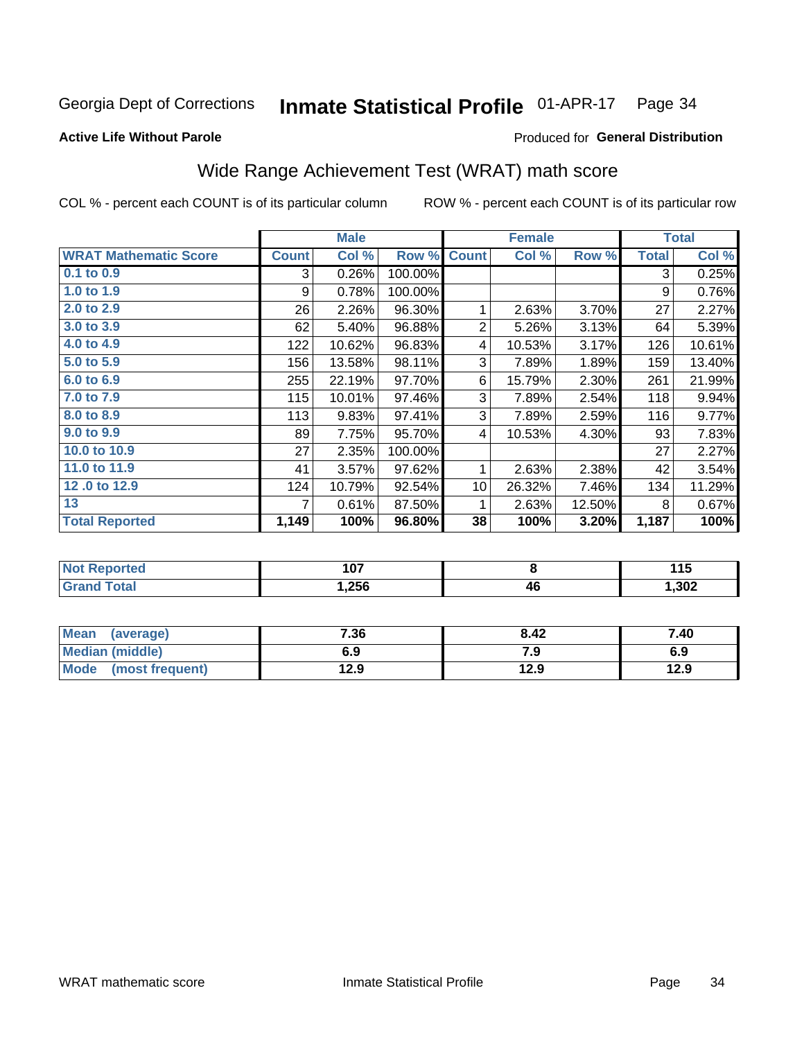Georgia Dept of Corrections **Inmate Statistical Profile** 01-APR-17 Page 34

**Active Life Without Parole**

Produced for **General Distribution**

## Wide Range Achievement Test (WRAT) math score

COL % - percent each COUNT is of its particular column ROW % - percent each COUNT is of its particular row

| | Male | | | Female | | | Total | |
|---|---|---|---|---|---|---|---|---|
| **WRAT Mathematic Score** | **Count** | **Col %** | **Row %** | **Count** | **Col %** | **Row %** | **Total** | **Col %** |
| 0.1 to 0.9 | 3 | 0.26% | 100.00% | | | | 3 | 0.25% |
| 1.0 to 1.9 | 9 | 0.78% | 100.00% | | | | 9 | 0.76% |
| 2.0 to 2.9 | 26 | 2.26% | 96.30% | 1 | 2.63% | 3.70% | 27 | 2.27% |
| 3.0 to 3.9 | 62 | 5.40% | 96.88% | 2 | 5.26% | 3.13% | 64 | 5.39% |
| 4.0 to 4.9 | 122 | 10.62% | 96.83% | 4 | 10.53% | 3.17% | 126 | 10.61% |
| 5.0 to 5.9 | 156 | 13.58% | 98.11% | 3 | 7.89% | 1.89% | 159 | 13.40% |
| 6.0 to 6.9 | 255 | 22.19% | 97.70% | 6 | 15.79% | 2.30% | 261 | 21.99% |
| 7.0 to 7.9 | 115 | 10.01% | 97.46% | 3 | 7.89% | 2.54% | 118 | 9.94% |
| 8.0 to 8.9 | 113 | 9.83% | 97.41% | 3 | 7.89% | 2.59% | 116 | 9.77% |
| 9.0 to 9.9 | 89 | 7.75% | 95.70% | 4 | 10.53% | 4.30% | 93 | 7.83% |
| 10.0 to 10.9 | 27 | 2.35% | 100.00% | | | | 27 | 2.27% |
| 11.0 to 11.9 | 41 | 3.57% | 97.62% | 1 | 2.63% | 2.38% | 42 | 3.54% |
| 12 .0 to 12.9 | 124 | 10.79% | 92.54% | 10 | 26.32% | 7.46% | 134 | 11.29% |
| 13 | 7 | 0.61% | 87.50% | 1 | 2.63% | 12.50% | 8 | 0.67% |
| **Total Reported** | **1,149** | **100%** | **96.80%** | **38** | **100%** | **3.20%** | **1,187** | **100%** |

| | Male | Female | Total |
|---|---|---|---|
| Not Reported | 107 | 8 | 115 |
| Grand Total | 1,256 | 46 | 1,302 |

| | Male | Female | Total |
|---|---|---|---|
| Mean (average) | 7.36 | 8.42 | 7.40 |
| Median (middle) | 6.9 | 7.9 | 6.9 |
| Mode (most frequent) | 12.9 | 12.9 | 12.9 |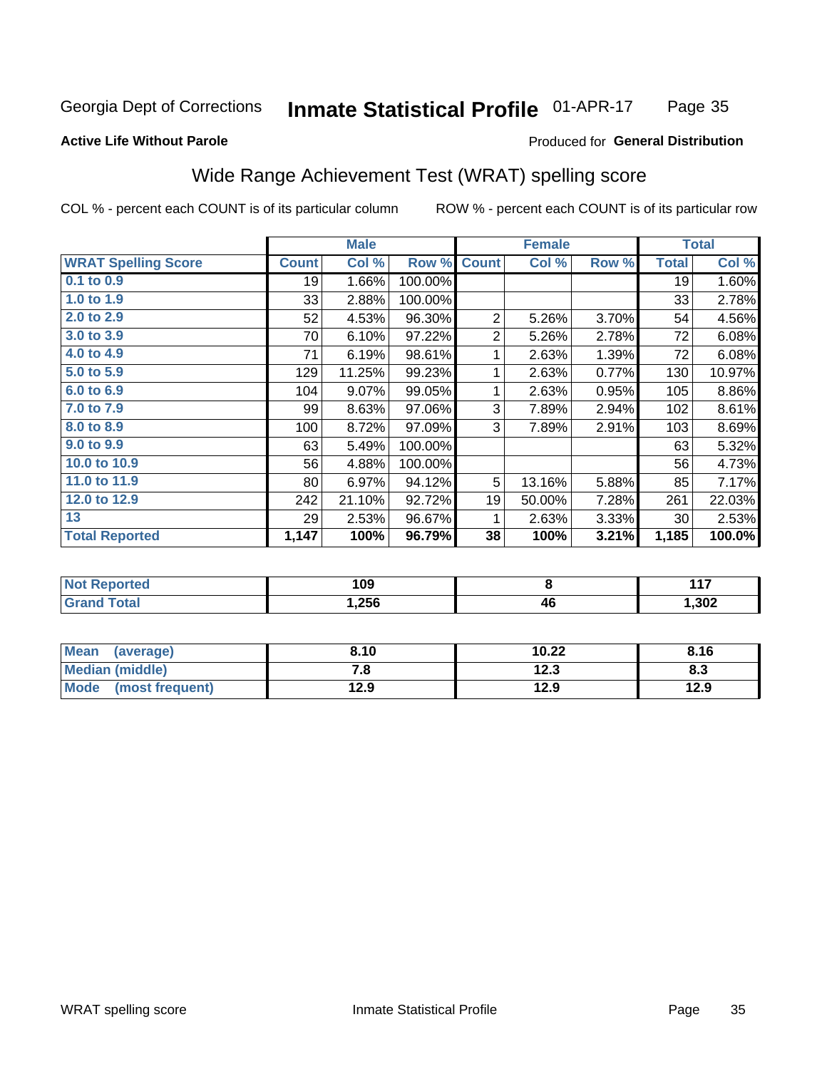Georgia Dept of Corrections **Inmate Statistical Profile** 01-APR-17

**Active Life Without Parole**

Produced for **General Distribution**

## Wide Range Achievement Test (WRAT) spelling score

COL % - percent each COUNT is of its particular column ROW % - percent each COUNT is of its particular row

| | Male | | | Female | | | Total | |
|---|---|---|---|---|---|---|---|---|
| **WRAT Spelling Score** | **Count** | **Col %** | **Row %** | **Count** | **Col %** | **Row %** | **Total** | **Col %** |
| 0.1 to 0.9 | 19 | 1.66% | 100.00% | | | | 19 | 1.60% |
| 1.0 to 1.9 | 33 | 2.88% | 100.00% | | | | 33 | 2.78% |
| 2.0 to 2.9 | 52 | 4.53% | 96.30% | 2 | 5.26% | 3.70% | 54 | 4.56% |
| 3.0 to 3.9 | 70 | 6.10% | 97.22% | 2 | 5.26% | 2.78% | 72 | 6.08% |
| 4.0 to 4.9 | 71 | 6.19% | 98.61% | 1 | 2.63% | 1.39% | 72 | 6.08% |
| 5.0 to 5.9 | 129 | 11.25% | 99.23% | 1 | 2.63% | 0.77% | 130 | 10.97% |
| 6.0 to 6.9 | 104 | 9.07% | 99.05% | 1 | 2.63% | 0.95% | 105 | 8.86% |
| 7.0 to 7.9 | 99 | 8.63% | 97.06% | 3 | 7.89% | 2.94% | 102 | 8.61% |
| 8.0 to 8.9 | 100 | 8.72% | 97.09% | 3 | 7.89% | 2.91% | 103 | 8.69% |
| 9.0 to 9.9 | 63 | 5.49% | 100.00% | | | | 63 | 5.32% |
| 10.0 to 10.9 | 56 | 4.88% | 100.00% | | | | 56 | 4.73% |
| 11.0 to 11.9 | 80 | 6.97% | 94.12% | 5 | 13.16% | 5.88% | 85 | 7.17% |
| 12.0 to 12.9 | 242 | 21.10% | 92.72% | 19 | 50.00% | 7.28% | 261 | 22.03% |
| 13 | 29 | 2.53% | 96.67% | 1 | 2.63% | 3.33% | 30 | 2.53% |
| **Total Reported** | **1,147** | **100%** | **96.79%** | **38** | **100%** | **3.21%** | **1,185** | **100.0%** |

| | Male | Female | Total |
|---|---|---|---|
| **Not Reported** | **109** | **8** | **117** |
| **Grand Total** | **1,256** | **46** | **1,302** |

| | Male | Female | Total |
|---|---|---|---|
| **Mean (average)** | **8.10** | **10.22** | **8.16** |
| **Median (middle)** | **7.8** | **12.3** | **8.3** |
| **Mode (most frequent)** | **12.9** | **12.9** | **12.9** |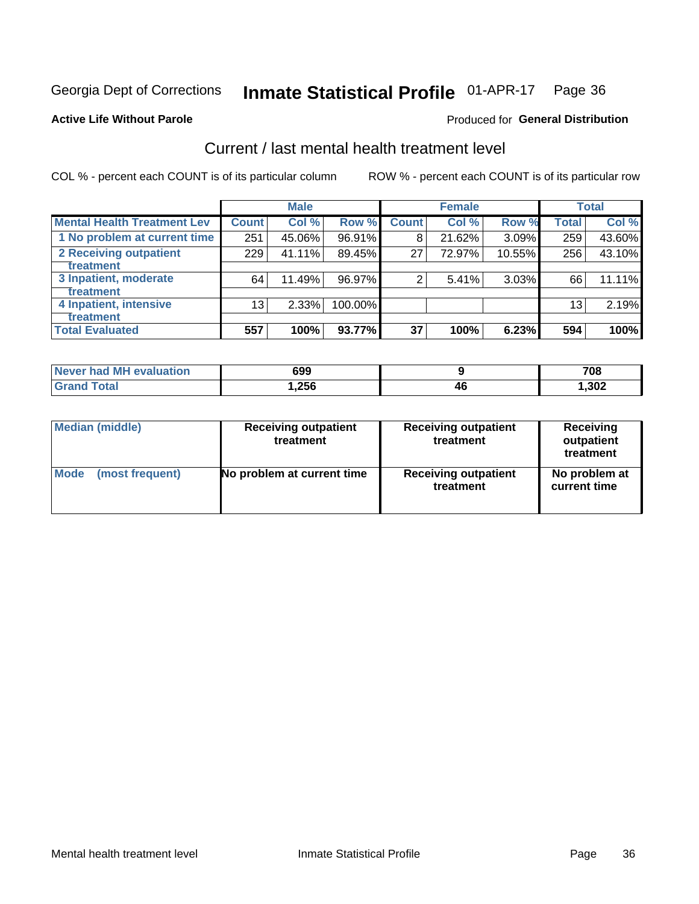Georgia Dept of Corrections **Inmate Statistical Profile** 01-APR-17

**Active Life Without Parole**

Produced for **General Distribution**

## Current / last mental health treatment level

COL % - percent each COUNT is of its particular column

ROW % - percent each COUNT is of its particular row

| | Male | | | Female | | | Total | |
|---|---|---|---|---|---|---|---|---|
| **Mental Health Treatment Lev** | **Count** | **Col %** | **Row %** | **Count** | **Col %** | **Row %** | **Total** | **Col %** |
| 1 No problem at current time | 251 | 45.06% | 96.91% | 8 | 21.62% | 3.09% | 259 | 43.60% |
| 2 Receiving outpatient treatment | 229 | 41.11% | 89.45% | 27 | 72.97% | 10.55% | 256 | 43.10% |
| 3 Inpatient, moderate treatment | 64 | 11.49% | 96.97% | 2 | 5.41% | 3.03% | 66 | 11.11% |
| 4 Inpatient, intensive treatment | 13 | 2.33% | 100.00% | | | | 13 | 2.19% |
| **Total Evaluated** | **557** | **100%** | **93.77%** | **37** | **100%** | **6.23%** | **594** | **100%** |

| | Male | Female | Total |
|---|---|---|---|
| **Never had MH evaluation** | **699** | **9** | **708** |
| **Grand Total** | **1,256** | **46** | **1,302** |

| | Male | Female | Total |
|---|---|---|---|
| **Median (middle)** | **Receiving outpatient treatment** | **Receiving outpatient treatment** | **Receiving outpatient treatment** |
| **Mode (most frequent)** | **No problem at current time** | **Receiving outpatient treatment** | **No problem at current time** |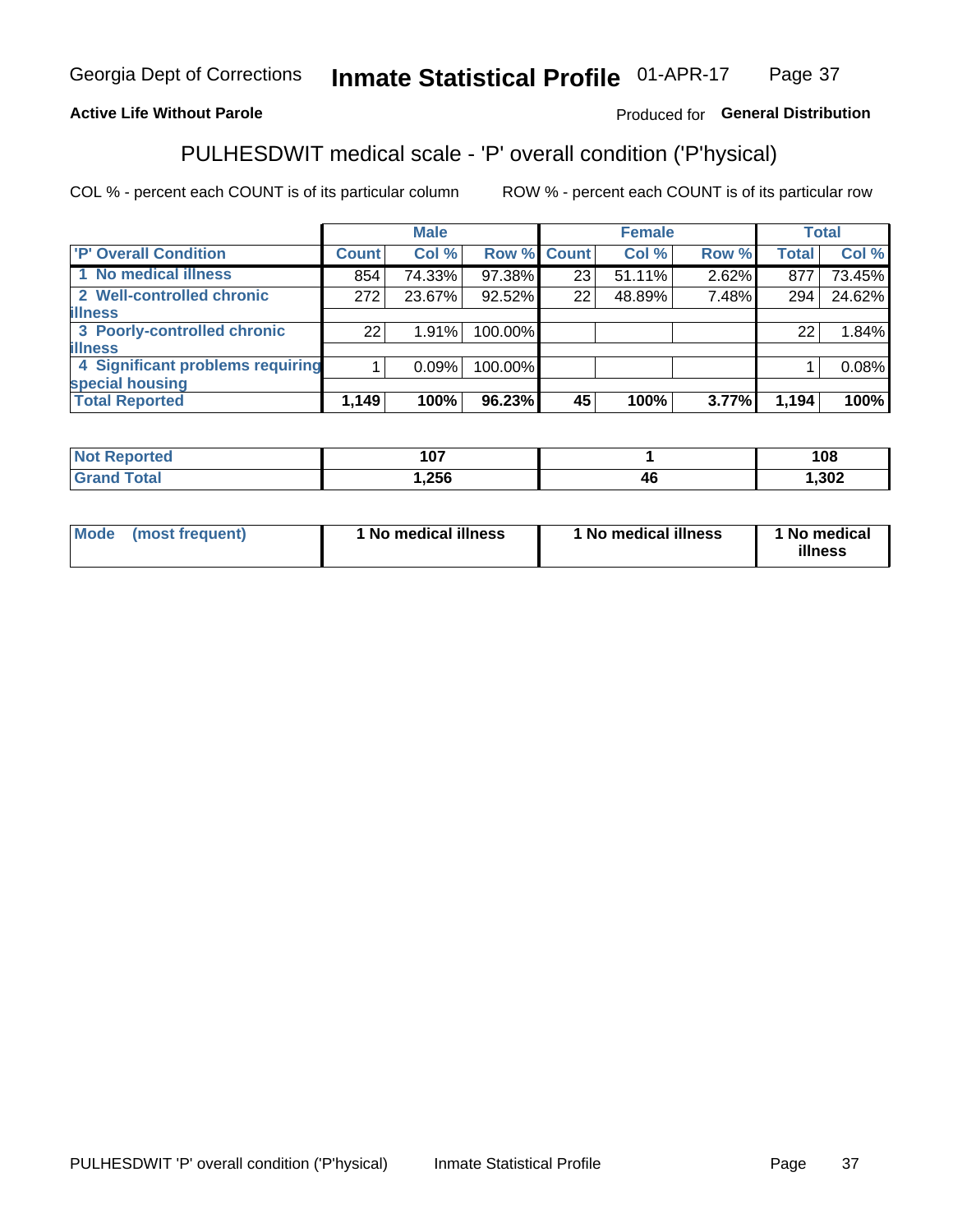**Georgia Dept of Corrections** **Inmate Statistical Profile** 01-APR-17

**Active Life Without Parole** Produced for **General Distribution**

## PULHESDWIT medical scale - 'P' overall condition ('P'hysical)

COL % - percent each COUNT is of its particular column     ROW % - percent each COUNT is of its particular row

| | Male | | | Female | | | Total | |
|---|---|---|---|---|---|---|---|---|
| **'P' Overall Condition** | **Count** | **Col %** | **Row %** | **Count** | **Col %** | **Row %** | **Total** | **Col %** |
| 1 No medical illness | 854 | 74.33% | 97.38% | 23 | 51.11% | 2.62% | 877 | 73.45% |
| 2 Well-controlled chronic illness | 272 | 23.67% | 92.52% | 22 | 48.89% | 7.48% | 294 | 24.62% |
| 3 Poorly-controlled chronic illness | 22 | 1.91% | 100.00% | | | | 22 | 1.84% |
| 4 Significant problems requiring special housing | 1 | 0.09% | 100.00% | | | | 1 | 0.08% |
| **Total Reported** | **1,149** | **100%** | **96.23%** | **45** | **100%** | **3.77%** | **1,194** | **100%** |

| | Male | Female | Total |
|---|---|---|---|
| **Not Reported** | **107** | **1** | **108** |
| **Grand Total** | **1,256** | **46** | **1,302** |

| | Male | Female | Total |
|---|---|---|---|
| **Mode (most frequent)** | **1 No medical illness** | **1 No medical illness** | **1 No medical illness** |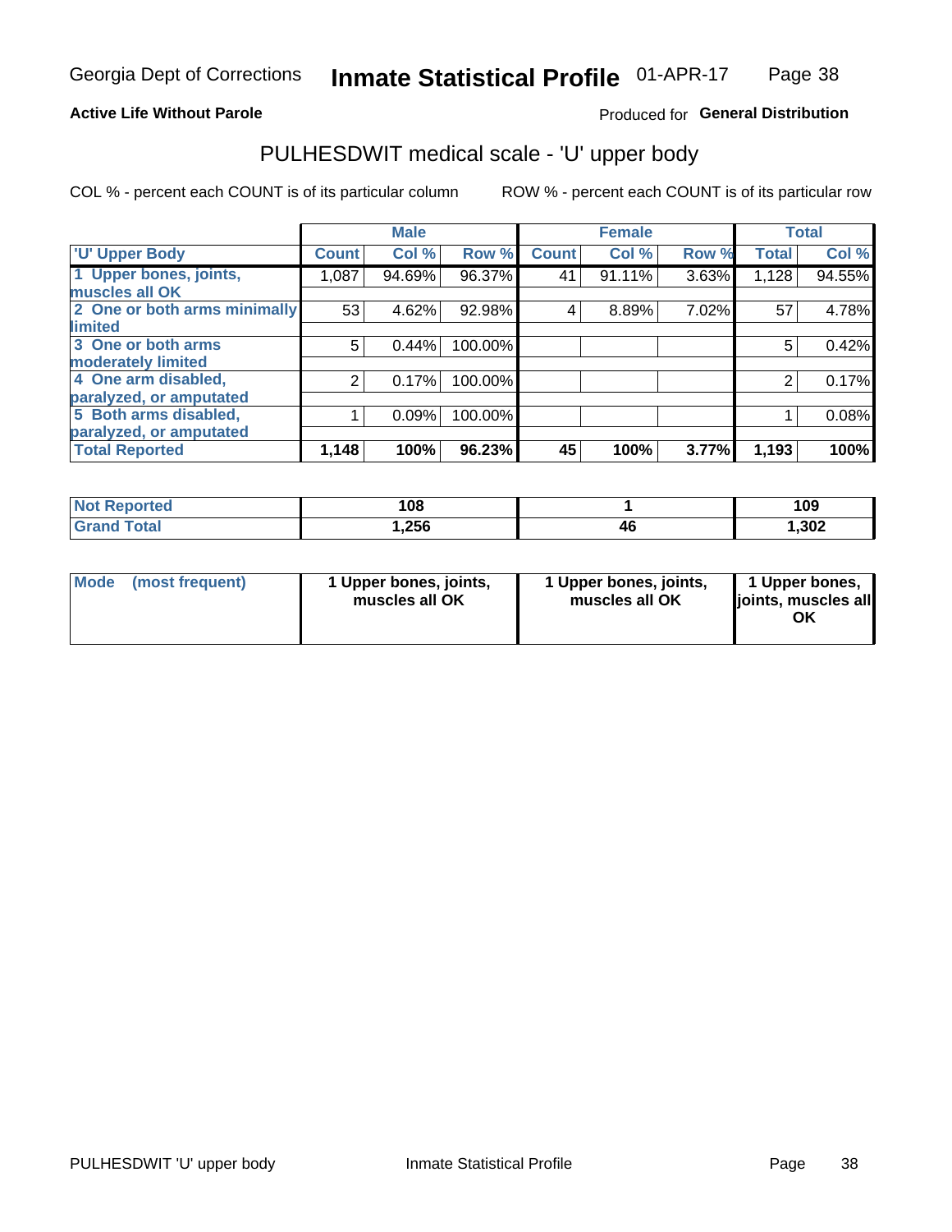Georgia Dept of Corrections **Inmate Statistical Profile** 01-APR-17

**Active Life Without Parole**

Produced for **General Distribution**

## PULHESDWIT medical scale - 'U' upper body

COL % - percent each COUNT is of its particular column

ROW % - percent each COUNT is of its particular row

| | Male | | | Female | | | Total | |
|---|---|---|---|---|---|---|---|---|
| 'U' Upper Body | Count | Col % | Row % | Count | Col % | Row % | Total | Col % |
| 1 Upper bones, joints, muscles all OK | 1,087 | 94.69% | 96.37% | 41 | 91.11% | 3.63% | 1,128 | 94.55% |
| 2 One or both arms minimally limited | 53 | 4.62% | 92.98% | 4 | 8.89% | 7.02% | 57 | 4.78% |
| 3 One or both arms moderately limited | 5 | 0.44% | 100.00% | | | | 5 | 0.42% |
| 4 One arm disabled, paralyzed, or amputated | 2 | 0.17% | 100.00% | | | | 2 | 0.17% |
| 5 Both arms disabled, paralyzed, or amputated | 1 | 0.09% | 100.00% | | | | 1 | 0.08% |
| **Total Reported** | **1,148** | **100%** | **96.23%** | **45** | **100%** | **3.77%** | **1,193** | **100%** |

| | Male | Female | Total |
|---|---|---|---|
| Not Reported | 108 | 1 | 109 |
| Grand Total | 1,256 | 46 | 1,302 |

| | Male | Female | Total |
|---|---|---|---|
| Mode (most frequent) | 1 Upper bones, joints, muscles all OK | 1 Upper bones, joints, muscles all OK | 1 Upper bones, joints, muscles all OK |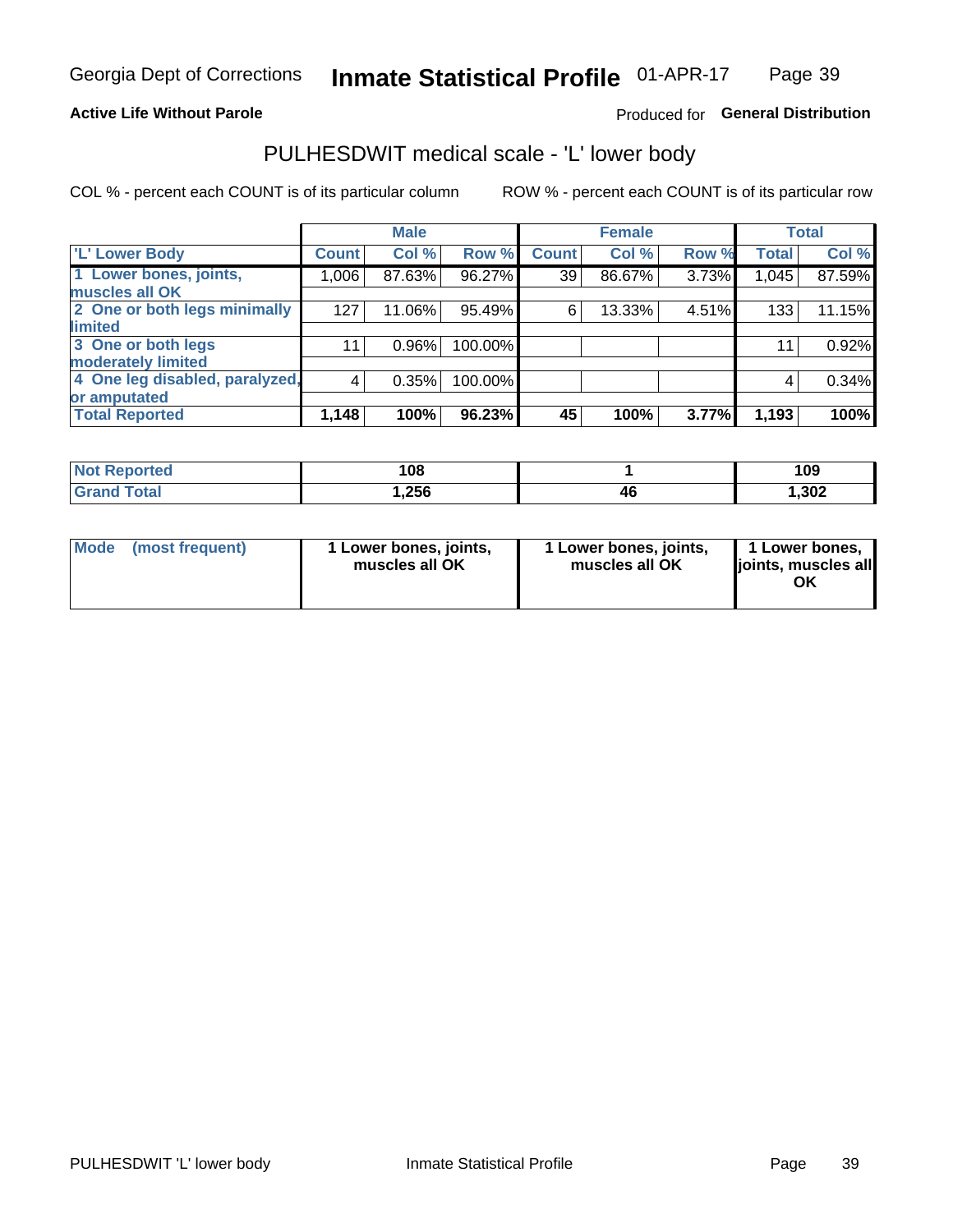**Active Life Without Parole**

Produced for **General Distribution**

## PULHESDWIT medical scale - 'L' lower body

COL % - percent each COUNT is of its particular column

ROW % - percent each COUNT is of its particular row

| | Male | | | Female | | | Total | |
|---|---|---|---|---|---|---|---|---|
| 'L' Lower Body | Count | Col % | Row % | Count | Col % | Row % | Total | Col % |
| 1 Lower bones, joints, muscles all OK | 1,006 | 87.63% | 96.27% | 39 | 86.67% | 3.73% | 1,045 | 87.59% |
| 2 One or both legs minimally limited | 127 | 11.06% | 95.49% | 6 | 13.33% | 4.51% | 133 | 11.15% |
| 3 One or both legs moderately limited | 11 | 0.96% | 100.00% | | | | 11 | 0.92% |
| 4 One leg disabled, paralyzed, or amputated | 4 | 0.35% | 100.00% | | | | 4 | 0.34% |
| **Total Reported** | **1,148** | **100%** | **96.23%** | **45** | **100%** | **3.77%** | **1,193** | **100%** |

| | Male | Female | Total |
|---|---|---|---|
| Not Reported | 108 | 1 | 109 |
| Grand Total | 1,256 | 46 | 1,302 |

| Mode (most frequent) | 1 Lower bones, joints, muscles all OK | 1 Lower bones, joints, muscles all OK | 1 Lower bones, joints, muscles all OK |
|---|---|---|---|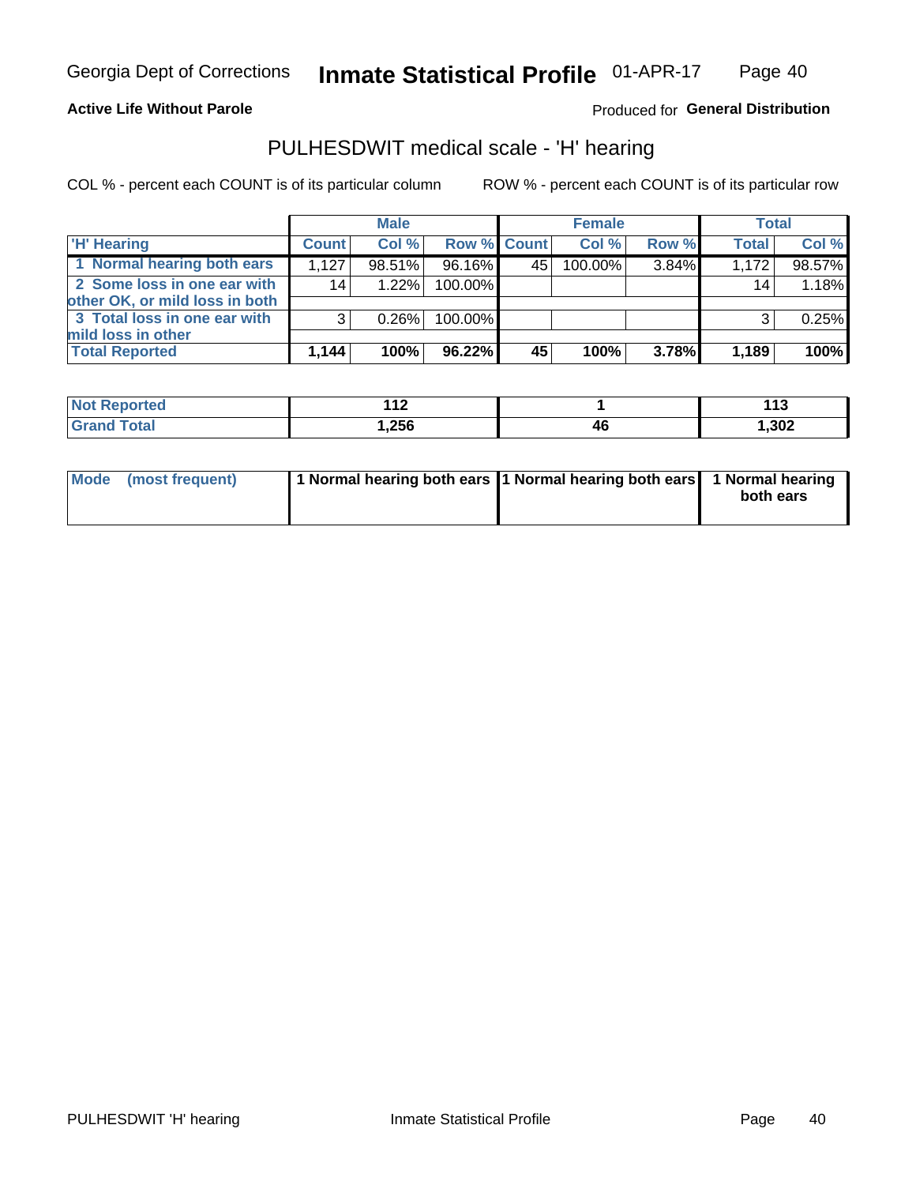Georgia Dept of Corrections **Inmate Statistical Profile** 01-APR-17

**Active Life Without Parole**

Produced for **General Distribution**

## PULHESDWIT medical scale - 'H' hearing

COL % - percent each COUNT is of its particular column

ROW % - percent each COUNT is of its particular row

| | Male | | | Female | | | Total | |
|---|---|---|---|---|---|---|---|---|
| 'H' Hearing | Count | Col % | Row % | Count | Col % | Row % | Total | Col % |
| 1 Normal hearing both ears | 1,127 | 98.51% | 96.16% | 45 | 100.00% | 3.84% | 1,172 | 98.57% |
| 2 Some loss in one ear with other OK, or mild loss in both | 14 | 1.22% | 100.00% | | | | 14 | 1.18% |
| 3 Total loss in one ear with mild loss in other | 3 | 0.26% | 100.00% | | | | 3 | 0.25% |
| **Total Reported** | **1,144** | **100%** | **96.22%** | **45** | **100%** | **3.78%** | **1,189** | **100%** |

| | Male | Female | Total |
|---|---|---|---|
| Not Reported | 112 | 1 | 113 |
| Grand Total | 1,256 | 46 | 1,302 |

| | Male | Female | Total |
|---|---|---|---|
| Mode (most frequent) | 1 Normal hearing both ears | 1 Normal hearing both ears | 1 Normal hearing both ears |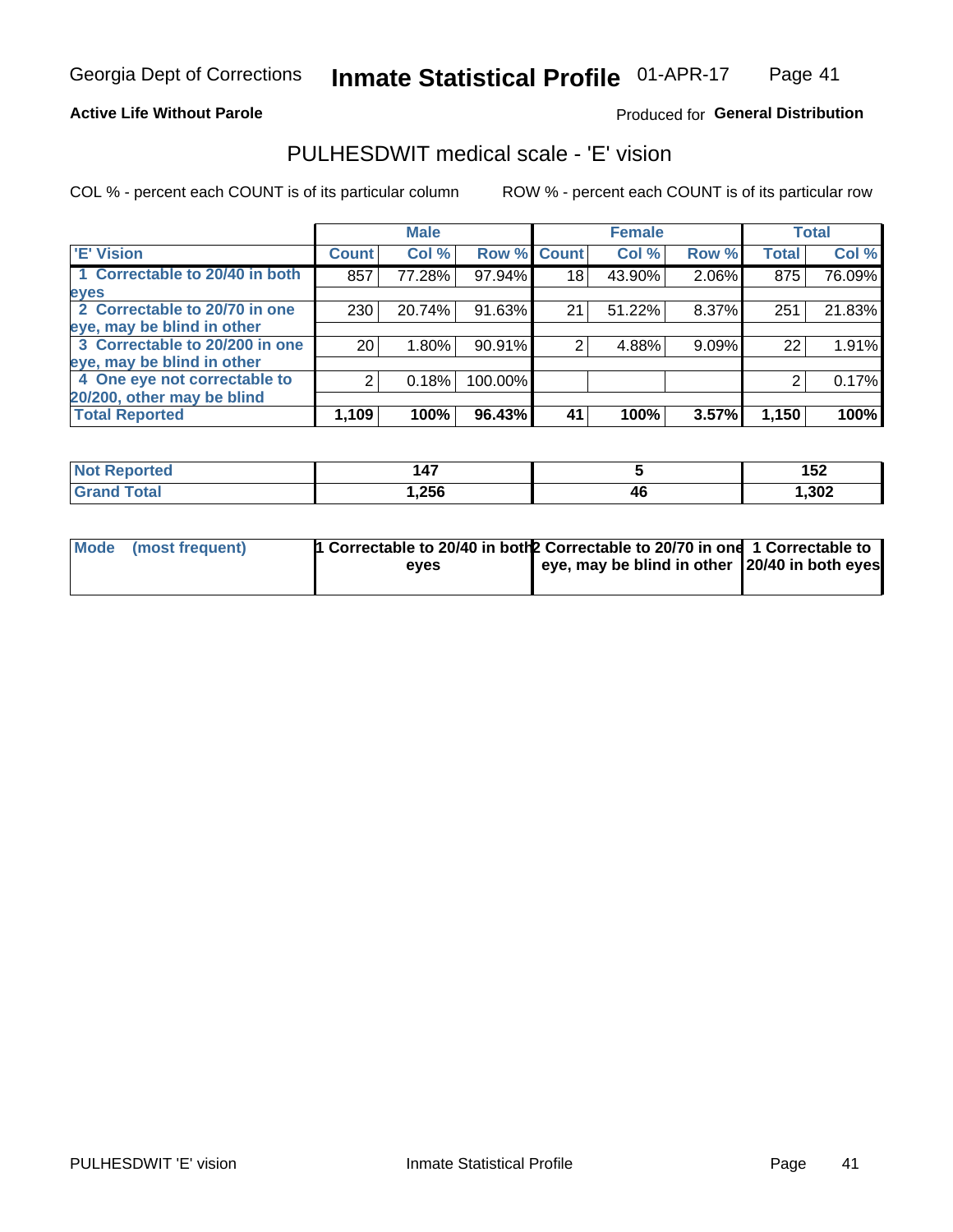Georgia Dept of Corrections **Inmate Statistical Profile** 01-APR-17

**Active Life Without Parole**

Produced for **General Distribution**

## PULHESDWIT medical scale - 'E' vision

COL % - percent each COUNT is of its particular column

ROW % - percent each COUNT is of its particular row

| | Male | | | Female | | | Total | |
|---|---|---|---|---|---|---|---|---|
| 'E' Vision | Count | Col % | Row % | Count | Col % | Row % | Total | Col % |
| 1 Correctable to 20/40 in both eyes | 857 | 77.28% | 97.94% | 18 | 43.90% | 2.06% | 875 | 76.09% |
| 2 Correctable to 20/70 in one eye, may be blind in other | 230 | 20.74% | 91.63% | 21 | 51.22% | 8.37% | 251 | 21.83% |
| 3 Correctable to 20/200 in one eye, may be blind in other | 20 | 1.80% | 90.91% | 2 | 4.88% | 9.09% | 22 | 1.91% |
| 4 One eye not correctable to 20/200, other may be blind | 2 | 0.18% | 100.00% | | | | 2 | 0.17% |
| **Total Reported** | **1,109** | **100%** | **96.43%** | **41** | **100%** | **3.57%** | **1,150** | **100%** |

| | Male | Female | Total |
|---|---|---|---|
| Not Reported | 147 | 5 | 152 |
| Grand Total | 1,256 | 46 | 1,302 |

| | Male | Female | Total |
|---|---|---|---|
| Mode (most frequent) | 1 Correctable to 20/40 in both eyes | 2 Correctable to 20/70 in one eye, may be blind in other | 1 Correctable to 20/40 in both eyes |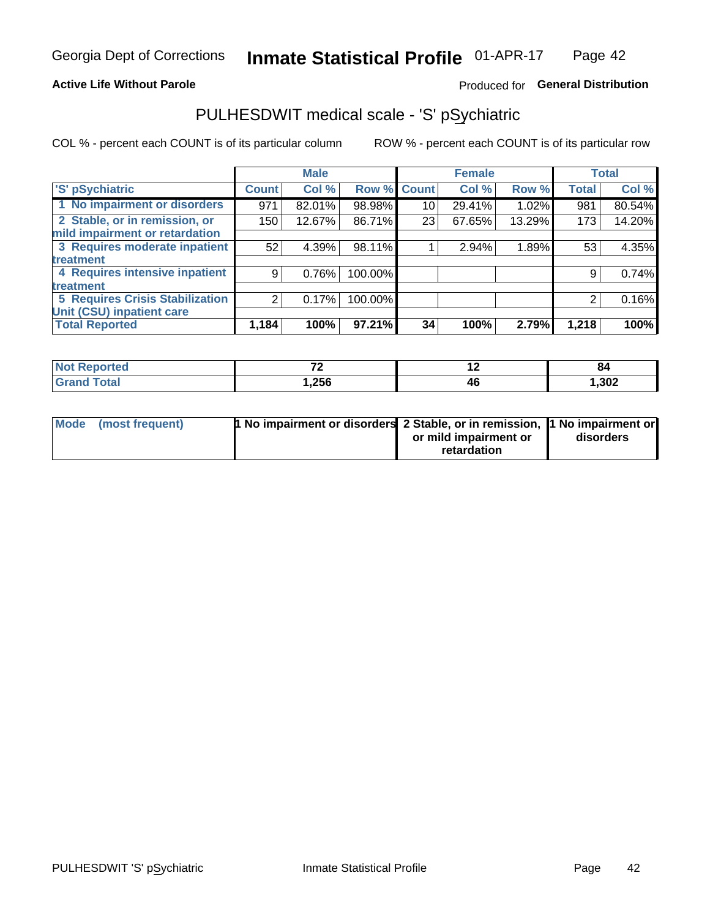**Active Life Without Parole**

Produced for **General Distribution**

## PULHESDWIT medical scale - 'S' pSychiatric

COL % - percent each COUNT is of its particular column

ROW % - percent each COUNT is of its particular row

| | Male | | | Female | | | Total | |
|---|---|---|---|---|---|---|---|---|
| 'S' pSychiatric | Count | Col % | Row % | Count | Col % | Row % | Total | Col % |
| 1 No impairment or disorders | 971 | 82.01% | 98.98% | 10 | 29.41% | 1.02% | 981 | 80.54% |
| 2 Stable, or in remission, or mild impairment or retardation | 150 | 12.67% | 86.71% | 23 | 67.65% | 13.29% | 173 | 14.20% |
| 3 Requires moderate inpatient treatment | 52 | 4.39% | 98.11% | 1 | 2.94% | 1.89% | 53 | 4.35% |
| 4 Requires intensive inpatient treatment | 9 | 0.76% | 100.00% | | | | 9 | 0.74% |
| 5 Requires Crisis Stabilization Unit (CSU) inpatient care | 2 | 0.17% | 100.00% | | | | 2 | 0.16% |
| **Total Reported** | **1,184** | **100%** | **97.21%** | **34** | **100%** | **2.79%** | **1,218** | **100%** |

| | Male | Female | Total |
|---|---|---|---|
| Not Reported | 72 | 12 | 84 |
| Grand Total | 1,256 | 46 | 1,302 |

| | Male | Female | Total |
|---|---|---|---|
| Mode (most frequent) | 1 No impairment or disorders | 2 Stable, or in remission, or mild impairment or retardation | 1 No impairment or disorders |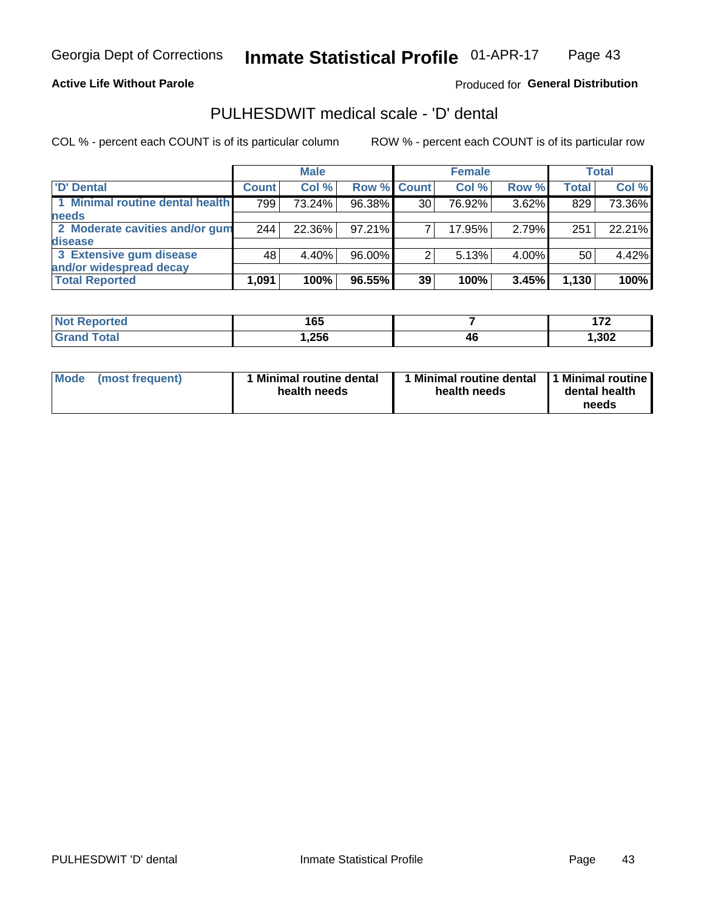Georgia Dept of Corrections **Inmate Statistical Profile** 01-APR-17

**Active Life Without Parole**

Produced for **General Distribution**

## PULHESDWIT medical scale - 'D' dental

COL % - percent each COUNT is of its particular column

ROW % - percent each COUNT is of its particular row

| | Male | | | Female | | | Total | |
|---|---|---|---|---|---|---|---|---|
| 'D' Dental | Count | Col % | Row % | Count | Col % | Row % | Total | Col % |
| 1 Minimal routine dental health needs | 799 | 73.24% | 96.38% | 30 | 76.92% | 3.62% | 829 | 73.36% |
| 2 Moderate cavities and/or gum disease | 244 | 22.36% | 97.21% | 7 | 17.95% | 2.79% | 251 | 22.21% |
| 3 Extensive gum disease and/or widespread decay | 48 | 4.40% | 96.00% | 2 | 5.13% | 4.00% | 50 | 4.42% |
| **Total Reported** | **1,091** | **100%** | **96.55%** | **39** | **100%** | **3.45%** | **1,130** | **100%** |

| | Male | Female | Total |
|---|---|---|---|
| Not Reported | 165 | 7 | 172 |
| Grand Total | 1,256 | 46 | 1,302 |

| | Male | Female | Total |
|---|---|---|---|
| Mode (most frequent) | 1 Minimal routine dental health needs | 1 Minimal routine dental health needs | 1 Minimal routine dental health needs |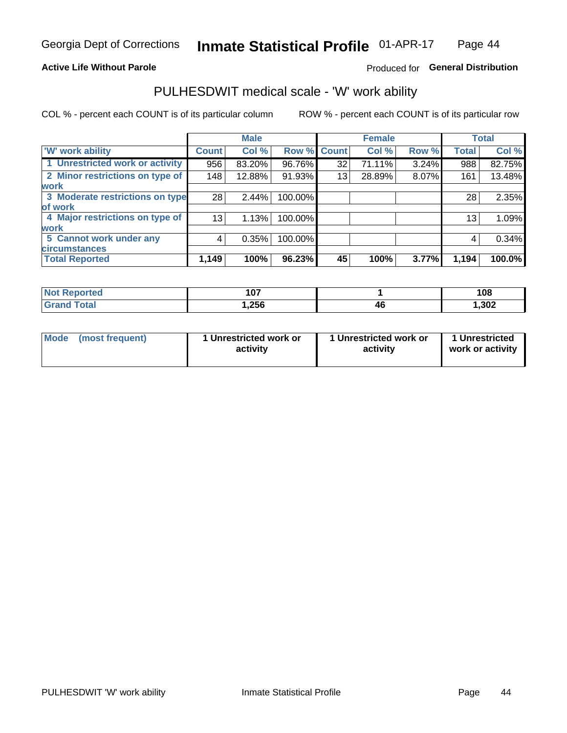Georgia Dept of Corrections **Inmate Statistical Profile** 01-APR-17

**Active Life Without Parole**

Produced for **General Distribution**

## PULHESDWIT medical scale - 'W' work ability

COL % - percent each COUNT is of its particular column

ROW % - percent each COUNT is of its particular row

| | Male | | | Female | | | Total | |
|---|---|---|---|---|---|---|---|---|
| 'W' work ability | Count | Col % | Row % | Count | Col % | Row % | Total | Col % |
| 1 Unrestricted work or activity | 956 | 83.20% | 96.76% | 32 | 71.11% | 3.24% | 988 | 82.75% |
| 2 Minor restrictions on type of work | 148 | 12.88% | 91.93% | 13 | 28.89% | 8.07% | 161 | 13.48% |
| 3 Moderate restrictions on type of work | 28 | 2.44% | 100.00% | | | | 28 | 2.35% |
| 4 Major restrictions on type of work | 13 | 1.13% | 100.00% | | | | 13 | 1.09% |
| 5 Cannot work under any circumstances | 4 | 0.35% | 100.00% | | | | 4 | 0.34% |
| **Total Reported** | **1,149** | **100%** | **96.23%** | **45** | **100%** | **3.77%** | **1,194** | **100.0%** |

| | Male | Female | Total |
|---|---|---|---|
| Not Reported | 107 | 1 | 108 |
| Grand Total | 1,256 | 46 | 1,302 |

| | Male | Female | Total |
|---|---|---|---|
| Mode (most frequent) | 1 Unrestricted work or activity | 1 Unrestricted work or activity | 1 Unrestricted work or activity |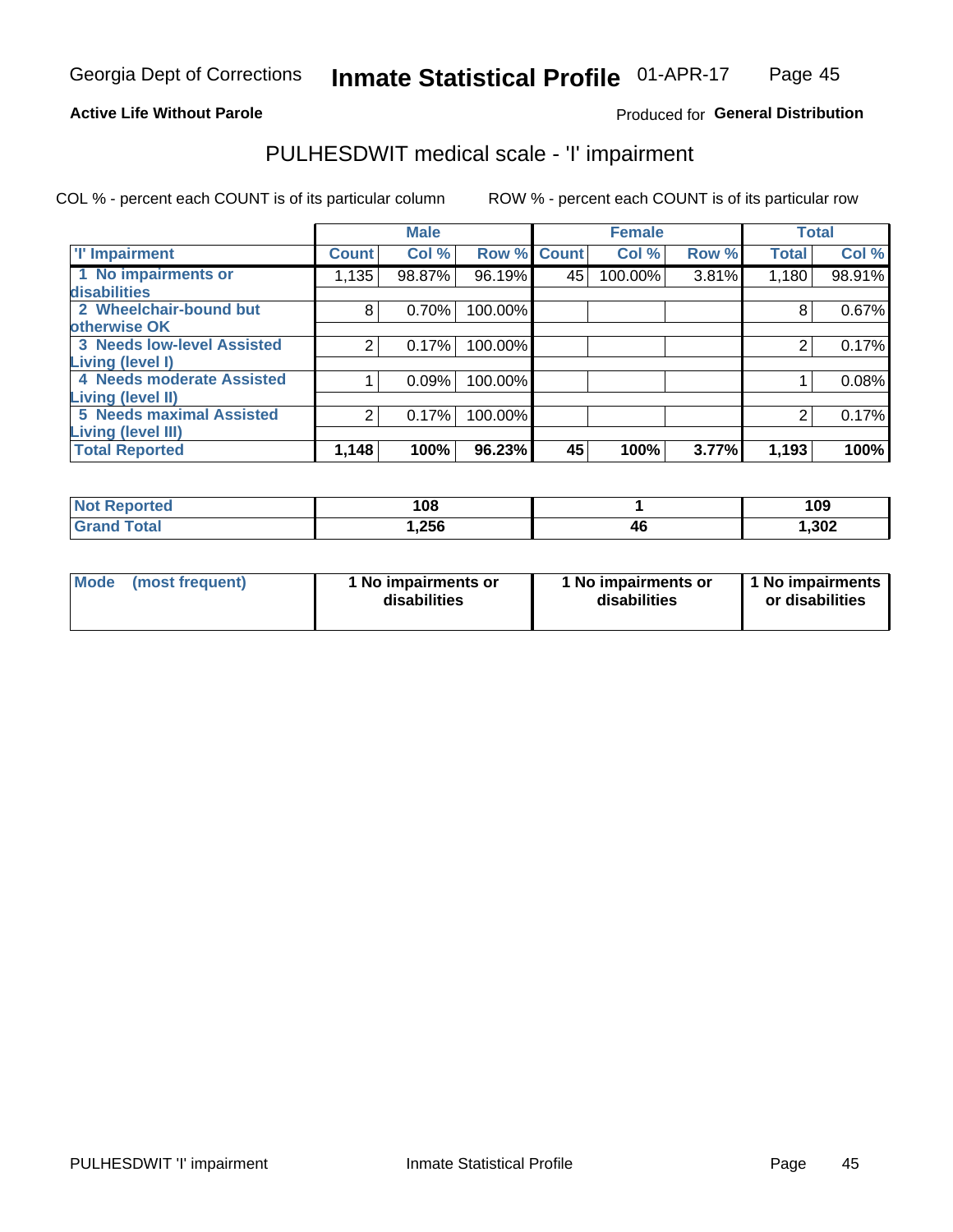Georgia Dept of Corrections **Inmate Statistical Profile** 01-APR-17

**Active Life Without Parole**

Produced for **General Distribution**

## PULHESDWIT medical scale - 'I' impairment

COL % - percent each COUNT is of its particular column ROW % - percent each COUNT is of its particular row

| | Male | | | Female | | | Total | |
|---|---|---|---|---|---|---|---|---|
| 'I' Impairment | Count | Col % | Row % | Count | Col % | Row % | Total | Col % |
| 1 No impairments or disabilities | 1,135 | 98.87% | 96.19% | 45 | 100.00% | 3.81% | 1,180 | 98.91% |
| 2 Wheelchair-bound but otherwise OK | 8 | 0.70% | 100.00% | | | | 8 | 0.67% |
| 3 Needs low-level Assisted Living (level I) | 2 | 0.17% | 100.00% | | | | 2 | 0.17% |
| 4 Needs moderate Assisted Living (level II) | 1 | 0.09% | 100.00% | | | | 1 | 0.08% |
| 5 Needs maximal Assisted Living (level III) | 2 | 0.17% | 100.00% | | | | 2 | 0.17% |
| **Total Reported** | **1,148** | **100%** | **96.23%** | **45** | **100%** | **3.77%** | **1,193** | **100%** |

| | Male | Female | Total |
|---|---|---|---|
| Not Reported | 108 | 1 | 109 |
| Grand Total | 1,256 | 46 | 1,302 |

| | Male | Female | Total |
|---|---|---|---|
| Mode (most frequent) | 1 No impairments or disabilities | 1 No impairments or disabilities | 1 No impairments or disabilities |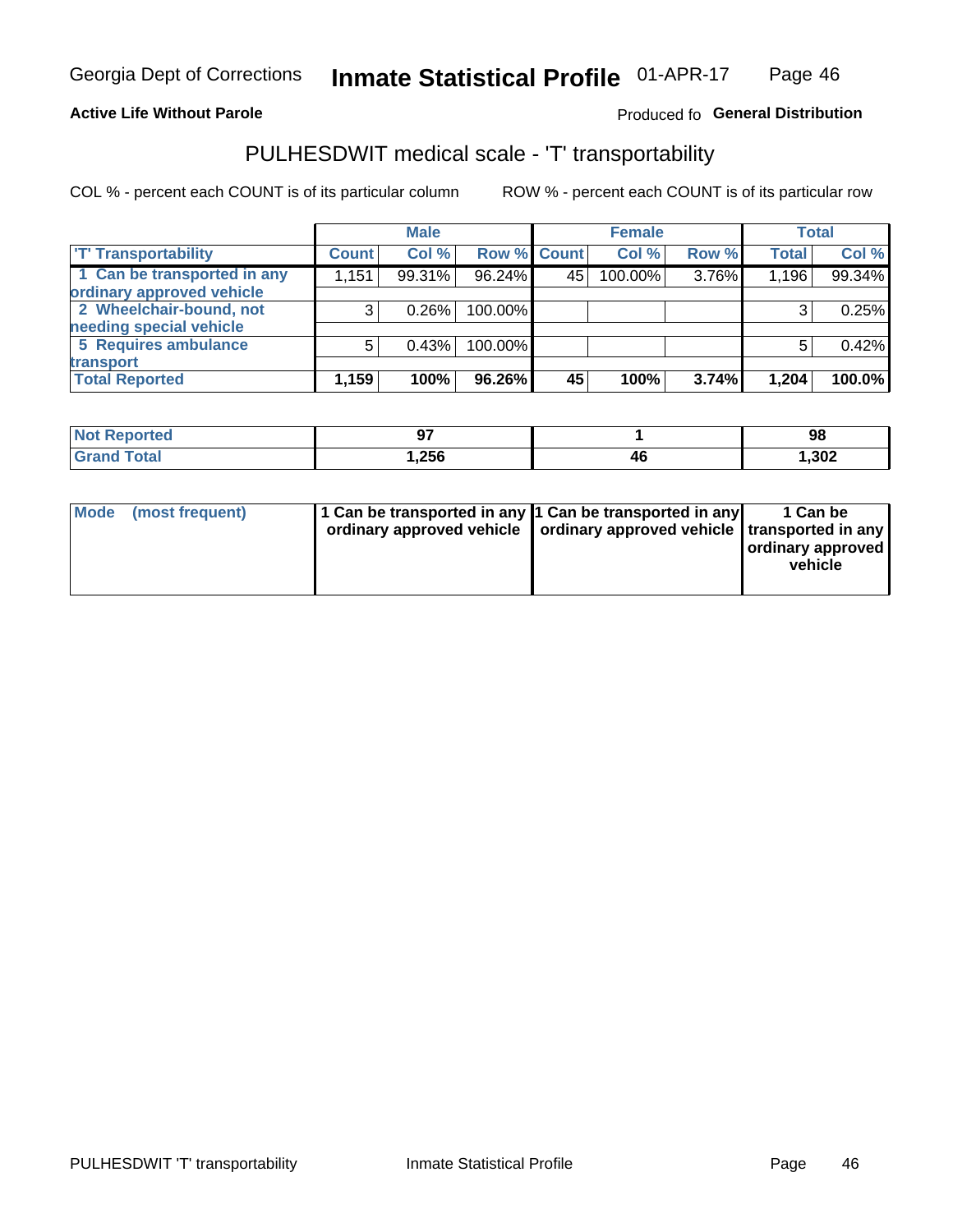Georgia Dept of Corrections **Inmate Statistical Profile** 01-APR-17

**Active Life Without Parole**

Produced fo **General Distribution**

## PULHESDWIT medical scale - 'T' transportability

COL % - percent each COUNT is of its particular column ROW % - percent each COUNT is of its particular row

| | Male | | | Female | | | Total | |
|---|---|---|---|---|---|---|---|---|
| 'T' Transportability | Count | Col % | Row % | Count | Col % | Row % | Total | Col % |
| 1 Can be transported in any ordinary approved vehicle | 1,151 | 99.31% | 96.24% | 45 | 100.00% | 3.76% | 1,196 | 99.34% |
| 2 Wheelchair-bound, not needing special vehicle | 3 | 0.26% | 100.00% | | | | 3 | 0.25% |
| 5 Requires ambulance transport | 5 | 0.43% | 100.00% | | | | 5 | 0.42% |
| **Total Reported** | **1,159** | **100%** | **96.26%** | **45** | **100%** | **3.74%** | **1,204** | **100.0%** |

| | Male | Female | Total |
|---|---|---|---|
| Not Reported | 97 | 1 | 98 |
| Grand Total | 1,256 | 46 | 1,302 |

| Mode (most frequent) | Male | Female | Total |
|---|---|---|---|
| | 1 Can be transported in any ordinary approved vehicle | 1 Can be transported in any ordinary approved vehicle | 1 Can be transported in any ordinary approved vehicle |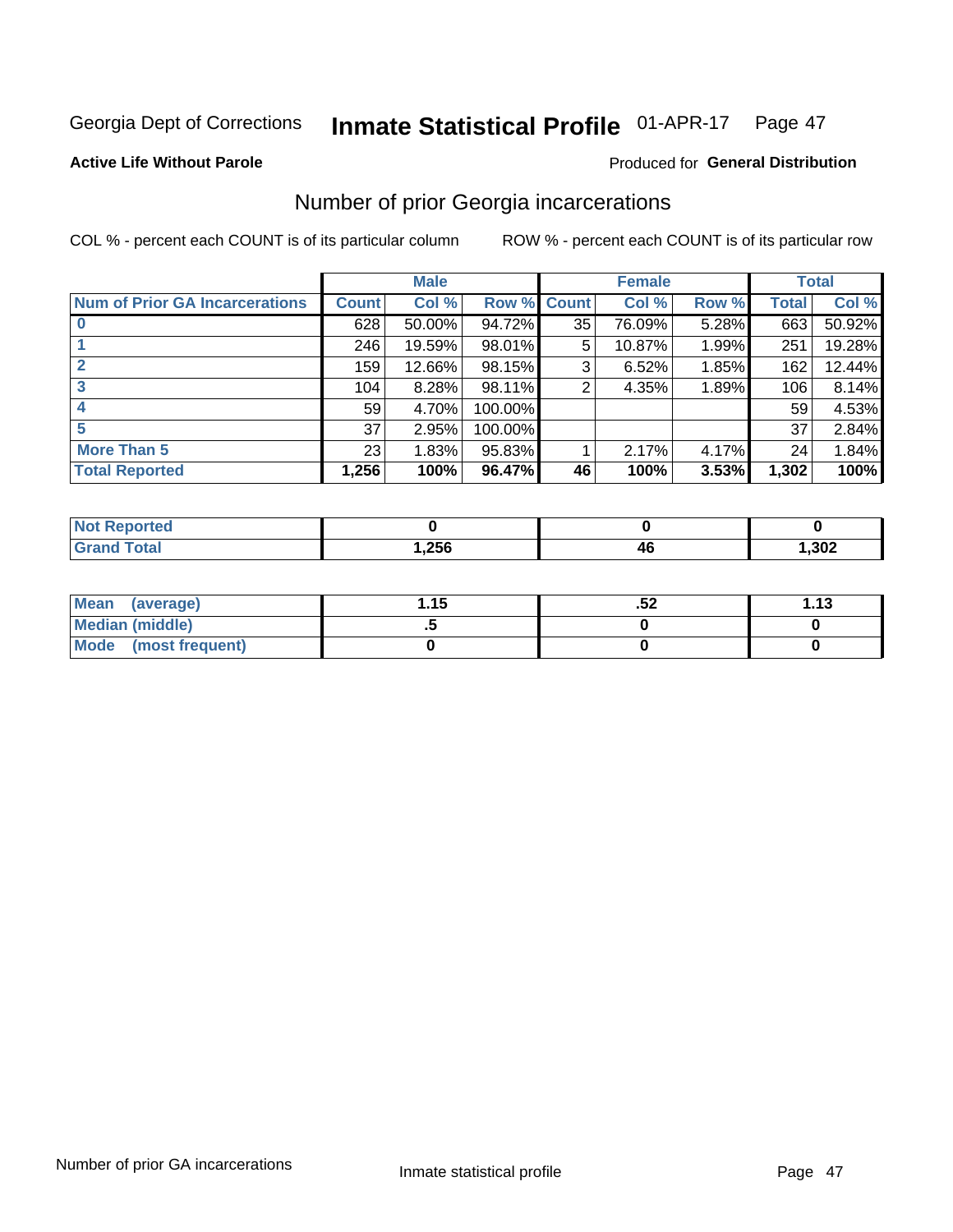Georgia Dept of Corrections **Inmate Statistical Profile** 01-APR-17

**Active Life Without Parole**

Produced for **General Distribution**

## Number of prior Georgia incarcerations

COL % - percent each COUNT is of its particular column

ROW % - percent each COUNT is of its particular row

| | Male | | | Female | | | Total | |
|---|---|---|---|---|---|---|---|---|
| **Num of Prior GA Incarcerations** | **Count** | **Col %** | **Row %** | **Count** | **Col %** | **Row %** | **Total** | **Col %** |
| **0** | 628 | 50.00% | 94.72% | 35 | 76.09% | 5.28% | 663 | 50.92% |
| **1** | 246 | 19.59% | 98.01% | 5 | 10.87% | 1.99% | 251 | 19.28% |
| **2** | 159 | 12.66% | 98.15% | 3 | 6.52% | 1.85% | 162 | 12.44% |
| **3** | 104 | 8.28% | 98.11% | 2 | 4.35% | 1.89% | 106 | 8.14% |
| **4** | 59 | 4.70% | 100.00% | | | | 59 | 4.53% |
| **5** | 37 | 2.95% | 100.00% | | | | 37 | 2.84% |
| **More Than 5** | 23 | 1.83% | 95.83% | 1 | 2.17% | 4.17% | 24 | 1.84% |
| **Total Reported** | **1,256** | **100%** | **96.47%** | **46** | **100%** | **3.53%** | **1,302** | **100%** |

| | Male | Female | Total |
|---|---|---|---|
| **Not Reported** | **0** | **0** | **0** |
| **Grand Total** | **1,256** | **46** | **1,302** |

| | Male | Female | Total |
|---|---|---|---|
| **Mean (average)** | **1.15** | **.52** | **1.13** |
| **Median (middle)** | **.5** | **0** | **0** |
| **Mode (most frequent)** | **0** | **0** | **0** |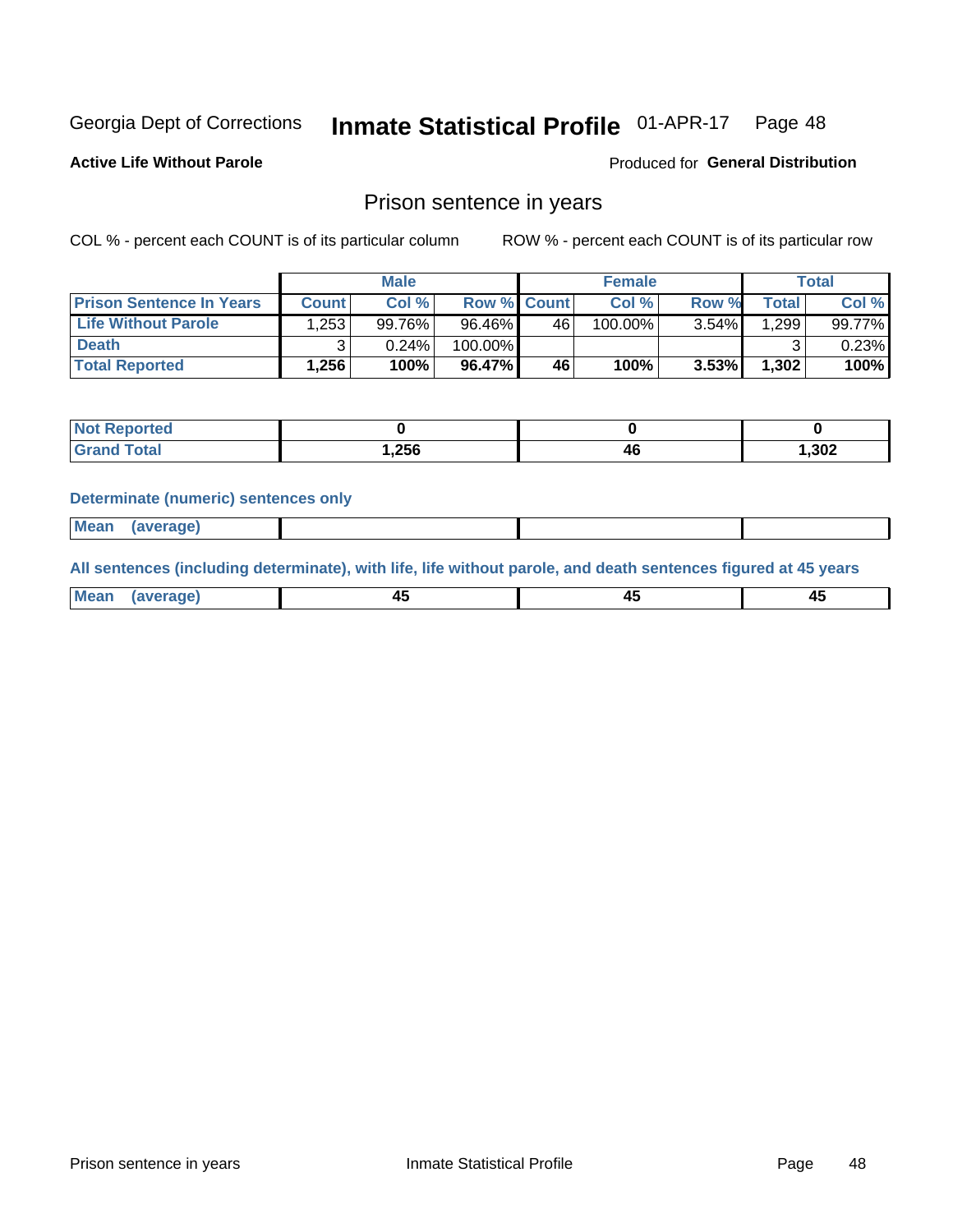Georgia Dept of Corrections **Inmate Statistical Profile** 01-APR-17

**Active Life Without Parole**

Produced for **General Distribution**

## Prison sentence in years

COL % - percent each COUNT is of its particular column

ROW % - percent each COUNT is of its particular row

| | Male | | | Female | | | Total | |
|---|---|---|---|---|---|---|---|---|
| **Prison Sentence In Years** | **Count** | **Col %** | **Row %** | **Count** | **Col %** | **Row %** | **Total** | **Col %** |
| **Life Without Parole** | 1,253 | 99.76% | 96.46% | 46 | 100.00% | 3.54% | 1,299 | 99.77% |
| **Death** | 3 | 0.24% | 100.00% | | | | 3 | 0.23% |
| **Total Reported** | **1,256** | **100%** | **96.47%** | **46** | **100%** | **3.53%** | **1,302** | **100%** |

| | Male | Female | Total |
|---|---|---|---|
| **Not Reported** | **0** | **0** | **0** |
| **Grand Total** | **1,256** | **46** | **1,302** |

### Determinate (numeric) sentences only

| | Male | Female | Total |
|---|---|---|---|
| **Mean (average)** | | | |

### All sentences (including determinate), with life, life without parole, and death sentences figured at 45 years

| | Male | Female | Total |
|---|---|---|---|
| **Mean (average)** | **45** | **45** | **45** |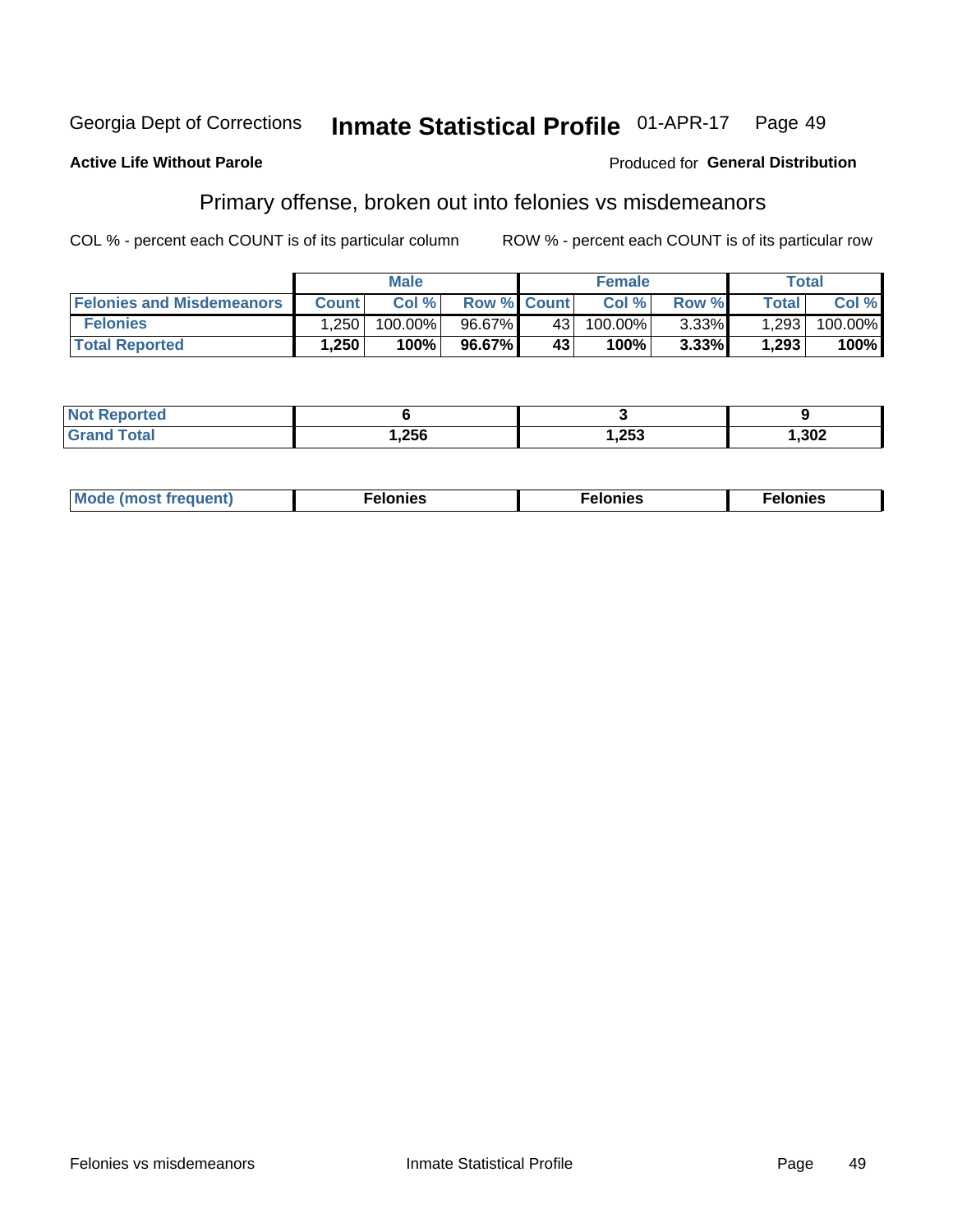Georgia Dept of Corrections **Inmate Statistical Profile** 01-APR-17

**Active Life Without Parole**

Produced for **General Distribution**

## Primary offense, broken out into felonies vs misdemeanors

COL % - percent each COUNT is of its particular column ROW % - percent each COUNT is of its particular row

| | Male | | | Female | | | Total | |
|---|---|---|---|---|---|---|---|---|
| **Felonies and Misdemeanors** | **Count** | **Col %** | **Row %** | **Count** | **Col %** | **Row %** | **Total** | **Col %** |
| **Felonies** | 1,250 | 100.00% | 96.67% | 43 | 100.00% | 3.33% | 1,293 | 100.00% |
| **Total Reported** | **1,250** | **100%** | **96.67%** | **43** | **100%** | **3.33%** | **1,293** | **100%** |

| | Male | Female | Total |
|---|---|---|---|
| **Not Reported** | **6** | **3** | **9** |
| **Grand Total** | **1,256** | **1,253** | **1,302** |

| | Male | Female | Total |
|---|---|---|---|
| **Mode (most frequent)** | **Felonies** | **Felonies** | **Felonies** |

Felonies vs misdemeanors Inmate Statistical Profile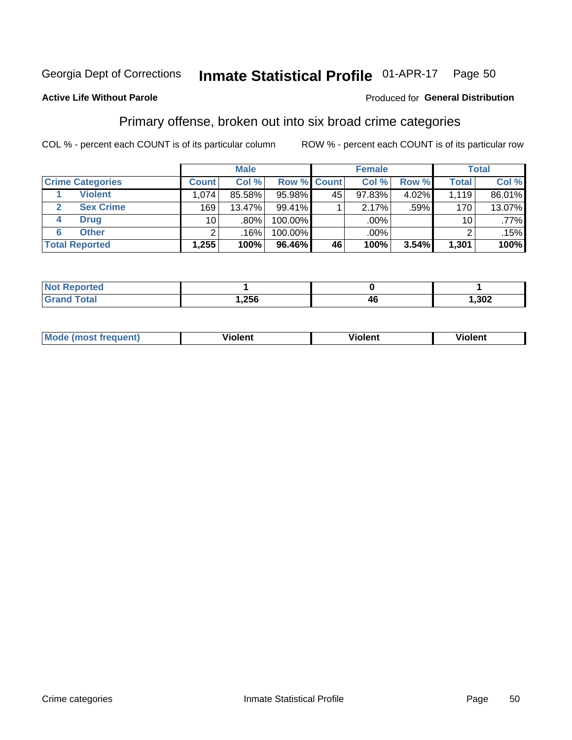Georgia Dept of Corrections **Inmate Statistical Profile** 01-APR-17 Page 50

**Active Life Without Parole**

Produced for **General Distribution**

## Primary offense, broken out into six broad crime categories

COL % - percent each COUNT is of its particular column

ROW % - percent each COUNT is of its particular row

| | | Male | | | Female | | | Total | |
|---|---|---|---|---|---|---|---|---|---|
| Crime Categories | | Count | Col % | Row % | Count | Col % | Row % | Total | Col % |
| 1 | Violent | 1,074 | 85.58% | 95.98% | 45 | 97.83% | 4.02% | 1,119 | 86.01% |
| 2 | Sex Crime | 169 | 13.47% | 99.41% | 1 | 2.17% | .59% | 170 | 13.07% |
| 4 | Drug | 10 | .80% | 100.00% | | .00% | | 10 | .77% |
| 6 | Other | 2 | .16% | 100.00% | | .00% | | 2 | .15% |
| **Total Reported** | | **1,255** | **100%** | **96.46%** | **46** | **100%** | **3.54%** | **1,301** | **100%** |

| | Male | Female | Total |
|---|---|---|---|
| Not Reported | **1** | **0** | **1** |
| Grand Total | **1,256** | **46** | **1,302** |

| | Male | Female | Total |
|---|---|---|---|
| Mode (most frequent) | **Violent** | **Violent** | **Violent** |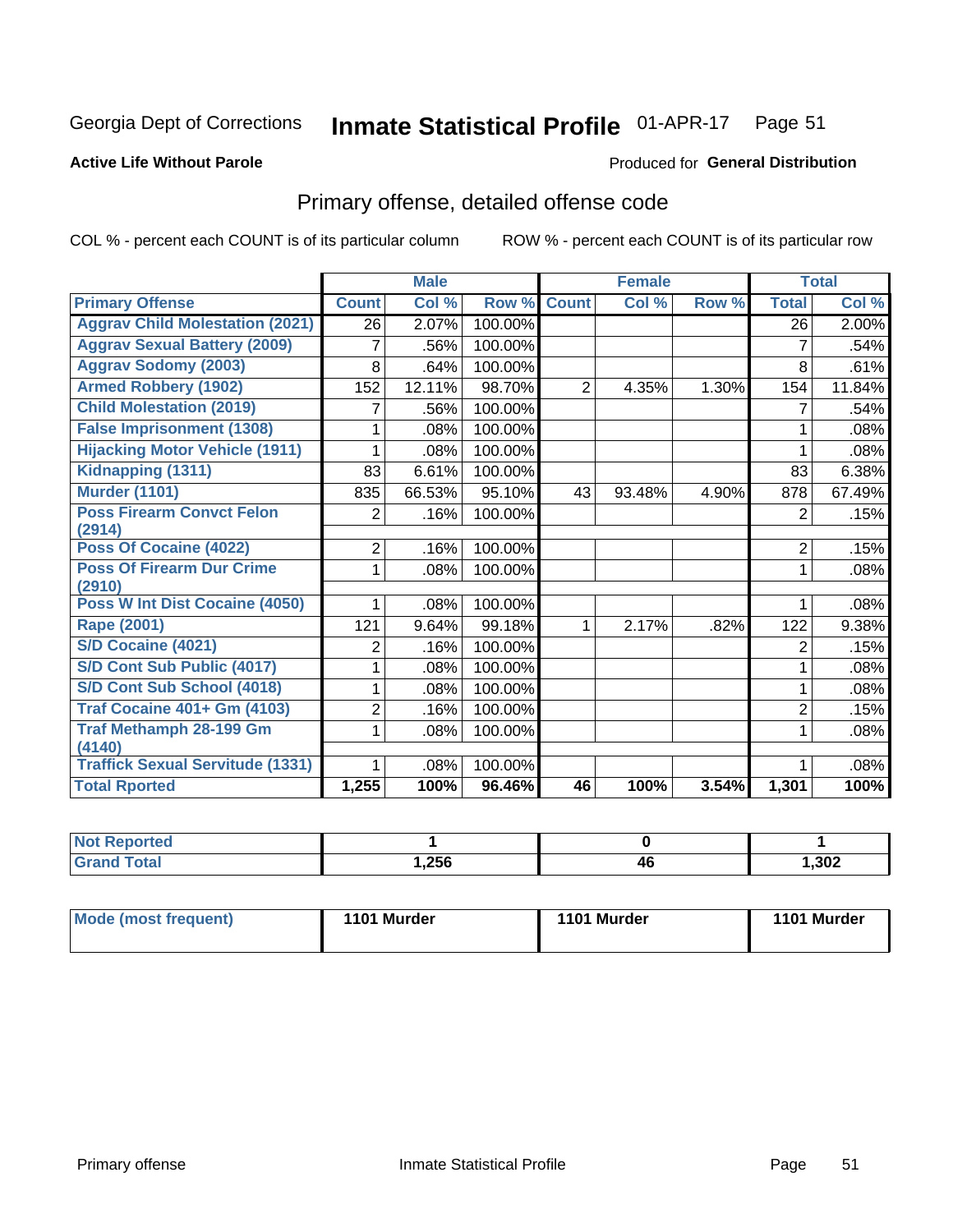# Georgia Dept of Corrections **Inmate Statistical Profile** 01-APR-17

**Active Life Without Parole**

Produced for **General Distribution**

## Primary offense, detailed offense code

COL % - percent each COUNT is of its particular column

ROW % - percent each COUNT is of its particular row

| | Male | | | Female | | | Total | |
|---|---|---|---|---|---|---|---|---|
| **Primary Offense** | **Count** | **Col %** | **Row %** | **Count** | **Col %** | **Row %** | **Total** | **Col %** |
| **Aggrav Child Molestation (2021)** | 26 | 2.07% | 100.00% | | | | 26 | 2.00% |
| **Aggrav Sexual Battery (2009)** | 7 | .56% | 100.00% | | | | 7 | .54% |
| **Aggrav Sodomy (2003)** | 8 | .64% | 100.00% | | | | 8 | .61% |
| **Armed Robbery (1902)** | 152 | 12.11% | 98.70% | 2 | 4.35% | 1.30% | 154 | 11.84% |
| **Child Molestation (2019)** | 7 | .56% | 100.00% | | | | 7 | .54% |
| **False Imprisonment (1308)** | 1 | .08% | 100.00% | | | | 1 | .08% |
| **Hijacking Motor Vehicle (1911)** | 1 | .08% | 100.00% | | | | 1 | .08% |
| **Kidnapping (1311)** | 83 | 6.61% | 100.00% | | | | 83 | 6.38% |
| **Murder (1101)** | 835 | 66.53% | 95.10% | 43 | 93.48% | 4.90% | 878 | 67.49% |
| **Poss Firearm Convct Felon (2914)** | 2 | .16% | 100.00% | | | | 2 | .15% |
| **Poss Of Cocaine (4022)** | 2 | .16% | 100.00% | | | | 2 | .15% |
| **Poss Of Firearm Dur Crime (2910)** | 1 | .08% | 100.00% | | | | 1 | .08% |
| **Poss W Int Dist Cocaine (4050)** | 1 | .08% | 100.00% | | | | 1 | .08% |
| **Rape (2001)** | 121 | 9.64% | 99.18% | 1 | 2.17% | .82% | 122 | 9.38% |
| **S/D Cocaine (4021)** | 2 | .16% | 100.00% | | | | 2 | .15% |
| **S/D Cont Sub Public (4017)** | 1 | .08% | 100.00% | | | | 1 | .08% |
| **S/D Cont Sub School (4018)** | 1 | .08% | 100.00% | | | | 1 | .08% |
| **Traf Cocaine 401+ Gm (4103)** | 2 | .16% | 100.00% | | | | 2 | .15% |
| **Traf Methamph 28-199 Gm (4140)** | 1 | .08% | 100.00% | | | | 1 | .08% |
| **Traffick Sexual Servitude (1331)** | 1 | .08% | 100.00% | | | | 1 | .08% |
| **Total Rported** | **1,255** | **100%** | **96.46%** | **46** | **100%** | **3.54%** | **1,301** | **100%** |

| | Male | Female | Total |
|---|---|---|---|
| **Not Reported** | **1** | **0** | **1** |
| **Grand Total** | **1,256** | **46** | **1,302** |

| | Male | Female | Total |
|---|---|---|---|
| **Mode (most frequent)** | **1101 Murder** | **1101 Murder** | **1101 Murder** |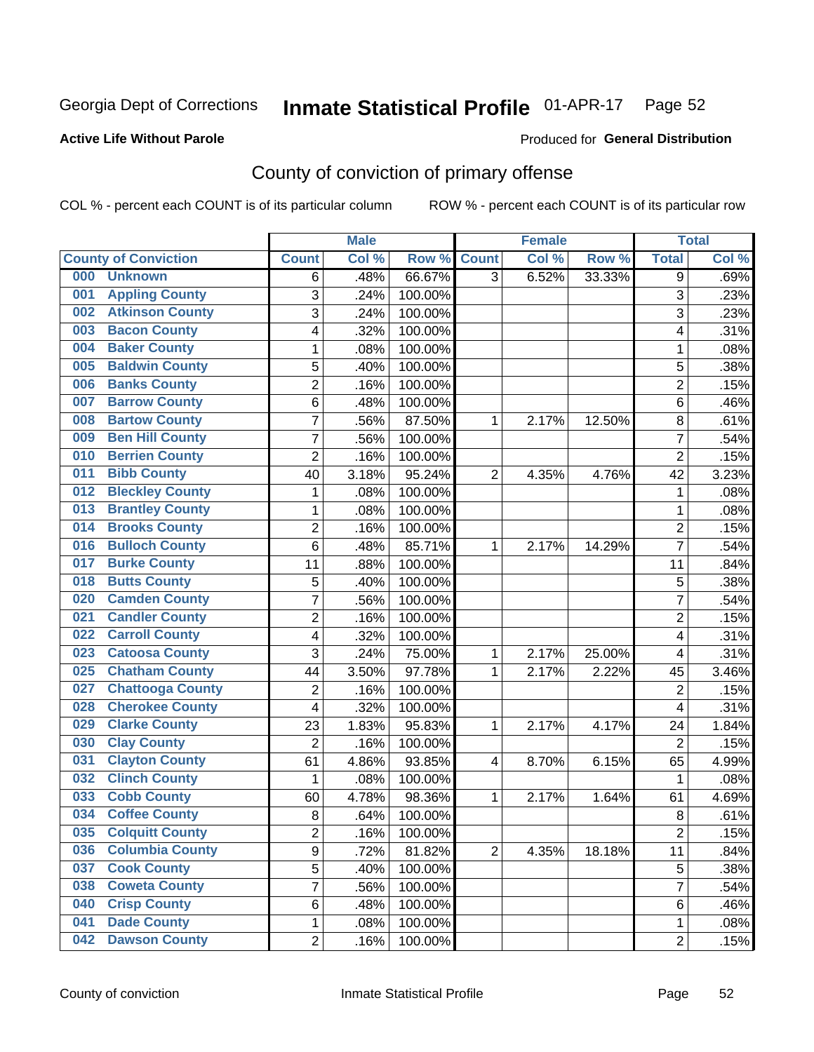Georgia Dept of Corrections **Inmate Statistical Profile** 01-APR-17 Page 52

**Active Life Without Parole**

Produced for **General Distribution**

# County of conviction of primary offense

COL % - percent each COUNT is of its particular column ROW % - percent each COUNT is of its particular row

| | Male | | | Female | | | Total | |
|---|---|---|---|---|---|---|---|---|
| **County of Conviction** | **Count** | **Col %** | **Row %** | **Count** | **Col %** | **Row %** | **Total** | **Col %** |
| 000 Unknown | 6 | .48% | 66.67% | 3 | 6.52% | 33.33% | 9 | .69% |
| 001 Appling County | 3 | .24% | 100.00% | | | | 3 | .23% |
| 002 Atkinson County | 3 | .24% | 100.00% | | | | 3 | .23% |
| 003 Bacon County | 4 | .32% | 100.00% | | | | 4 | .31% |
| 004 Baker County | 1 | .08% | 100.00% | | | | 1 | .08% |
| 005 Baldwin County | 5 | .40% | 100.00% | | | | 5 | .38% |
| 006 Banks County | 2 | .16% | 100.00% | | | | 2 | .15% |
| 007 Barrow County | 6 | .48% | 100.00% | | | | 6 | .46% |
| 008 Bartow County | 7 | .56% | 87.50% | 1 | 2.17% | 12.50% | 8 | .61% |
| 009 Ben Hill County | 7 | .56% | 100.00% | | | | 7 | .54% |
| 010 Berrien County | 2 | .16% | 100.00% | | | | 2 | .15% |
| 011 Bibb County | 40 | 3.18% | 95.24% | 2 | 4.35% | 4.76% | 42 | 3.23% |
| 012 Bleckley County | 1 | .08% | 100.00% | | | | 1 | .08% |
| 013 Brantley County | 1 | .08% | 100.00% | | | | 1 | .08% |
| 014 Brooks County | 2 | .16% | 100.00% | | | | 2 | .15% |
| 016 Bulloch County | 6 | .48% | 85.71% | 1 | 2.17% | 14.29% | 7 | .54% |
| 017 Burke County | 11 | .88% | 100.00% | | | | 11 | .84% |
| 018 Butts County | 5 | .40% | 100.00% | | | | 5 | .38% |
| 020 Camden County | 7 | .56% | 100.00% | | | | 7 | .54% |
| 021 Candler County | 2 | .16% | 100.00% | | | | 2 | .15% |
| 022 Carroll County | 4 | .32% | 100.00% | | | | 4 | .31% |
| 023 Catoosa County | 3 | .24% | 75.00% | 1 | 2.17% | 25.00% | 4 | .31% |
| 025 Chatham County | 44 | 3.50% | 97.78% | 1 | 2.17% | 2.22% | 45 | 3.46% |
| 027 Chattooga County | 2 | .16% | 100.00% | | | | 2 | .15% |
| 028 Cherokee County | 4 | .32% | 100.00% | | | | 4 | .31% |
| 029 Clarke County | 23 | 1.83% | 95.83% | 1 | 2.17% | 4.17% | 24 | 1.84% |
| 030 Clay County | 2 | .16% | 100.00% | | | | 2 | .15% |
| 031 Clayton County | 61 | 4.86% | 93.85% | 4 | 8.70% | 6.15% | 65 | 4.99% |
| 032 Clinch County | 1 | .08% | 100.00% | | | | 1 | .08% |
| 033 Cobb County | 60 | 4.78% | 98.36% | 1 | 2.17% | 1.64% | 61 | 4.69% |
| 034 Coffee County | 8 | .64% | 100.00% | | | | 8 | .61% |
| 035 Colquitt County | 2 | .16% | 100.00% | | | | 2 | .15% |
| 036 Columbia County | 9 | .72% | 81.82% | 2 | 4.35% | 18.18% | 11 | .84% |
| 037 Cook County | 5 | .40% | 100.00% | | | | 5 | .38% |
| 038 Coweta County | 7 | .56% | 100.00% | | | | 7 | .54% |
| 040 Crisp County | 6 | .48% | 100.00% | | | | 6 | .46% |
| 041 Dade County | 1 | .08% | 100.00% | | | | 1 | .08% |
| 042 Dawson County | 2 | .16% | 100.00% | | | | 2 | .15% |

County of conviction Inmate Statistical Profile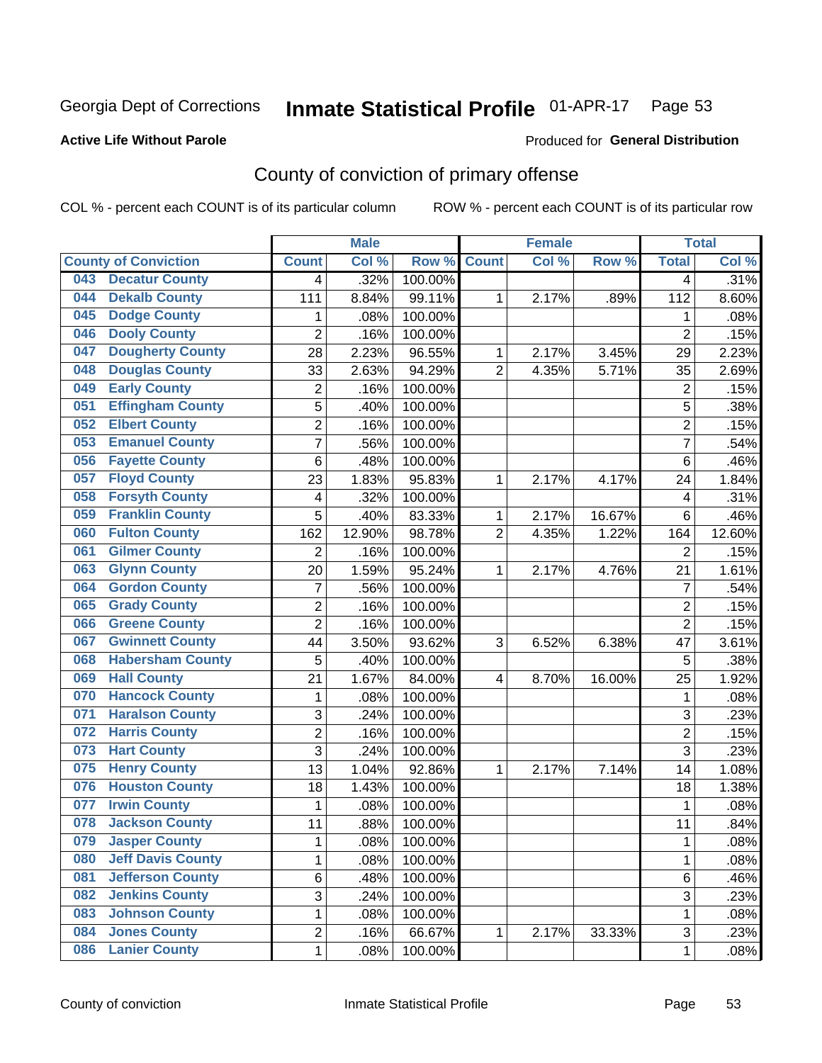Georgia Dept of Corrections **Inmate Statistical Profile** 01-APR-17 Page 53

**Active Life Without Parole**

Produced for **General Distribution**

## County of conviction of primary offense

COL % - percent each COUNT is of its particular column ROW % - percent each COUNT is of its particular row

| County of Conviction | | Male | | | Female | | | Total | |
|---|---|---|---|---|---|---|---|---|---|
| | | Count | Col % | Row % | Count | Col % | Row % | Total | Col % |
| 043 | Decatur County | 4 | .32% | 100.00% | | | | 4 | .31% |
| 044 | Dekalb County | 111 | 8.84% | 99.11% | 1 | 2.17% | .89% | 112 | 8.60% |
| 045 | Dodge County | 1 | .08% | 100.00% | | | | 1 | .08% |
| 046 | Dooly County | 2 | .16% | 100.00% | | | | 2 | .15% |
| 047 | Dougherty County | 28 | 2.23% | 96.55% | 1 | 2.17% | 3.45% | 29 | 2.23% |
| 048 | Douglas County | 33 | 2.63% | 94.29% | 2 | 4.35% | 5.71% | 35 | 2.69% |
| 049 | Early County | 2 | .16% | 100.00% | | | | 2 | .15% |
| 051 | Effingham County | 5 | .40% | 100.00% | | | | 5 | .38% |
| 052 | Elbert County | 2 | .16% | 100.00% | | | | 2 | .15% |
| 053 | Emanuel County | 7 | .56% | 100.00% | | | | 7 | .54% |
| 056 | Fayette County | 6 | .48% | 100.00% | | | | 6 | .46% |
| 057 | Floyd County | 23 | 1.83% | 95.83% | 1 | 2.17% | 4.17% | 24 | 1.84% |
| 058 | Forsyth County | 4 | .32% | 100.00% | | | | 4 | .31% |
| 059 | Franklin County | 5 | .40% | 83.33% | 1 | 2.17% | 16.67% | 6 | .46% |
| 060 | Fulton County | 162 | 12.90% | 98.78% | 2 | 4.35% | 1.22% | 164 | 12.60% |
| 061 | Gilmer County | 2 | .16% | 100.00% | | | | 2 | .15% |
| 063 | Glynn County | 20 | 1.59% | 95.24% | 1 | 2.17% | 4.76% | 21 | 1.61% |
| 064 | Gordon County | 7 | .56% | 100.00% | | | | 7 | .54% |
| 065 | Grady County | 2 | .16% | 100.00% | | | | 2 | .15% |
| 066 | Greene County | 2 | .16% | 100.00% | | | | 2 | .15% |
| 067 | Gwinnett County | 44 | 3.50% | 93.62% | 3 | 6.52% | 6.38% | 47 | 3.61% |
| 068 | Habersham County | 5 | .40% | 100.00% | | | | 5 | .38% |
| 069 | Hall County | 21 | 1.67% | 84.00% | 4 | 8.70% | 16.00% | 25 | 1.92% |
| 070 | Hancock County | 1 | .08% | 100.00% | | | | 1 | .08% |
| 071 | Haralson County | 3 | .24% | 100.00% | | | | 3 | .23% |
| 072 | Harris County | 2 | .16% | 100.00% | | | | 2 | .15% |
| 073 | Hart County | 3 | .24% | 100.00% | | | | 3 | .23% |
| 075 | Henry County | 13 | 1.04% | 92.86% | 1 | 2.17% | 7.14% | 14 | 1.08% |
| 076 | Houston County | 18 | 1.43% | 100.00% | | | | 18 | 1.38% |
| 077 | Irwin County | 1 | .08% | 100.00% | | | | 1 | .08% |
| 078 | Jackson County | 11 | .88% | 100.00% | | | | 11 | .84% |
| 079 | Jasper County | 1 | .08% | 100.00% | | | | 1 | .08% |
| 080 | Jeff Davis County | 1 | .08% | 100.00% | | | | 1 | .08% |
| 081 | Jefferson County | 6 | .48% | 100.00% | | | | 6 | .46% |
| 082 | Jenkins County | 3 | .24% | 100.00% | | | | 3 | .23% |
| 083 | Johnson County | 1 | .08% | 100.00% | | | | 1 | .08% |
| 084 | Jones County | 2 | .16% | 66.67% | 1 | 2.17% | 33.33% | 3 | .23% |
| 086 | Lanier County | 1 | .08% | 100.00% | | | | 1 | .08% |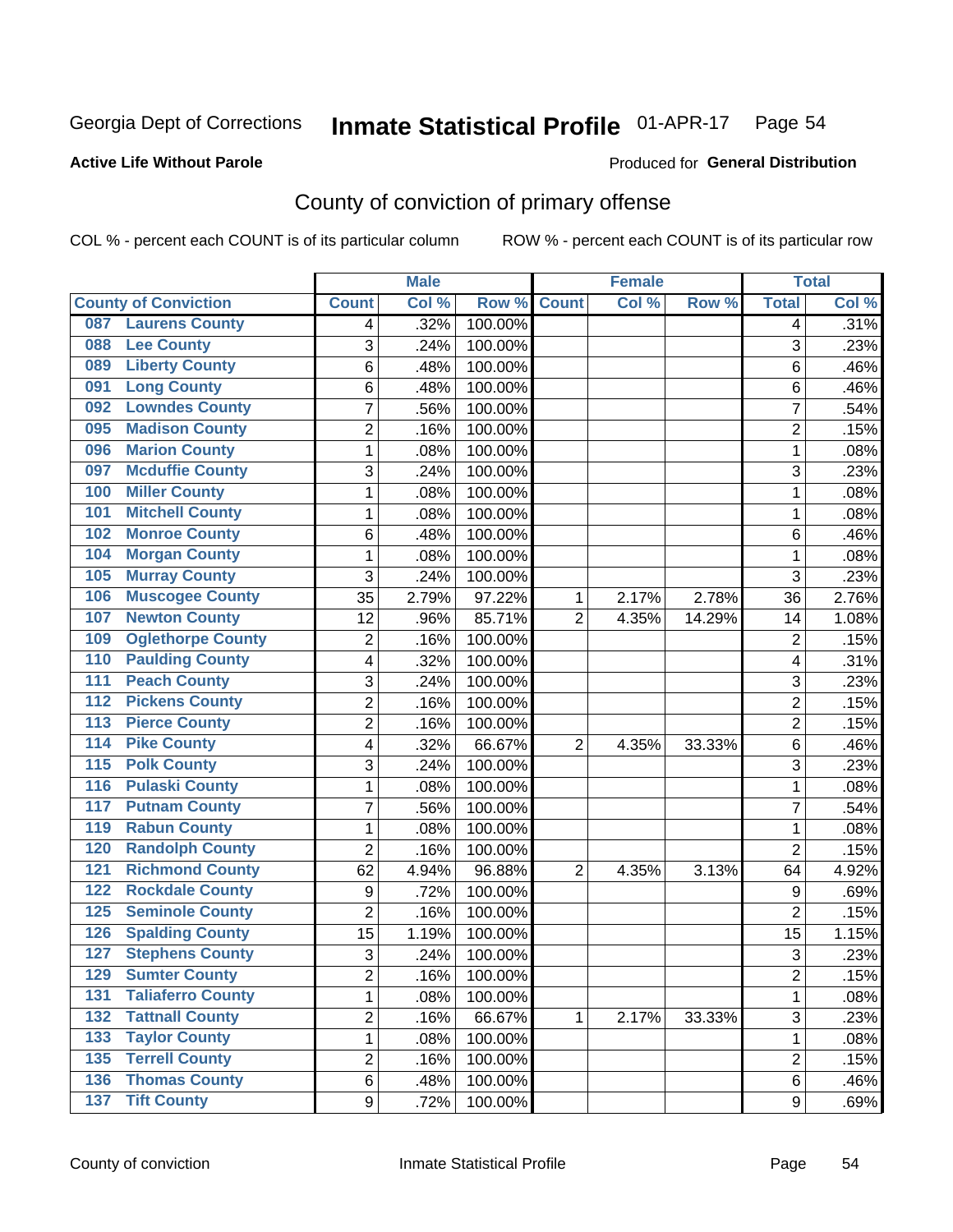Georgia Dept of Corrections **Inmate Statistical Profile** 01-APR-17 Page 54

**Active Life Without Parole**

Produced for **General Distribution**

## County of conviction of primary offense

COL % - percent each COUNT is of its particular column ROW % - percent each COUNT is of its particular row

| County of Conviction | Male | | | Female | | | Total | |
|---|---|---|---|---|---|---|---|---|
| | Count | Col % | Row % | Count | Col % | Row % | Total | Col % |
| 087 Laurens County | 4 | .32% | 100.00% | | | | 4 | .31% |
| 088 Lee County | 3 | .24% | 100.00% | | | | 3 | .23% |
| 089 Liberty County | 6 | .48% | 100.00% | | | | 6 | .46% |
| 091 Long County | 6 | .48% | 100.00% | | | | 6 | .46% |
| 092 Lowndes County | 7 | .56% | 100.00% | | | | 7 | .54% |
| 095 Madison County | 2 | .16% | 100.00% | | | | 2 | .15% |
| 096 Marion County | 1 | .08% | 100.00% | | | | 1 | .08% |
| 097 Mcduffie County | 3 | .24% | 100.00% | | | | 3 | .23% |
| 100 Miller County | 1 | .08% | 100.00% | | | | 1 | .08% |
| 101 Mitchell County | 1 | .08% | 100.00% | | | | 1 | .08% |
| 102 Monroe County | 6 | .48% | 100.00% | | | | 6 | .46% |
| 104 Morgan County | 1 | .08% | 100.00% | | | | 1 | .08% |
| 105 Murray County | 3 | .24% | 100.00% | | | | 3 | .23% |
| 106 Muscogee County | 35 | 2.79% | 97.22% | 1 | 2.17% | 2.78% | 36 | 2.76% |
| 107 Newton County | 12 | .96% | 85.71% | 2 | 4.35% | 14.29% | 14 | 1.08% |
| 109 Oglethorpe County | 2 | .16% | 100.00% | | | | 2 | .15% |
| 110 Paulding County | 4 | .32% | 100.00% | | | | 4 | .31% |
| 111 Peach County | 3 | .24% | 100.00% | | | | 3 | .23% |
| 112 Pickens County | 2 | .16% | 100.00% | | | | 2 | .15% |
| 113 Pierce County | 2 | .16% | 100.00% | | | | 2 | .15% |
| 114 Pike County | 4 | .32% | 66.67% | 2 | 4.35% | 33.33% | 6 | .46% |
| 115 Polk County | 3 | .24% | 100.00% | | | | 3 | .23% |
| 116 Pulaski County | 1 | .08% | 100.00% | | | | 1 | .08% |
| 117 Putnam County | 7 | .56% | 100.00% | | | | 7 | .54% |
| 119 Rabun County | 1 | .08% | 100.00% | | | | 1 | .08% |
| 120 Randolph County | 2 | .16% | 100.00% | | | | 2 | .15% |
| 121 Richmond County | 62 | 4.94% | 96.88% | 2 | 4.35% | 3.13% | 64 | 4.92% |
| 122 Rockdale County | 9 | .72% | 100.00% | | | | 9 | .69% |
| 125 Seminole County | 2 | .16% | 100.00% | | | | 2 | .15% |
| 126 Spalding County | 15 | 1.19% | 100.00% | | | | 15 | 1.15% |
| 127 Stephens County | 3 | .24% | 100.00% | | | | 3 | .23% |
| 129 Sumter County | 2 | .16% | 100.00% | | | | 2 | .15% |
| 131 Taliaferro County | 1 | .08% | 100.00% | | | | 1 | .08% |
| 132 Tattnall County | 2 | .16% | 66.67% | 1 | 2.17% | 33.33% | 3 | .23% |
| 133 Taylor County | 1 | .08% | 100.00% | | | | 1 | .08% |
| 135 Terrell County | 2 | .16% | 100.00% | | | | 2 | .15% |
| 136 Thomas County | 6 | .48% | 100.00% | | | | 6 | .46% |
| 137 Tift County | 9 | .72% | 100.00% | | | | 9 | .69% |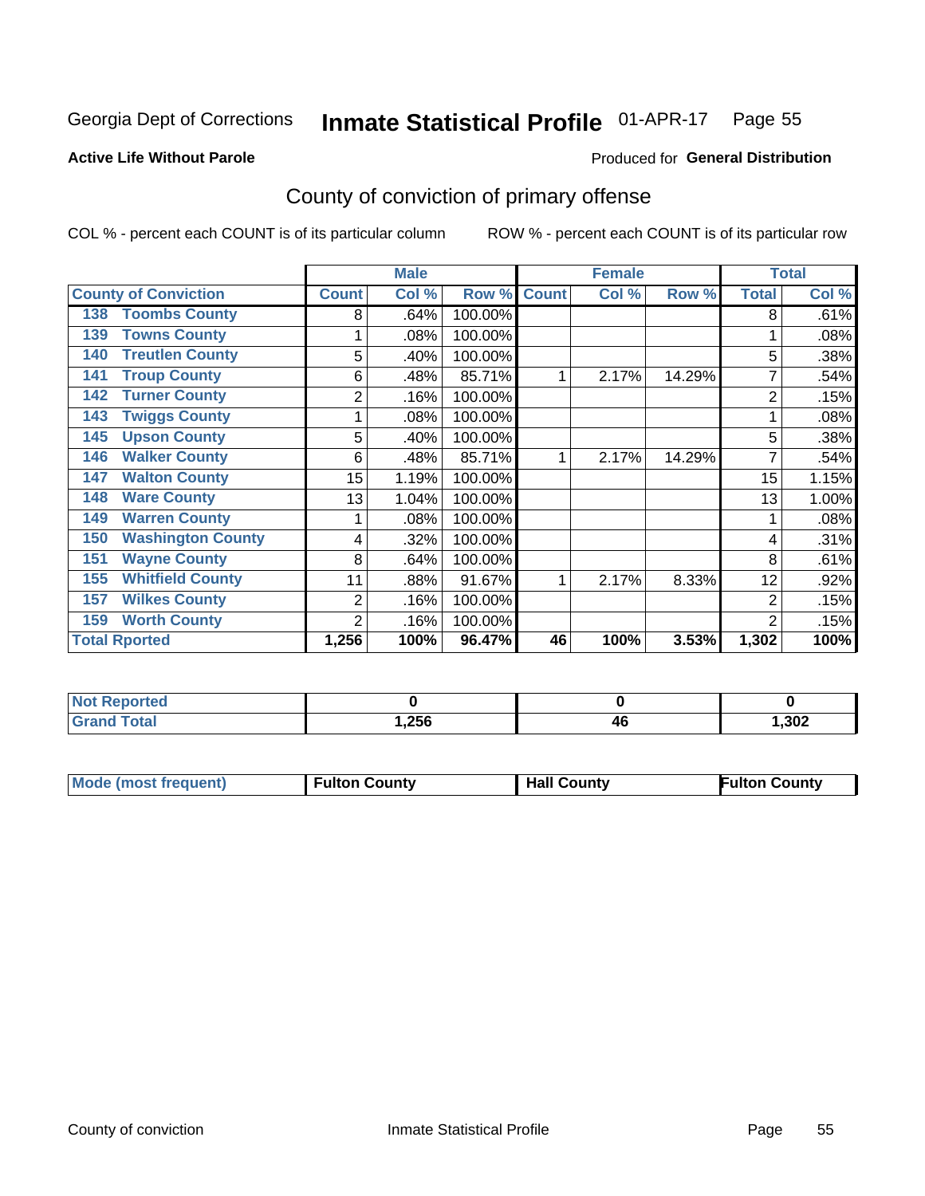Georgia Dept of Corrections **Inmate Statistical Profile** 01-APR-17 Page 55

**Active Life Without Parole**

Produced for **General Distribution**

## County of conviction of primary offense

COL % - percent each COUNT is of its particular column ROW % - percent each COUNT is of its particular row

| County of Conviction | Male | | | Female | | | Total | |
|---|---|---|---|---|---|---|---|---|
| | Count | Col % | Row % | Count | Col % | Row % | Total | Col % |
| 138 Toombs County | 8 | .64% | 100.00% | | | | 8 | .61% |
| 139 Towns County | 1 | .08% | 100.00% | | | | 1 | .08% |
| 140 Treutlen County | 5 | .40% | 100.00% | | | | 5 | .38% |
| 141 Troup County | 6 | .48% | 85.71% | 1 | 2.17% | 14.29% | 7 | .54% |
| 142 Turner County | 2 | .16% | 100.00% | | | | 2 | .15% |
| 143 Twiggs County | 1 | .08% | 100.00% | | | | 1 | .08% |
| 145 Upson County | 5 | .40% | 100.00% | | | | 5 | .38% |
| 146 Walker County | 6 | .48% | 85.71% | 1 | 2.17% | 14.29% | 7 | .54% |
| 147 Walton County | 15 | 1.19% | 100.00% | | | | 15 | 1.15% |
| 148 Ware County | 13 | 1.04% | 100.00% | | | | 13 | 1.00% |
| 149 Warren County | 1 | .08% | 100.00% | | | | 1 | .08% |
| 150 Washington County | 4 | .32% | 100.00% | | | | 4 | .31% |
| 151 Wayne County | 8 | .64% | 100.00% | | | | 8 | .61% |
| 155 Whitfield County | 11 | .88% | 91.67% | 1 | 2.17% | 8.33% | 12 | .92% |
| 157 Wilkes County | 2 | .16% | 100.00% | | | | 2 | .15% |
| 159 Worth County | 2 | .16% | 100.00% | | | | 2 | .15% |
| **Total Rported** | **1,256** | **100%** | **96.47%** | **46** | **100%** | **3.53%** | **1,302** | **100%** |

| | Male | Female | Total |
|---|---|---|---|
| Not Reported | 0 | 0 | 0 |
| Grand Total | 1,256 | 46 | 1,302 |

| | Male | Female | Total |
|---|---|---|---|
| Mode (most frequent) | Fulton County | Hall County | Fulton County |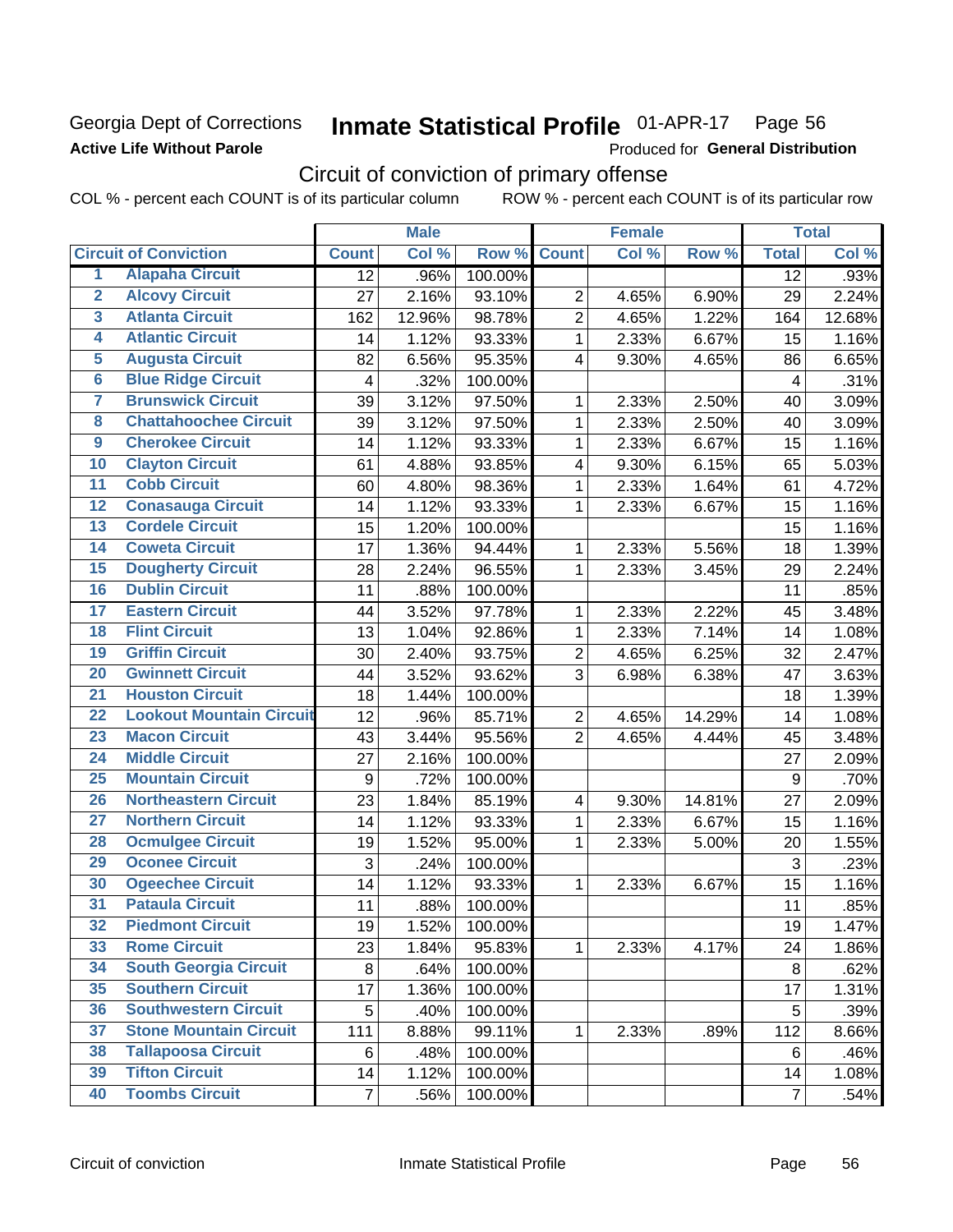Georgia Dept of Corrections
**Active Life Without Parole**

# Inmate Statistical Profile 01-APR-17 Page 56

Produced for **General Distribution**

## Circuit of conviction of primary offense

COL % - percent each COUNT is of its particular column ROW % - percent each COUNT is of its particular row

| | | Male | | | Female | | | Total | |
|---|---|---|---|---|---|---|---|---|---|
| **Circuit of Conviction** | | **Count** | **Col %** | **Row %** | **Count** | **Col %** | **Row %** | **Total** | **Col %** |
| 1 | Alapaha Circuit | 12 | .96% | 100.00% | | | | 12 | .93% |
| 2 | Alcovy Circuit | 27 | 2.16% | 93.10% | 2 | 4.65% | 6.90% | 29 | 2.24% |
| 3 | Atlanta Circuit | 162 | 12.96% | 98.78% | 2 | 4.65% | 1.22% | 164 | 12.68% |
| 4 | Atlantic Circuit | 14 | 1.12% | 93.33% | 1 | 2.33% | 6.67% | 15 | 1.16% |
| 5 | Augusta Circuit | 82 | 6.56% | 95.35% | 4 | 9.30% | 4.65% | 86 | 6.65% |
| 6 | Blue Ridge Circuit | 4 | .32% | 100.00% | | | | 4 | .31% |
| 7 | Brunswick Circuit | 39 | 3.12% | 97.50% | 1 | 2.33% | 2.50% | 40 | 3.09% |
| 8 | Chattahoochee Circuit | 39 | 3.12% | 97.50% | 1 | 2.33% | 2.50% | 40 | 3.09% |
| 9 | Cherokee Circuit | 14 | 1.12% | 93.33% | 1 | 2.33% | 6.67% | 15 | 1.16% |
| 10 | Clayton Circuit | 61 | 4.88% | 93.85% | 4 | 9.30% | 6.15% | 65 | 5.03% |
| 11 | Cobb Circuit | 60 | 4.80% | 98.36% | 1 | 2.33% | 1.64% | 61 | 4.72% |
| 12 | Conasauga Circuit | 14 | 1.12% | 93.33% | 1 | 2.33% | 6.67% | 15 | 1.16% |
| 13 | Cordele Circuit | 15 | 1.20% | 100.00% | | | | 15 | 1.16% |
| 14 | Coweta Circuit | 17 | 1.36% | 94.44% | 1 | 2.33% | 5.56% | 18 | 1.39% |
| 15 | Dougherty Circuit | 28 | 2.24% | 96.55% | 1 | 2.33% | 3.45% | 29 | 2.24% |
| 16 | Dublin Circuit | 11 | .88% | 100.00% | | | | 11 | .85% |
| 17 | Eastern Circuit | 44 | 3.52% | 97.78% | 1 | 2.33% | 2.22% | 45 | 3.48% |
| 18 | Flint Circuit | 13 | 1.04% | 92.86% | 1 | 2.33% | 7.14% | 14 | 1.08% |
| 19 | Griffin Circuit | 30 | 2.40% | 93.75% | 2 | 4.65% | 6.25% | 32 | 2.47% |
| 20 | Gwinnett Circuit | 44 | 3.52% | 93.62% | 3 | 6.98% | 6.38% | 47 | 3.63% |
| 21 | Houston Circuit | 18 | 1.44% | 100.00% | | | | 18 | 1.39% |
| 22 | Lookout Mountain Circuit | 12 | .96% | 85.71% | 2 | 4.65% | 14.29% | 14 | 1.08% |
| 23 | Macon Circuit | 43 | 3.44% | 95.56% | 2 | 4.65% | 4.44% | 45 | 3.48% |
| 24 | Middle Circuit | 27 | 2.16% | 100.00% | | | | 27 | 2.09% |
| 25 | Mountain Circuit | 9 | .72% | 100.00% | | | | 9 | .70% |
| 26 | Northeastern Circuit | 23 | 1.84% | 85.19% | 4 | 9.30% | 14.81% | 27 | 2.09% |
| 27 | Northern Circuit | 14 | 1.12% | 93.33% | 1 | 2.33% | 6.67% | 15 | 1.16% |
| 28 | Ocmulgee Circuit | 19 | 1.52% | 95.00% | 1 | 2.33% | 5.00% | 20 | 1.55% |
| 29 | Oconee Circuit | 3 | .24% | 100.00% | | | | 3 | .23% |
| 30 | Ogeechee Circuit | 14 | 1.12% | 93.33% | 1 | 2.33% | 6.67% | 15 | 1.16% |
| 31 | Pataula Circuit | 11 | .88% | 100.00% | | | | 11 | .85% |
| 32 | Piedmont Circuit | 19 | 1.52% | 100.00% | | | | 19 | 1.47% |
| 33 | Rome Circuit | 23 | 1.84% | 95.83% | 1 | 2.33% | 4.17% | 24 | 1.86% |
| 34 | South Georgia Circuit | 8 | .64% | 100.00% | | | | 8 | .62% |
| 35 | Southern Circuit | 17 | 1.36% | 100.00% | | | | 17 | 1.31% |
| 36 | Southwestern Circuit | 5 | .40% | 100.00% | | | | 5 | .39% |
| 37 | Stone Mountain Circuit | 111 | 8.88% | 99.11% | 1 | 2.33% | .89% | 112 | 8.66% |
| 38 | Tallapoosa Circuit | 6 | .48% | 100.00% | | | | 6 | .46% |
| 39 | Tifton Circuit | 14 | 1.12% | 100.00% | | | | 14 | 1.08% |
| 40 | Toombs Circuit | 7 | .56% | 100.00% | | | | 7 | .54% |

Circuit of conviction Inmate Statistical Profile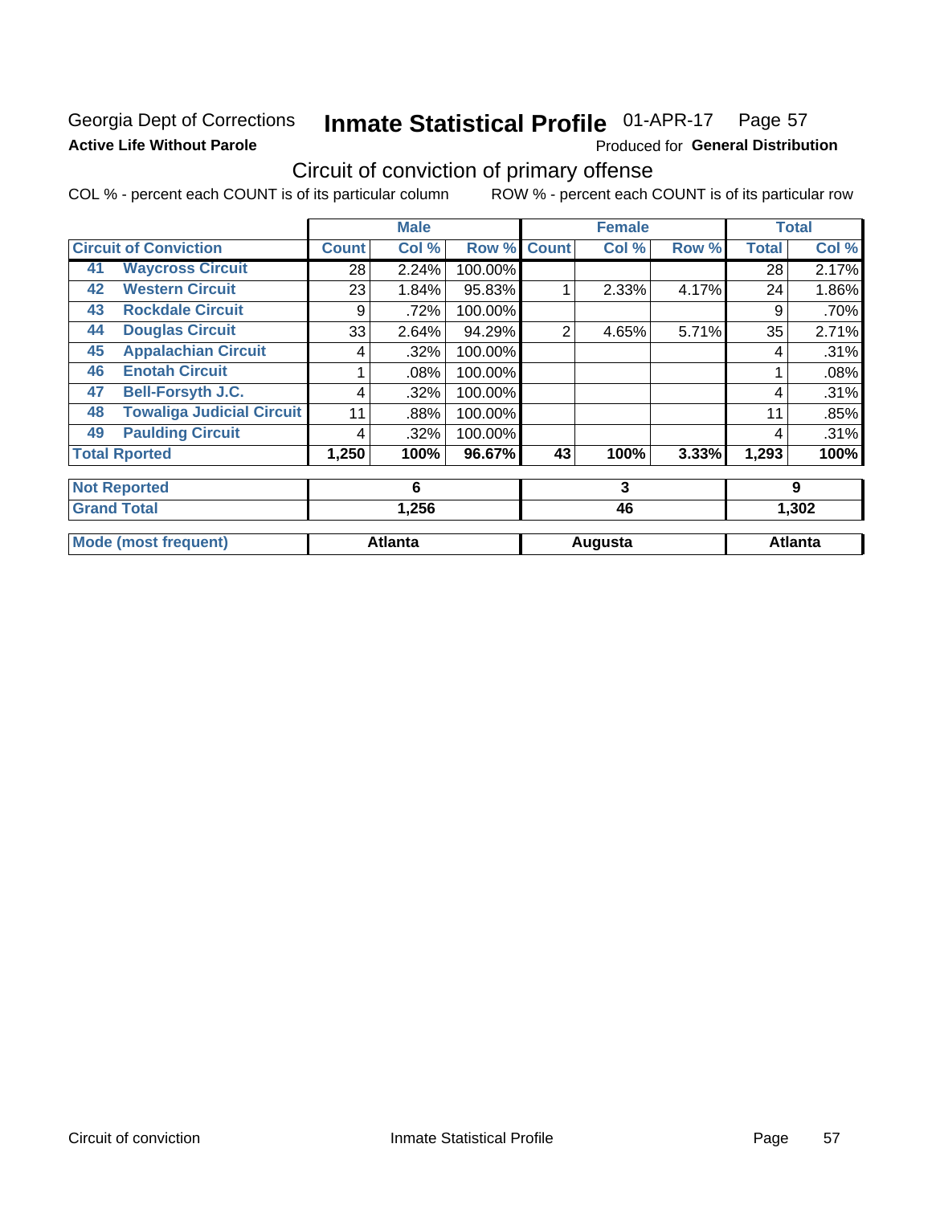Georgia Dept of Corrections

**Active Life Without Parole**

# Inmate Statistical Profile 01-APR-17 Page 57

Produced for **General Distribution**

## Circuit of conviction of primary offense

COL % - percent each COUNT is of its particular column ROW % - percent each COUNT is of its particular row

| | | Male | | | Female | | | Total | |
|---|---|---|---|---|---|---|---|---|---|
| **Circuit of Conviction** | | **Count** | **Col %** | **Row %** | **Count** | **Col %** | **Row %** | **Total** | **Col %** |
| 41 | **Waycross Circuit** | 28 | 2.24% | 100.00% | | | | 28 | 2.17% |
| 42 | **Western Circuit** | 23 | 1.84% | 95.83% | 1 | 2.33% | 4.17% | 24 | 1.86% |
| 43 | **Rockdale Circuit** | 9 | .72% | 100.00% | | | | 9 | .70% |
| 44 | **Douglas Circuit** | 33 | 2.64% | 94.29% | 2 | 4.65% | 5.71% | 35 | 2.71% |
| 45 | **Appalachian Circuit** | 4 | .32% | 100.00% | | | | 4 | .31% |
| 46 | **Enotah Circuit** | 1 | .08% | 100.00% | | | | 1 | .08% |
| 47 | **Bell-Forsyth J.C.** | 4 | .32% | 100.00% | | | | 4 | .31% |
| 48 | **Towaliga Judicial Circuit** | 11 | .88% | 100.00% | | | | 11 | .85% |
| 49 | **Paulding Circuit** | 4 | .32% | 100.00% | | | | 4 | .31% |
| **Total Rported** | | **1,250** | **100%** | **96.67%** | **43** | **100%** | **3.33%** | **1,293** | **100%** |
| **Not Reported** | | **6** | | | **3** | | | **9** | |
| **Grand Total** | | **1,256** | | | **46** | | | **1,302** | |
| **Mode (most frequent)** | | **Atlanta** | | | **Augusta** | | | **Atlanta** | |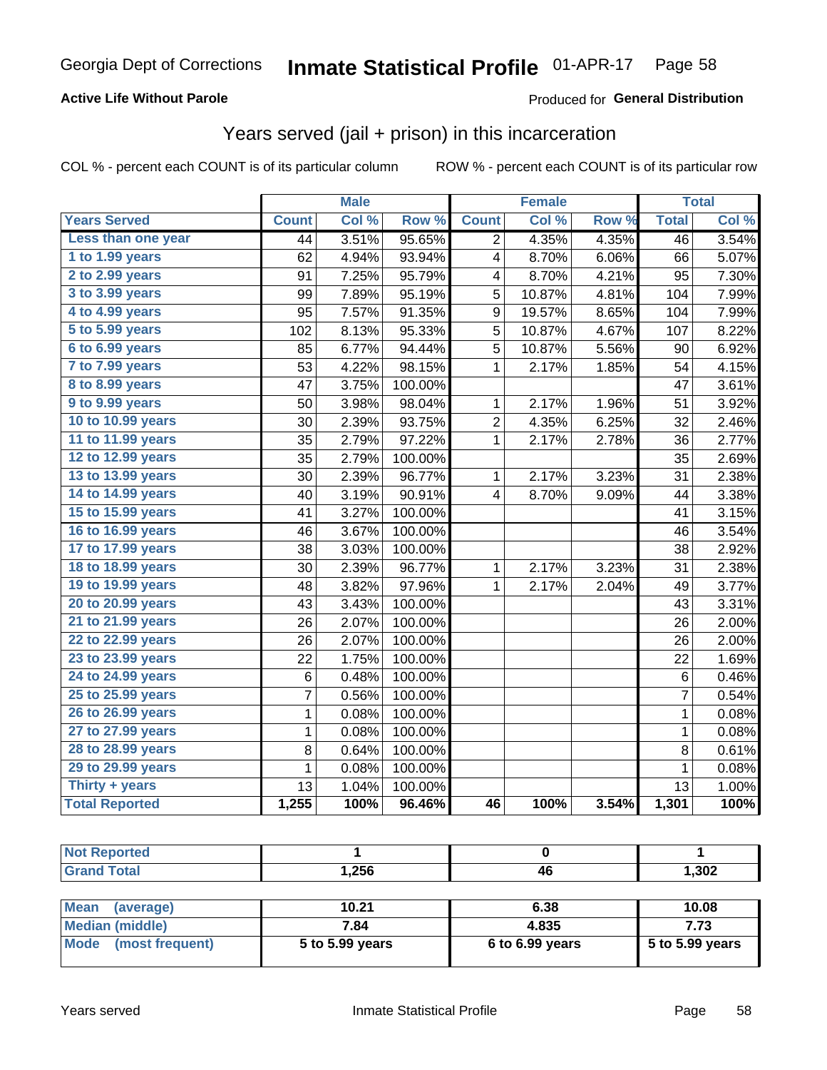Georgia Dept of Corrections **Inmate Statistical Profile** 01-APR-17

**Active Life Without Parole**

Produced for **General Distribution**

## Years served (jail + prison) in this incarceration

COL % - percent each COUNT is of its particular column

ROW % - percent each COUNT is of its particular row

| | Male | | | Female | | | Total | |
|---|---|---|---|---|---|---|---|---|
| **Years Served** | **Count** | **Col %** | **Row %** | **Count** | **Col %** | **Row %** | **Total** | **Col %** |
| Less than one year | 44 | 3.51% | 95.65% | 2 | 4.35% | 4.35% | 46 | 3.54% |
| 1 to 1.99 years | 62 | 4.94% | 93.94% | 4 | 8.70% | 6.06% | 66 | 5.07% |
| 2 to 2.99 years | 91 | 7.25% | 95.79% | 4 | 8.70% | 4.21% | 95 | 7.30% |
| 3 to 3.99 years | 99 | 7.89% | 95.19% | 5 | 10.87% | 4.81% | 104 | 7.99% |
| 4 to 4.99 years | 95 | 7.57% | 91.35% | 9 | 19.57% | 8.65% | 104 | 7.99% |
| 5 to 5.99 years | 102 | 8.13% | 95.33% | 5 | 10.87% | 4.67% | 107 | 8.22% |
| 6 to 6.99 years | 85 | 6.77% | 94.44% | 5 | 10.87% | 5.56% | 90 | 6.92% |
| 7 to 7.99 years | 53 | 4.22% | 98.15% | 1 | 2.17% | 1.85% | 54 | 4.15% |
| 8 to 8.99 years | 47 | 3.75% | 100.00% | | | | 47 | 3.61% |
| 9 to 9.99 years | 50 | 3.98% | 98.04% | 1 | 2.17% | 1.96% | 51 | 3.92% |
| 10 to 10.99 years | 30 | 2.39% | 93.75% | 2 | 4.35% | 6.25% | 32 | 2.46% |
| 11 to 11.99 years | 35 | 2.79% | 97.22% | 1 | 2.17% | 2.78% | 36 | 2.77% |
| 12 to 12.99 years | 35 | 2.79% | 100.00% | | | | 35 | 2.69% |
| 13 to 13.99 years | 30 | 2.39% | 96.77% | 1 | 2.17% | 3.23% | 31 | 2.38% |
| 14 to 14.99 years | 40 | 3.19% | 90.91% | 4 | 8.70% | 9.09% | 44 | 3.38% |
| 15 to 15.99 years | 41 | 3.27% | 100.00% | | | | 41 | 3.15% |
| 16 to 16.99 years | 46 | 3.67% | 100.00% | | | | 46 | 3.54% |
| 17 to 17.99 years | 38 | 3.03% | 100.00% | | | | 38 | 2.92% |
| 18 to 18.99 years | 30 | 2.39% | 96.77% | 1 | 2.17% | 3.23% | 31 | 2.38% |
| 19 to 19.99 years | 48 | 3.82% | 97.96% | 1 | 2.17% | 2.04% | 49 | 3.77% |
| 20 to 20.99 years | 43 | 3.43% | 100.00% | | | | 43 | 3.31% |
| 21 to 21.99 years | 26 | 2.07% | 100.00% | | | | 26 | 2.00% |
| 22 to 22.99 years | 26 | 2.07% | 100.00% | | | | 26 | 2.00% |
| 23 to 23.99 years | 22 | 1.75% | 100.00% | | | | 22 | 1.69% |
| 24 to 24.99 years | 6 | 0.48% | 100.00% | | | | 6 | 0.46% |
| 25 to 25.99 years | 7 | 0.56% | 100.00% | | | | 7 | 0.54% |
| 26 to 26.99 years | 1 | 0.08% | 100.00% | | | | 1 | 0.08% |
| 27 to 27.99 years | 1 | 0.08% | 100.00% | | | | 1 | 0.08% |
| 28 to 28.99 years | 8 | 0.64% | 100.00% | | | | 8 | 0.61% |
| 29 to 29.99 years | 1 | 0.08% | 100.00% | | | | 1 | 0.08% |
| Thirty + years | 13 | 1.04% | 100.00% | | | | 13 | 1.00% |
| **Total Reported** | **1,255** | **100%** | **96.46%** | **46** | **100%** | **3.54%** | **1,301** | **100%** |

| | Male | Female | Total |
|---|---|---|---|
| Not Reported | 1 | 0 | 1 |
| Grand Total | 1,256 | 46 | 1,302 |

| | Male | Female | Total |
|---|---|---|---|
| Mean (average) | 10.21 | 6.38 | 10.08 |
| Median (middle) | 7.84 | 4.835 | 7.73 |
| Mode (most frequent) | 5 to 5.99 years | 6 to 6.99 years | 5 to 5.99 years |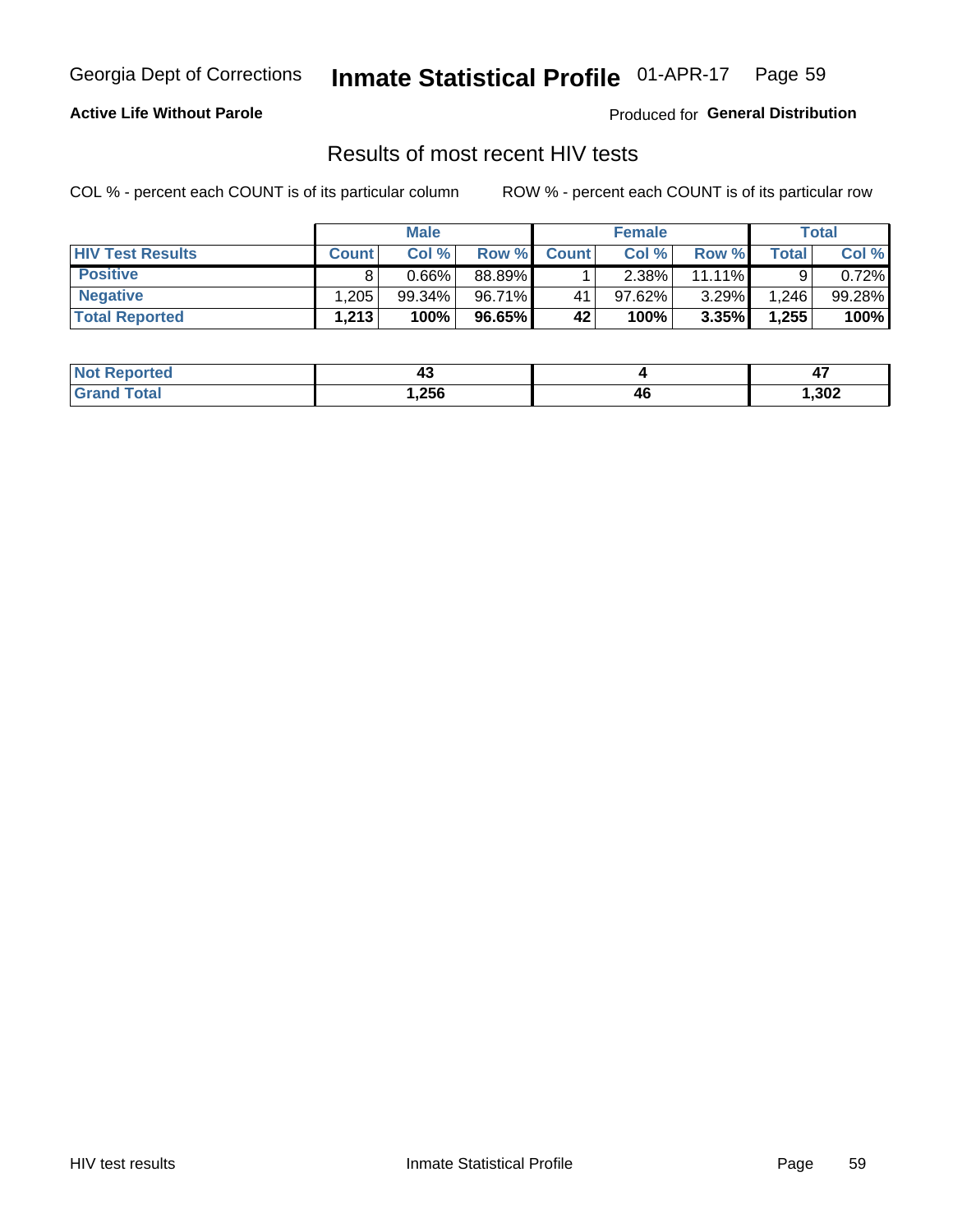Georgia Dept of Corrections **Inmate Statistical Profile** 01-APR-17

**Active Life Without Parole**

Produced for **General Distribution**

## Results of most recent HIV tests

COL % - percent each COUNT is of its particular column     ROW % - percent each COUNT is of its particular row

| | Male | | | Female | | | Total | |
|---|---|---|---|---|---|---|---|---|
| **HIV Test Results** | **Count** | **Col %** | **Row %** | **Count** | **Col %** | **Row %** | **Total** | **Col %** |
| **Positive** | 8 | 0.66% | 88.89% | 1 | 2.38% | 11.11% | 9 | 0.72% |
| **Negative** | 1,205 | 99.34% | 96.71% | 41 | 97.62% | 3.29% | 1,246 | 99.28% |
| **Total Reported** | **1,213** | **100%** | **96.65%** | **42** | **100%** | **3.35%** | **1,255** | **100%** |

| | Male | Female | Total |
|---|---|---|---|
| **Not Reported** | **43** | **4** | **47** |
| **Grand Total** | **1,256** | **46** | **1,302** |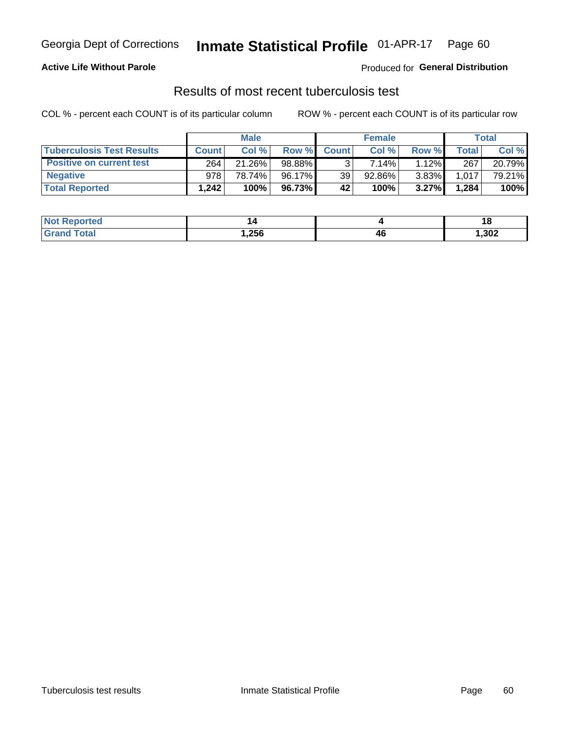Georgia Dept of Corrections **Inmate Statistical Profile** 01-APR-17

**Active Life Without Parole**

Produced for **General Distribution**

## Results of most recent tuberculosis test

COL % - percent each COUNT is of its particular column

ROW % - percent each COUNT is of its particular row

| | Male | | | Female | | | Total | |
|---|---|---|---|---|---|---|---|---|
| **Tuberculosis Test Results** | **Count** | **Col %** | **Row %** | **Count** | **Col %** | **Row %** | **Total** | **Col %** |
| **Positive on current test** | 264 | 21.26% | 98.88% | 3 | 7.14% | 1.12% | 267 | 20.79% |
| **Negative** | 978 | 78.74% | 96.17% | 39 | 92.86% | 3.83% | 1,017 | 79.21% |
| **Total Reported** | **1,242** | **100%** | **96.73%** | **42** | **100%** | **3.27%** | **1,284** | **100%** |

| | Male | Female | Total |
|---|---|---|---|
| **Not Reported** | **14** | **4** | **18** |
| **Grand Total** | **1,256** | **46** | **1,302** |

Tuberculosis test results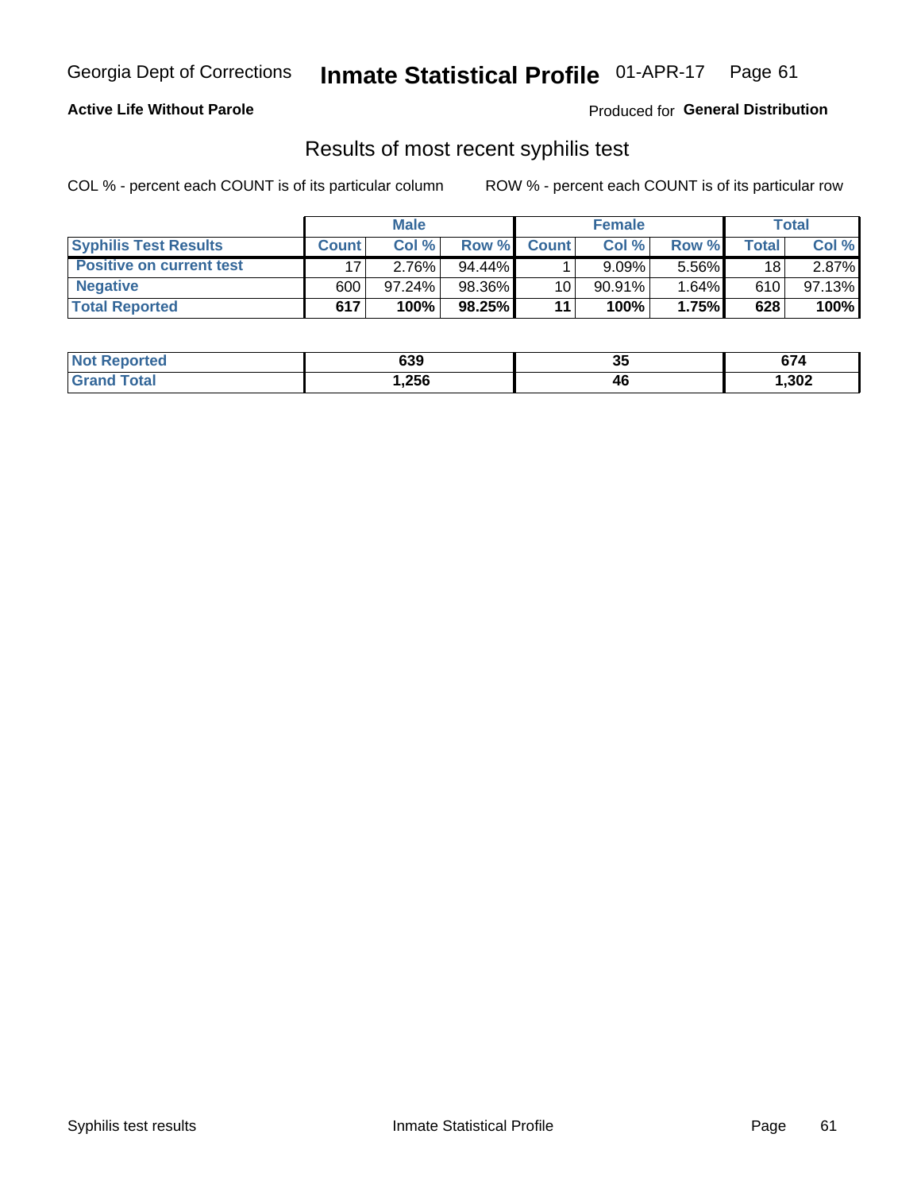Georgia Dept of Corrections **Inmate Statistical Profile** 01-APR-17

**Active Life Without Parole**

Produced for **General Distribution**

## Results of most recent syphilis test

COL % - percent each COUNT is of its particular column

ROW % - percent each COUNT is of its particular row

| | Male | | | Female | | | Total | |
|---|---|---|---|---|---|---|---|---|
| **Syphilis Test Results** | **Count** | **Col %** | **Row %** | **Count** | **Col %** | **Row %** | **Total** | **Col %** |
| **Positive on current test** | 17 | 2.76% | 94.44% | 1 | 9.09% | 5.56% | 18 | 2.87% |
| **Negative** | 600 | 97.24% | 98.36% | 10 | 90.91% | 1.64% | 610 | 97.13% |
| **Total Reported** | **617** | **100%** | **98.25%** | **11** | **100%** | **1.75%** | **628** | **100%** |

| | Male | Female | Total |
|---|---|---|---|
| **Not Reported** | **639** | **35** | **674** |
| **Grand Total** | **1,256** | **46** | **1,302** |

Syphilis test results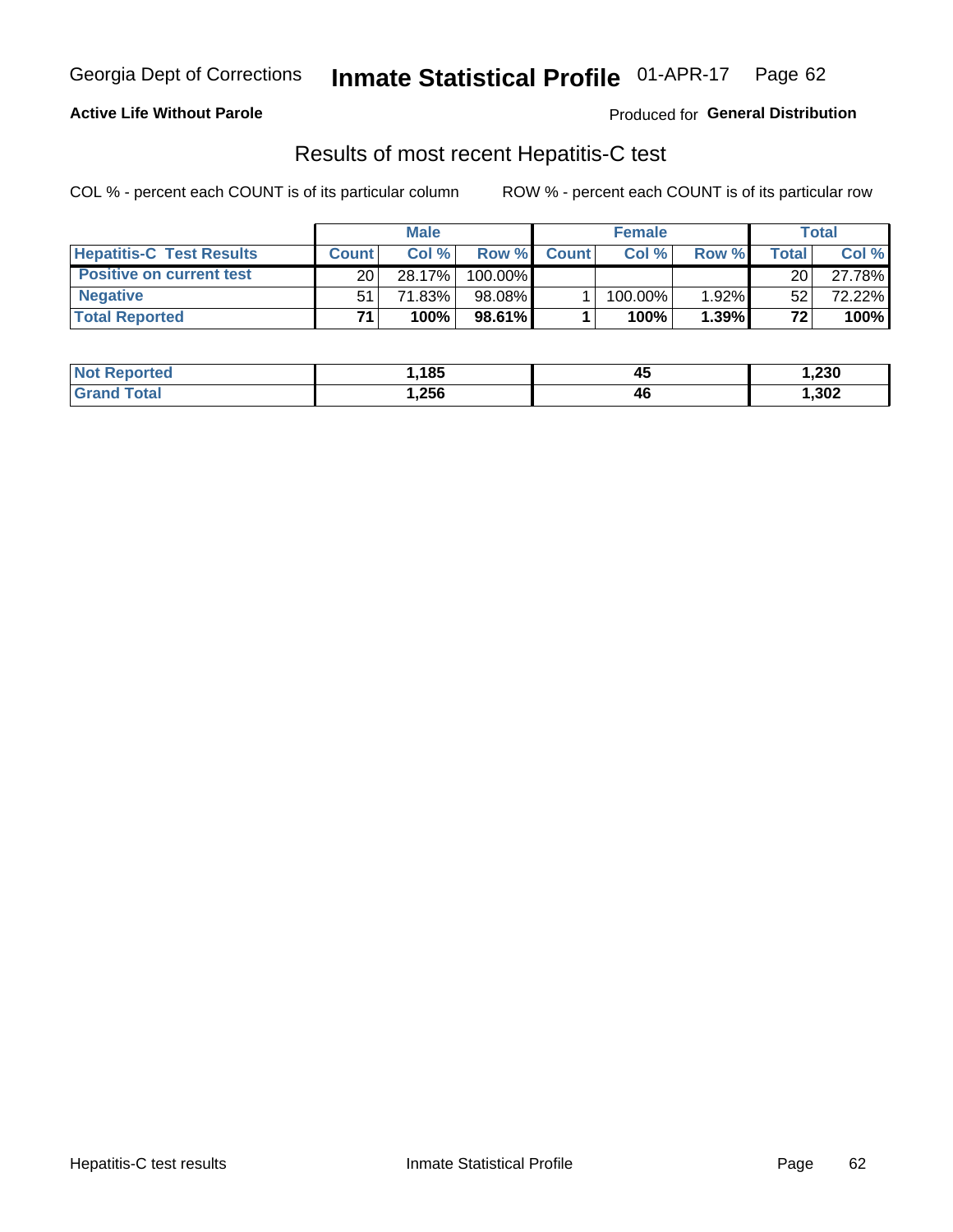Georgia Dept of Corrections **Inmate Statistical Profile** 01-APR-17

**Active Life Without Parole**

Produced for **General Distribution**

## Results of most recent Hepatitis-C test

COL % - percent each COUNT is of its particular column ROW % - percent each COUNT is of its particular row

| | Male | | | Female | | | Total | |
|---|---|---|---|---|---|---|---|---|
| **Hepatitis-C Test Results** | **Count** | **Col %** | **Row %** | **Count** | **Col %** | **Row %** | **Total** | **Col %** |
| **Positive on current test** | 20 | 28.17% | 100.00% | | | | 20 | 27.78% |
| **Negative** | 51 | 71.83% | 98.08% | 1 | 100.00% | 1.92% | 52 | 72.22% |
| **Total Reported** | **71** | **100%** | **98.61%** | **1** | **100%** | **1.39%** | **72** | **100%** |

| | Male | Female | Total |
|---|---|---|---|
| **Not Reported** | **1,185** | **45** | **1,230** |
| **Grand Total** | **1,256** | **46** | **1,302** |